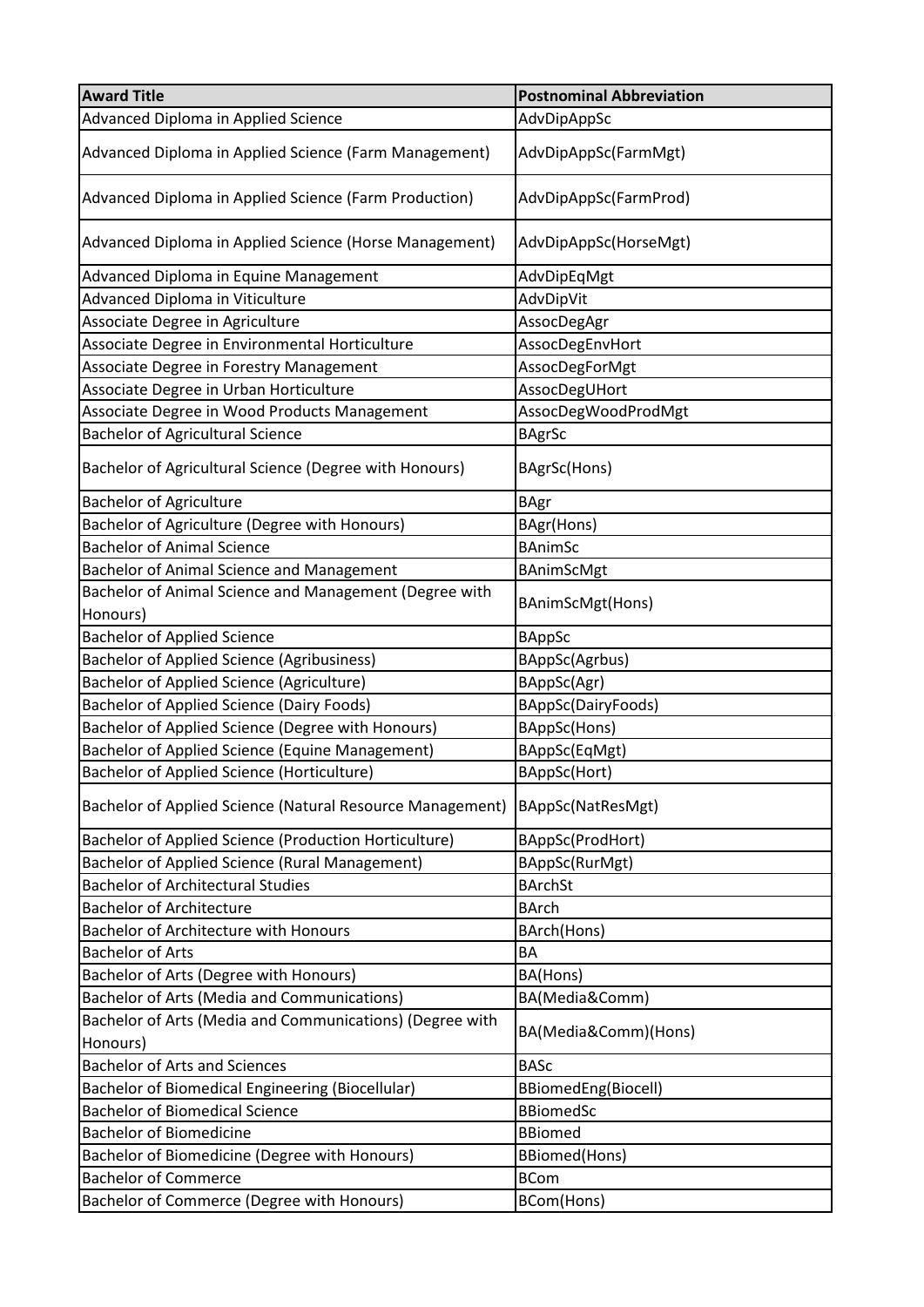| Award Title | Postnominal Abbreviation |
|---|---|
| Advanced Diploma in Applied Science | AdvDipAppSc |
| Advanced Diploma in Applied Science (Farm Management) | AdvDipAppSc(FarmMgt) |
| Advanced Diploma in Applied Science (Farm Production) | AdvDipAppSc(FarmProd) |
| Advanced Diploma in Applied Science (Horse Management) | AdvDipAppSc(HorseMgt) |
| Advanced Diploma in Equine Management | AdvDipEqMgt |
| Advanced Diploma in Viticulture | AdvDipVit |
| Associate Degree in Agriculture | AssocDegAgr |
| Associate Degree in Environmental Horticulture | AssocDegEnvHort |
| Associate Degree in Forestry Management | AssocDegForMgt |
| Associate Degree in Urban Horticulture | AssocDegUHort |
| Associate Degree in Wood Products Management | AssocDegWoodProdMgt |
| Bachelor of Agricultural Science | BAgrSc |
| Bachelor of Agricultural Science (Degree with Honours) | BAgrSc(Hons) |
| Bachelor of Agriculture | BAgr |
| Bachelor of Agriculture (Degree with Honours) | BAgr(Hons) |
| Bachelor of Animal Science | BAnimSc |
| Bachelor of Animal Science and Management | BAnimScMgt |
| Bachelor of Animal Science and Management (Degree with Honours) | BAnimScMgt(Hons) |
| Bachelor of Applied Science | BAppSc |
| Bachelor of Applied Science (Agribusiness) | BAppSc(Agrbus) |
| Bachelor of Applied Science (Agriculture) | BAppSc(Agr) |
| Bachelor of Applied Science (Dairy Foods) | BAppSc(DairyFoods) |
| Bachelor of Applied Science (Degree with Honours) | BAppSc(Hons) |
| Bachelor of Applied Science (Equine Management) | BAppSc(EqMgt) |
| Bachelor of Applied Science (Horticulture) | BAppSc(Hort) |
| Bachelor of Applied Science (Natural Resource Management) | BAppSc(NatResMgt) |
| Bachelor of Applied Science (Production Horticulture) | BAppSc(ProdHort) |
| Bachelor of Applied Science (Rural Management) | BAppSc(RurMgt) |
| Bachelor of Architectural Studies | BArchSt |
| Bachelor of Architecture | BArch |
| Bachelor of Architecture with Honours | BArch(Hons) |
| Bachelor of Arts | BA |
| Bachelor of Arts (Degree with Honours) | BA(Hons) |
| Bachelor of Arts (Media and Communications) | BA(Media&Comm) |
| Bachelor of Arts (Media and Communications) (Degree with Honours) | BA(Media&Comm)(Hons) |
| Bachelor of Arts and Sciences | BASc |
| Bachelor of Biomedical Engineering (Biocellular) | BBiomedEng(Biocell) |
| Bachelor of Biomedical Science | BBiomedSc |
| Bachelor of Biomedicine | BBiomed |
| Bachelor of Biomedicine (Degree with Honours) | BBiomed(Hons) |
| Bachelor of Commerce | BCom |
| Bachelor of Commerce (Degree with Honours) | BCom(Hons) |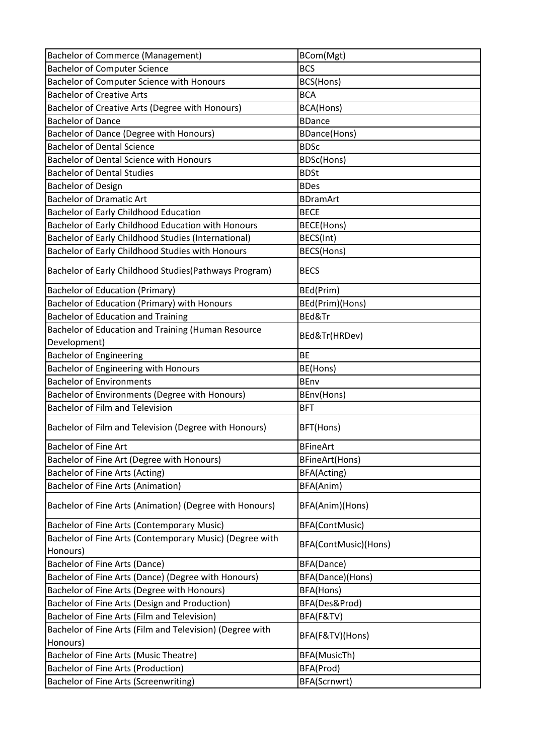| Bachelor of Commerce (Management) | BCom(Mgt) |
|---|---|
| Bachelor of Computer Science | BCS |
| Bachelor of Computer Science with Honours | BCS(Hons) |
| Bachelor of Creative Arts | BCA |
| Bachelor of Creative Arts (Degree with Honours) | BCA(Hons) |
| Bachelor of Dance | BDance |
| Bachelor of Dance (Degree with Honours) | BDance(Hons) |
| Bachelor of Dental Science | BDSc |
| Bachelor of Dental Science with Honours | BDSc(Hons) |
| Bachelor of Dental Studies | BDSt |
| Bachelor of Design | BDes |
| Bachelor of Dramatic Art | BDramArt |
| Bachelor of Early Childhood Education | BECE |
| Bachelor of Early Childhood Education with Honours | BECE(Hons) |
| Bachelor of Early Childhood Studies (International) | BECS(Int) |
| Bachelor of Early Childhood Studies with Honours | BECS(Hons) |
| Bachelor of Early Childhood Studies(Pathways Program) | BECS |
| Bachelor of Education (Primary) | BEd(Prim) |
| Bachelor of Education (Primary) with Honours | BEd(Prim)(Hons) |
| Bachelor of Education and Training | BEd&Tr |
| Bachelor of Education and Training (Human Resource Development) | BEd&Tr(HRDev) |
| Bachelor of Engineering | BE |
| Bachelor of Engineering with Honours | BE(Hons) |
| Bachelor of Environments | BEnv |
| Bachelor of Environments (Degree with Honours) | BEnv(Hons) |
| Bachelor of Film and Television | BFT |
| Bachelor of Film and Television (Degree with Honours) | BFT(Hons) |
| Bachelor of Fine Art | BFineArt |
| Bachelor of Fine Art (Degree with Honours) | BFineArt(Hons) |
| Bachelor of Fine Arts (Acting) | BFA(Acting) |
| Bachelor of Fine Arts (Animation) | BFA(Anim) |
| Bachelor of Fine Arts (Animation) (Degree with Honours) | BFA(Anim)(Hons) |
| Bachelor of Fine Arts (Contemporary Music) | BFA(ContMusic) |
| Bachelor of Fine Arts (Contemporary Music) (Degree with Honours) | BFA(ContMusic)(Hons) |
| Bachelor of Fine Arts (Dance) | BFA(Dance) |
| Bachelor of Fine Arts (Dance) (Degree with Honours) | BFA(Dance)(Hons) |
| Bachelor of Fine Arts (Degree with Honours) | BFA(Hons) |
| Bachelor of Fine Arts (Design and Production) | BFA(Des&Prod) |
| Bachelor of Fine Arts (Film and Television) | BFA(F&TV) |
| Bachelor of Fine Arts (Film and Television) (Degree with Honours) | BFA(F&TV)(Hons) |
| Bachelor of Fine Arts (Music Theatre) | BFA(MusicTh) |
| Bachelor of Fine Arts (Production) | BFA(Prod) |
| Bachelor of Fine Arts (Screenwriting) | BFA(Scrnwrt) |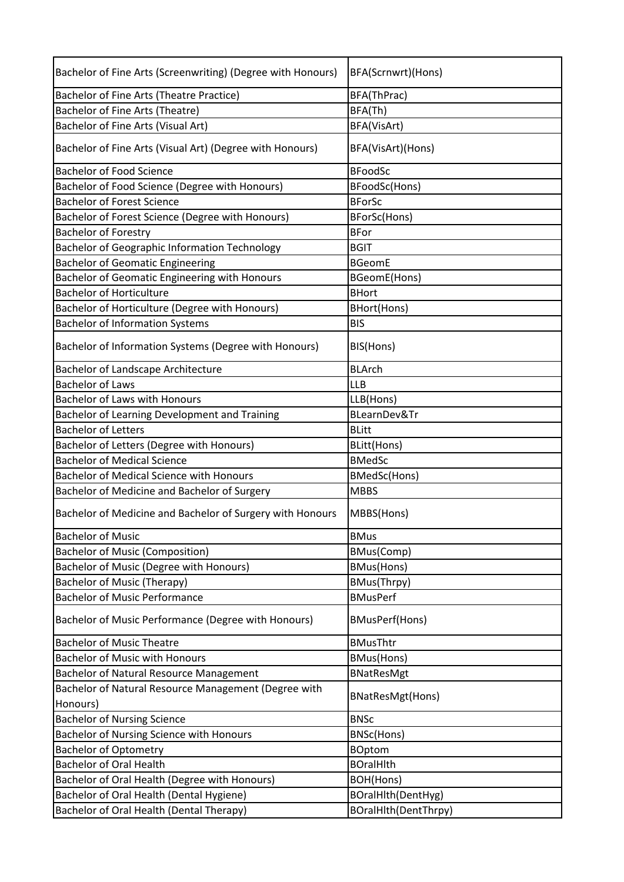| Bachelor of Fine Arts (Screenwriting) (Degree with Honours) | BFA(Scrnwrt)(Hons) |
| --- | --- |
| Bachelor of Fine Arts (Theatre Practice) | BFA(ThPrac) |
| Bachelor of Fine Arts (Theatre) | BFA(Th) |
| Bachelor of Fine Arts (Visual Art) | BFA(VisArt) |
| Bachelor of Fine Arts (Visual Art) (Degree with Honours) | BFA(VisArt)(Hons) |
| Bachelor of Food Science | BFoodSc |
| Bachelor of Food Science (Degree with Honours) | BFoodSc(Hons) |
| Bachelor of Forest Science | BForSc |
| Bachelor of Forest Science (Degree with Honours) | BForSc(Hons) |
| Bachelor of Forestry | BFor |
| Bachelor of Geographic Information Technology | BGIT |
| Bachelor of Geomatic Engineering | BGeomE |
| Bachelor of Geomatic Engineering with Honours | BGeomE(Hons) |
| Bachelor of Horticulture | BHort |
| Bachelor of Horticulture (Degree with Honours) | BHort(Hons) |
| Bachelor of Information Systems | BIS |
| Bachelor of Information Systems (Degree with Honours) | BIS(Hons) |
| Bachelor of Landscape Architecture | BLArch |
| Bachelor of Laws | LLB |
| Bachelor of Laws with Honours | LLB(Hons) |
| Bachelor of Learning Development and Training | BLearnDev&Tr |
| Bachelor of Letters | BLitt |
| Bachelor of Letters (Degree with Honours) | BLitt(Hons) |
| Bachelor of Medical Science | BMedSc |
| Bachelor of Medical Science with Honours | BMedSc(Hons) |
| Bachelor of Medicine and Bachelor of Surgery | MBBS |
| Bachelor of Medicine and Bachelor of Surgery with Honours | MBBS(Hons) |
| Bachelor of Music | BMus |
| Bachelor of Music (Composition) | BMus(Comp) |
| Bachelor of Music (Degree with Honours) | BMus(Hons) |
| Bachelor of Music (Therapy) | BMus(Thrpy) |
| Bachelor of Music Performance | BMusPerf |
| Bachelor of Music Performance (Degree with Honours) | BMusPerf(Hons) |
| Bachelor of Music Theatre | BMusThtr |
| Bachelor of Music with Honours | BMus(Hons) |
| Bachelor of Natural Resource Management | BNatResMgt |
| Bachelor of Natural Resource Management (Degree with Honours) | BNatResMgt(Hons) |
| Bachelor of Nursing Science | BNSc |
| Bachelor of Nursing Science with Honours | BNSc(Hons) |
| Bachelor of Optometry | BOptom |
| Bachelor of Oral Health | BOralHlth |
| Bachelor of Oral Health (Degree with Honours) | BOH(Hons) |
| Bachelor of Oral Health (Dental Hygiene) | BOralHlth(DentHyg) |
| Bachelor of Oral Health (Dental Therapy) | BOralHlth(DentThrpy) |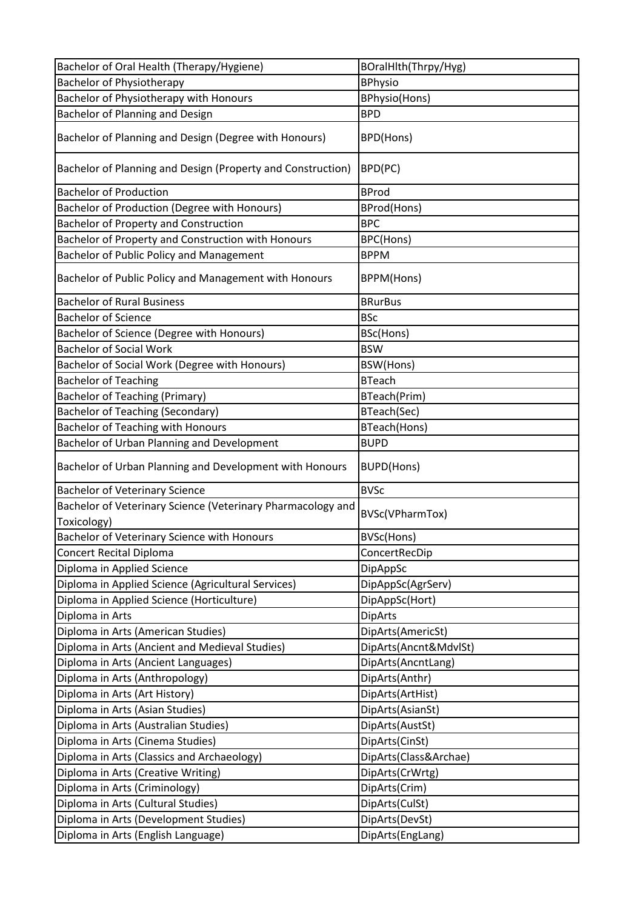| Bachelor of Oral Health (Therapy/Hygiene) | BOralHlth(Thrpy/Hyg) |
|---|---|
| Bachelor of Physiotherapy | BPhysio |
| Bachelor of Physiotherapy with Honours | BPhysio(Hons) |
| Bachelor of Planning and Design | BPD |
| Bachelor of Planning and Design (Degree with Honours) | BPD(Hons) |
| Bachelor of Planning and Design (Property and Construction) | BPD(PC) |
| Bachelor of Production | BProd |
| Bachelor of Production (Degree with Honours) | BProd(Hons) |
| Bachelor of Property and Construction | BPC |
| Bachelor of Property and Construction with Honours | BPC(Hons) |
| Bachelor of Public Policy and Management | BPPM |
| Bachelor of Public Policy and Management with Honours | BPPM(Hons) |
| Bachelor of Rural Business | BRurBus |
| Bachelor of Science | BSc |
| Bachelor of Science (Degree with Honours) | BSc(Hons) |
| Bachelor of Social Work | BSW |
| Bachelor of Social Work (Degree with Honours) | BSW(Hons) |
| Bachelor of Teaching | BTeach |
| Bachelor of Teaching (Primary) | BTeach(Prim) |
| Bachelor of Teaching (Secondary) | BTeach(Sec) |
| Bachelor of Teaching with Honours | BTeach(Hons) |
| Bachelor of Urban Planning and Development | BUPD |
| Bachelor of Urban Planning and Development with Honours | BUPD(Hons) |
| Bachelor of Veterinary Science | BVSc |
| Bachelor of Veterinary Science (Veterinary Pharmacology and Toxicology) | BVSc(VPharmTox) |
| Bachelor of Veterinary Science with Honours | BVSc(Hons) |
| Concert Recital Diploma | ConcertRecDip |
| Diploma in Applied Science | DipAppSc |
| Diploma in Applied Science (Agricultural Services) | DipAppSc(AgrServ) |
| Diploma in Applied Science (Horticulture) | DipAppSc(Hort) |
| Diploma in Arts | DipArts |
| Diploma in Arts (American Studies) | DipArts(AmericSt) |
| Diploma in Arts (Ancient and Medieval Studies) | DipArts(Ancnt&MdvlSt) |
| Diploma in Arts (Ancient Languages) | DipArts(AncntLang) |
| Diploma in Arts (Anthropology) | DipArts(Anthr) |
| Diploma in Arts (Art History) | DipArts(ArtHist) |
| Diploma in Arts (Asian Studies) | DipArts(AsianSt) |
| Diploma in Arts (Australian Studies) | DipArts(AustSt) |
| Diploma in Arts (Cinema Studies) | DipArts(CinSt) |
| Diploma in Arts (Classics and Archaeology) | DipArts(Class&Archae) |
| Diploma in Arts (Creative Writing) | DipArts(CrWrtg) |
| Diploma in Arts (Criminology) | DipArts(Crim) |
| Diploma in Arts (Cultural Studies) | DipArts(CulSt) |
| Diploma in Arts (Development Studies) | DipArts(DevSt) |
| Diploma in Arts (English Language) | DipArts(EngLang) |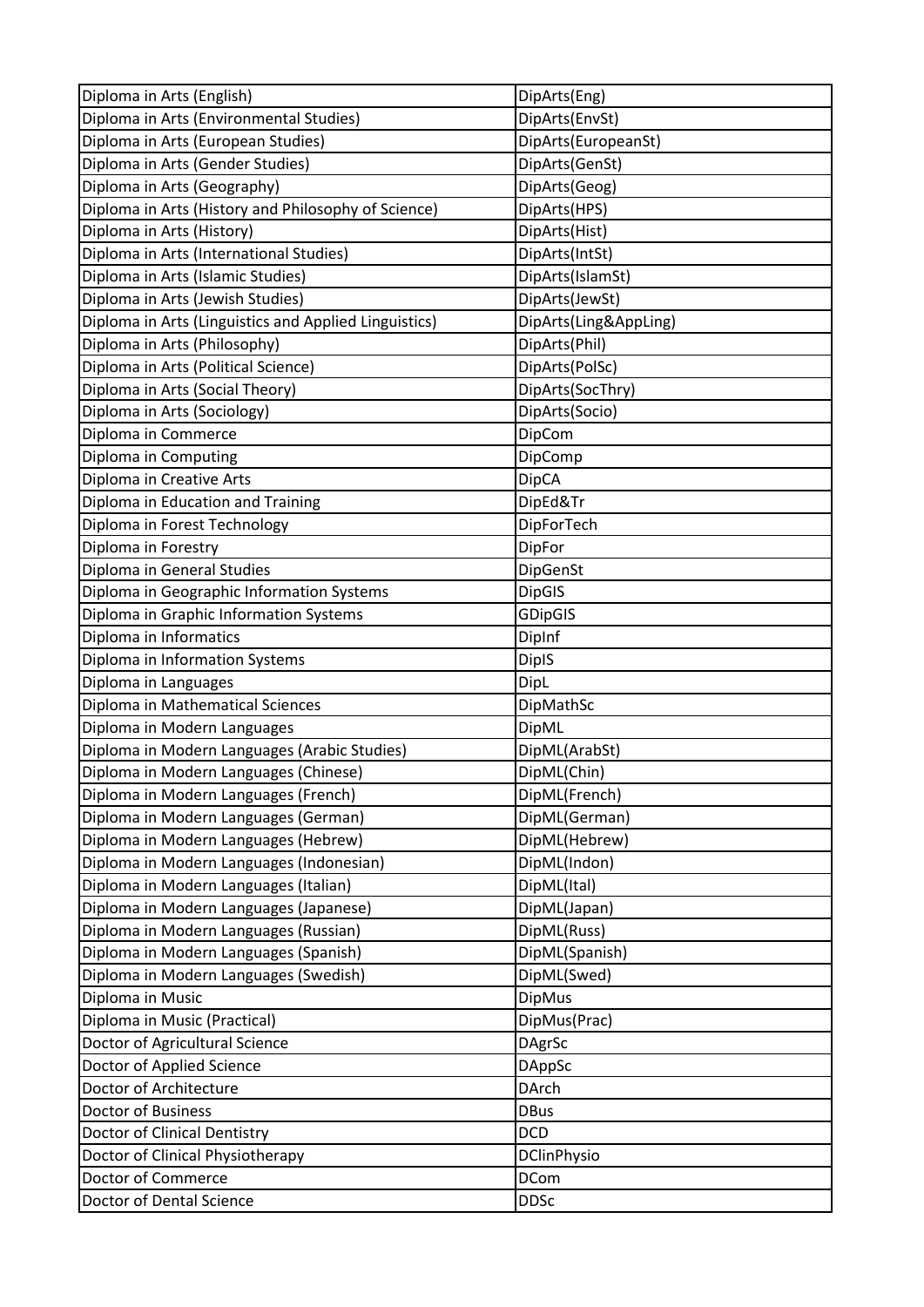| Diploma in Arts (English) | DipArts(Eng) |
|---|---|
| Diploma in Arts (Environmental Studies) | DipArts(EnvSt) |
| Diploma in Arts (European Studies) | DipArts(EuropeanSt) |
| Diploma in Arts (Gender Studies) | DipArts(GenSt) |
| Diploma in Arts (Geography) | DipArts(Geog) |
| Diploma in Arts (History and Philosophy of Science) | DipArts(HPS) |
| Diploma in Arts (History) | DipArts(Hist) |
| Diploma in Arts (International Studies) | DipArts(IntSt) |
| Diploma in Arts (Islamic Studies) | DipArts(IslamSt) |
| Diploma in Arts (Jewish Studies) | DipArts(JewSt) |
| Diploma in Arts (Linguistics and Applied Linguistics) | DipArts(Ling&AppLing) |
| Diploma in Arts (Philosophy) | DipArts(Phil) |
| Diploma in Arts (Political Science) | DipArts(PolSc) |
| Diploma in Arts (Social Theory) | DipArts(SocThry) |
| Diploma in Arts (Sociology) | DipArts(Socio) |
| Diploma in Commerce | DipCom |
| Diploma in Computing | DipComp |
| Diploma in Creative Arts | DipCA |
| Diploma in Education and Training | DipEd&Tr |
| Diploma in Forest Technology | DipForTech |
| Diploma in Forestry | DipFor |
| Diploma in General Studies | DipGenSt |
| Diploma in Geographic Information Systems | DipGIS |
| Diploma in Graphic Information Systems | GDipGIS |
| Diploma in Informatics | DipInf |
| Diploma in Information Systems | DipIS |
| Diploma in Languages | DipL |
| Diploma in Mathematical Sciences | DipMathSc |
| Diploma in Modern Languages | DipML |
| Diploma in Modern Languages (Arabic Studies) | DipML(ArabSt) |
| Diploma in Modern Languages (Chinese) | DipML(Chin) |
| Diploma in Modern Languages (French) | DipML(French) |
| Diploma in Modern Languages (German) | DipML(German) |
| Diploma in Modern Languages (Hebrew) | DipML(Hebrew) |
| Diploma in Modern Languages (Indonesian) | DipML(Indon) |
| Diploma in Modern Languages (Italian) | DipML(Ital) |
| Diploma in Modern Languages (Japanese) | DipML(Japan) |
| Diploma in Modern Languages (Russian) | DipML(Russ) |
| Diploma in Modern Languages (Spanish) | DipML(Spanish) |
| Diploma in Modern Languages (Swedish) | DipML(Swed) |
| Diploma in Music | DipMus |
| Diploma in Music (Practical) | DipMus(Prac) |
| Doctor of Agricultural Science | DAgrSc |
| Doctor of Applied Science | DAppSc |
| Doctor of Architecture | DArch |
| Doctor of Business | DBus |
| Doctor of Clinical Dentistry | DCD |
| Doctor of Clinical Physiotherapy | DClinPhysio |
| Doctor of Commerce | DCom |
| Doctor of Dental Science | DDSc |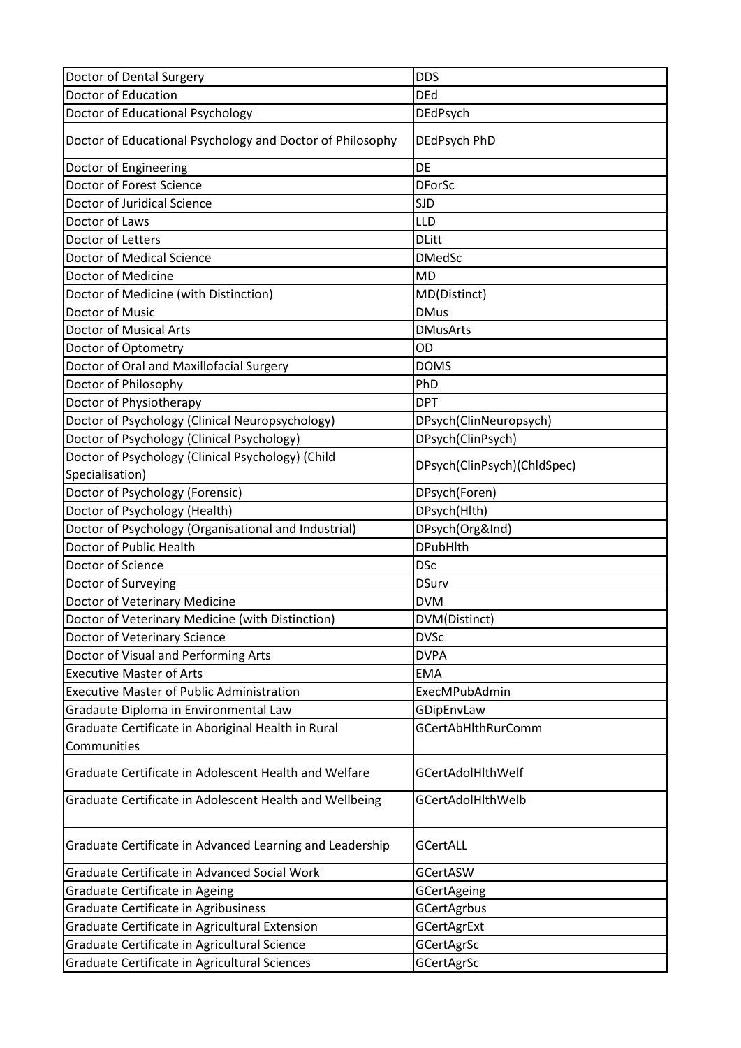| Doctor of Dental Surgery | DDS |
|---|---|
| Doctor of Education | DEd |
| Doctor of Educational Psychology | DEdPsych |
| Doctor of Educational Psychology and Doctor of Philosophy | DEdPsych PhD |
| Doctor of Engineering | DE |
| Doctor of Forest Science | DForSc |
| Doctor of Juridical Science | SJD |
| Doctor of Laws | LLD |
| Doctor of Letters | DLitt |
| Doctor of Medical Science | DMedSc |
| Doctor of Medicine | MD |
| Doctor of Medicine (with Distinction) | MD(Distinct) |
| Doctor of Music | DMus |
| Doctor of Musical Arts | DMusArts |
| Doctor of Optometry | OD |
| Doctor of Oral and Maxillofacial Surgery | DOMS |
| Doctor of Philosophy | PhD |
| Doctor of Physiotherapy | DPT |
| Doctor of Psychology (Clinical Neuropsychology) | DPsych(ClinNeuropsych) |
| Doctor of Psychology (Clinical Psychology) | DPsych(ClinPsych) |
| Doctor of Psychology (Clinical Psychology) (Child Specialisation) | DPsych(ClinPsych)(ChldSpec) |
| Doctor of Psychology (Forensic) | DPsych(Foren) |
| Doctor of Psychology (Health) | DPsych(Hlth) |
| Doctor of Psychology (Organisational and Industrial) | DPsych(Org&Ind) |
| Doctor of Public Health | DPubHlth |
| Doctor of Science | DSc |
| Doctor of Surveying | DSurv |
| Doctor of Veterinary Medicine | DVM |
| Doctor of Veterinary Medicine (with Distinction) | DVM(Distinct) |
| Doctor of Veterinary Science | DVSc |
| Doctor of Visual and Performing Arts | DVPA |
| Executive Master of Arts | EMA |
| Executive Master of Public Administration | ExecMPubAdmin |
| Gradaute Diploma in Environmental Law | GDipEnvLaw |
| Graduate Certificate in Aboriginal Health in Rural Communities | GCertAbHlthRurComm |
| Graduate Certificate in Adolescent Health and Welfare | GCertAdolHlthWelf |
| Graduate Certificate in Adolescent Health and Wellbeing | GCertAdolHlthWelb |
| Graduate Certificate in Advanced Learning and Leadership | GCertALL |
| Graduate Certificate in Advanced Social Work | GCertASW |
| Graduate Certificate in Ageing | GCertAgeing |
| Graduate Certificate in Agribusiness | GCertAgrbus |
| Graduate Certificate in Agricultural Extension | GCertAgrExt |
| Graduate Certificate in Agricultural Science | GCertAgrSc |
| Graduate Certificate in Agricultural Sciences | GCertAgrSc |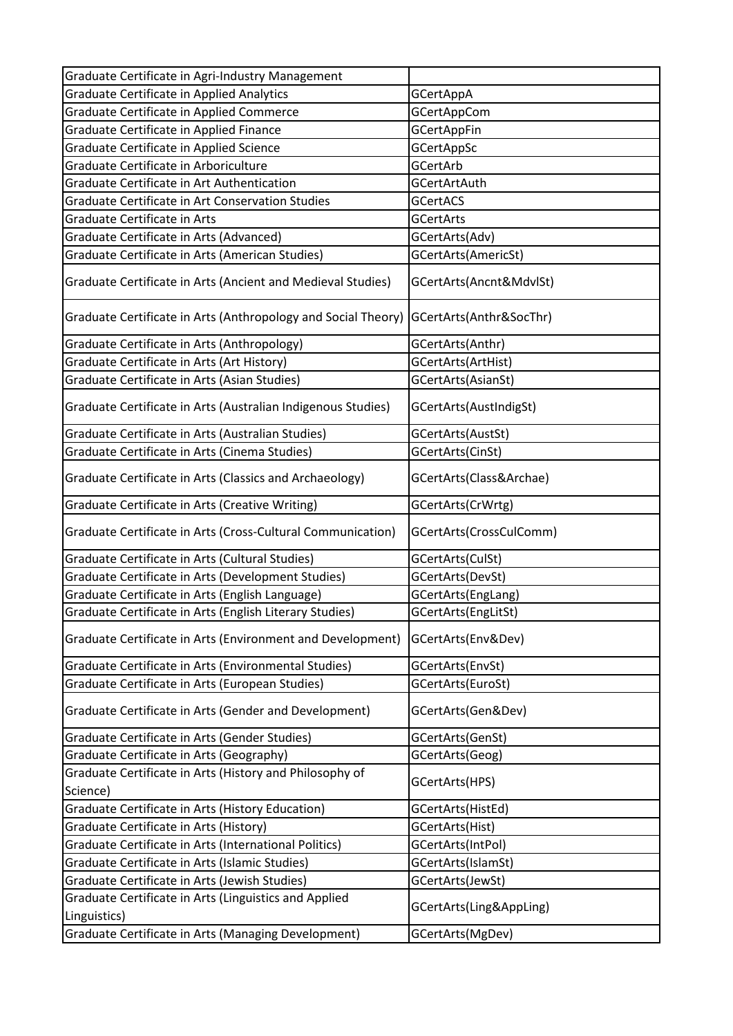| Graduate Certificate in Agri-Industry Management | |
|---|---|
| Graduate Certificate in Applied Analytics | GCertAppA |
| Graduate Certificate in Applied Commerce | GCertAppCom |
| Graduate Certificate in Applied Finance | GCertAppFin |
| Graduate Certificate in Applied Science | GCertAppSc |
| Graduate Certificate in Arboriculture | GCertArb |
| Graduate Certificate in Art Authentication | GCertArtAuth |
| Graduate Certificate in Art Conservation Studies | GCertACS |
| Graduate Certificate in Arts | GCertArts |
| Graduate Certificate in Arts (Advanced) | GCertArts(Adv) |
| Graduate Certificate in Arts (American Studies) | GCertArts(AmericSt) |
| Graduate Certificate in Arts (Ancient and Medieval Studies) | GCertArts(Ancnt&MdvlSt) |
| Graduate Certificate in Arts (Anthropology and Social Theory) | GCertArts(Anthr&SocThr) |
| Graduate Certificate in Arts (Anthropology) | GCertArts(Anthr) |
| Graduate Certificate in Arts (Art History) | GCertArts(ArtHist) |
| Graduate Certificate in Arts (Asian Studies) | GCertArts(AsianSt) |
| Graduate Certificate in Arts (Australian Indigenous Studies) | GCertArts(AustIndigSt) |
| Graduate Certificate in Arts (Australian Studies) | GCertArts(AustSt) |
| Graduate Certificate in Arts (Cinema Studies) | GCertArts(CinSt) |
| Graduate Certificate in Arts (Classics and Archaeology) | GCertArts(Class&Archae) |
| Graduate Certificate in Arts (Creative Writing) | GCertArts(CrWrtg) |
| Graduate Certificate in Arts (Cross-Cultural Communication) | GCertArts(CrossCulComm) |
| Graduate Certificate in Arts (Cultural Studies) | GCertArts(CulSt) |
| Graduate Certificate in Arts (Development Studies) | GCertArts(DevSt) |
| Graduate Certificate in Arts (English Language) | GCertArts(EngLang) |
| Graduate Certificate in Arts (English Literary Studies) | GCertArts(EngLitSt) |
| Graduate Certificate in Arts (Environment and Development) | GCertArts(Env&Dev) |
| Graduate Certificate in Arts (Environmental Studies) | GCertArts(EnvSt) |
| Graduate Certificate in Arts (European Studies) | GCertArts(EuroSt) |
| Graduate Certificate in Arts (Gender and Development) | GCertArts(Gen&Dev) |
| Graduate Certificate in Arts (Gender Studies) | GCertArts(GenSt) |
| Graduate Certificate in Arts (Geography) | GCertArts(Geog) |
| Graduate Certificate in Arts (History and Philosophy of Science) | GCertArts(HPS) |
| Graduate Certificate in Arts (History Education) | GCertArts(HistEd) |
| Graduate Certificate in Arts (History) | GCertArts(Hist) |
| Graduate Certificate in Arts (International Politics) | GCertArts(IntPol) |
| Graduate Certificate in Arts (Islamic Studies) | GCertArts(IslamSt) |
| Graduate Certificate in Arts (Jewish Studies) | GCertArts(JewSt) |
| Graduate Certificate in Arts (Linguistics and Applied Linguistics) | GCertArts(Ling&AppLing) |
| Graduate Certificate in Arts (Managing Development) | GCertArts(MgDev) |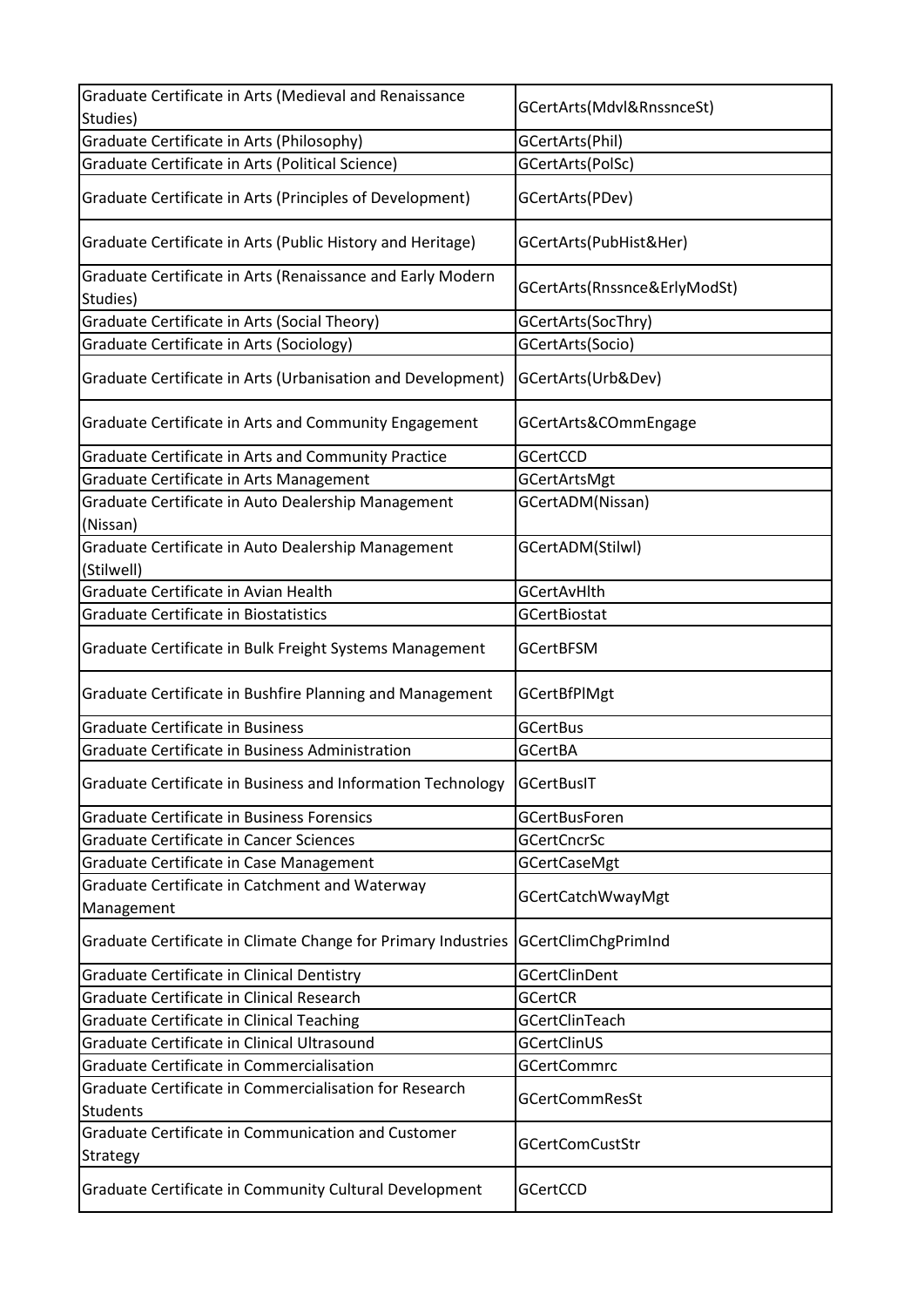| Graduate Certificate in Arts (Medieval and Renaissance Studies) | GCertArts(Mdvl&RnssnceSt) |
|---|---|
| Graduate Certificate in Arts (Philosophy) | GCertArts(Phil) |
| Graduate Certificate in Arts (Political Science) | GCertArts(PolSc) |
| Graduate Certificate in Arts (Principles of Development) | GCertArts(PDev) |
| Graduate Certificate in Arts (Public History and Heritage) | GCertArts(PubHist&Her) |
| Graduate Certificate in Arts (Renaissance and Early Modern Studies) | GCertArts(Rnssnce&ErlyModSt) |
| Graduate Certificate in Arts (Social Theory) | GCertArts(SocThry) |
| Graduate Certificate in Arts (Sociology) | GCertArts(Socio) |
| Graduate Certificate in Arts (Urbanisation and Development) | GCertArts(Urb&Dev) |
| Graduate Certificate in Arts and Community Engagement | GCertArts&COmmEngage |
| Graduate Certificate in Arts and Community Practice | GCertCCD |
| Graduate Certificate in Arts Management | GCertArtsMgt |
| Graduate Certificate in Auto Dealership Management (Nissan) | GCertADM(Nissan) |
| Graduate Certificate in Auto Dealership Management (Stilwell) | GCertADM(Stilwl) |
| Graduate Certificate in Avian Health | GCertAvHlth |
| Graduate Certificate in Biostatistics | GCertBiostat |
| Graduate Certificate in Bulk Freight Systems Management | GCertBFSM |
| Graduate Certificate in Bushfire Planning and Management | GCertBfPlMgt |
| Graduate Certificate in Business | GCertBus |
| Graduate Certificate in Business Administration | GCertBA |
| Graduate Certificate in Business and Information Technology | GCertBusIT |
| Graduate Certificate in Business Forensics | GCertBusForen |
| Graduate Certificate in Cancer Sciences | GCertCncrSc |
| Graduate Certificate in Case Management | GCertCaseMgt |
| Graduate Certificate in Catchment and Waterway Management | GCertCatchWwayMgt |
| Graduate Certificate in Climate Change for Primary Industries | GCertClimChgPrimInd |
| Graduate Certificate in Clinical Dentistry | GCertClinDent |
| Graduate Certificate in Clinical Research | GCertCR |
| Graduate Certificate in Clinical Teaching | GCertClinTeach |
| Graduate Certificate in Clinical Ultrasound | GCertClinUS |
| Graduate Certificate in Commercialisation | GCertCommrc |
| Graduate Certificate in Commercialisation for Research Students | GCertCommResSt |
| Graduate Certificate in Communication and Customer Strategy | GCertComCustStr |
| Graduate Certificate in Community Cultural Development | GCertCCD |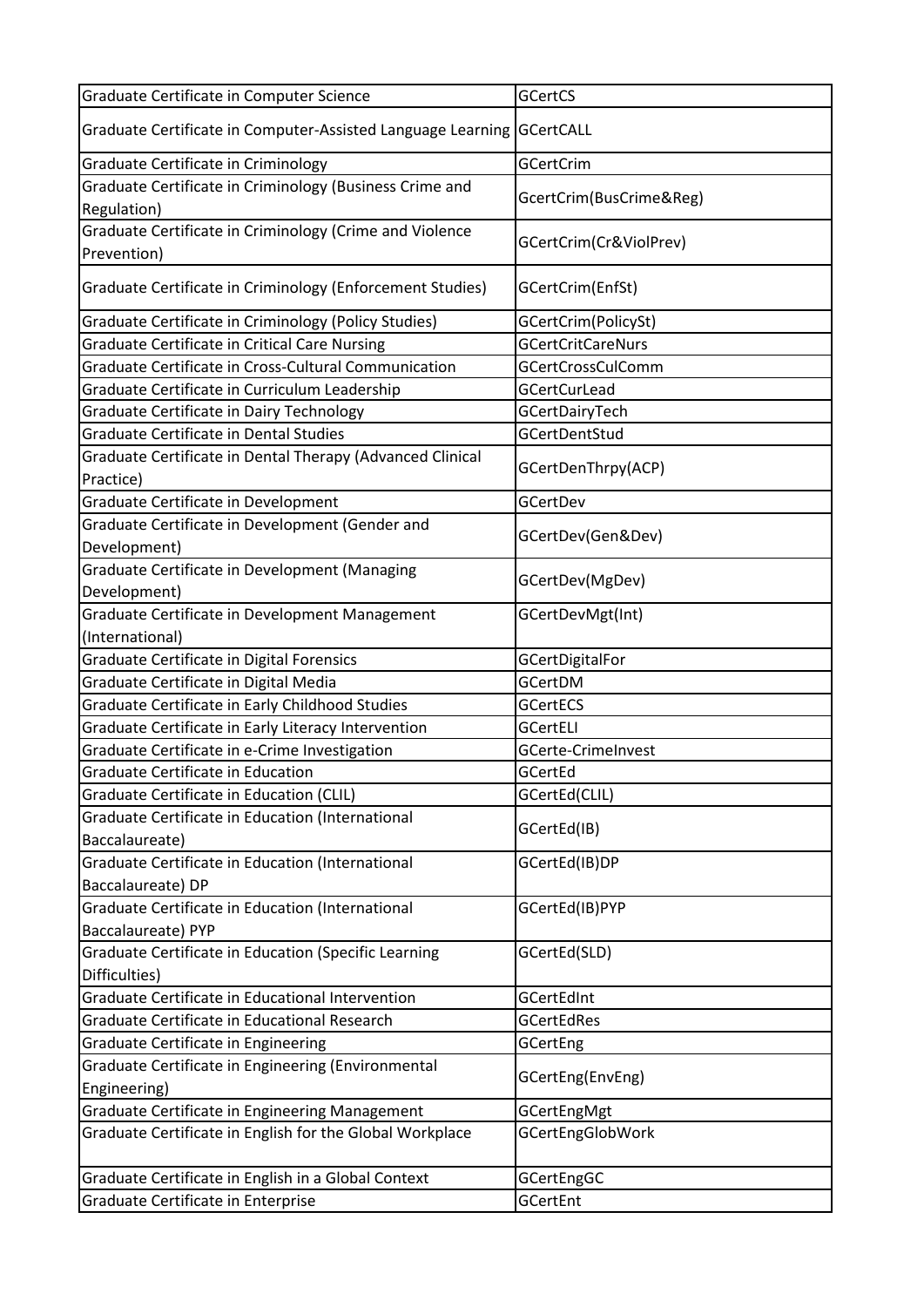| Graduate Certificate in Computer Science | GCertCS |
|---|---|
| Graduate Certificate in Computer-Assisted Language Learning | GCertCALL |
| Graduate Certificate in Criminology | GCertCrim |
| Graduate Certificate in Criminology (Business Crime and Regulation) | GcertCrim(BusCrime&Reg) |
| Graduate Certificate in Criminology (Crime and Violence Prevention) | GCertCrim(Cr&ViolPrev) |
| Graduate Certificate in Criminology (Enforcement Studies) | GCertCrim(EnfSt) |
| Graduate Certificate in Criminology (Policy Studies) | GCertCrim(PolicySt) |
| Graduate Certificate in Critical Care Nursing | GCertCritCareNurs |
| Graduate Certificate in Cross-Cultural Communication | GCertCrossCulComm |
| Graduate Certificate in Curriculum Leadership | GCertCurLead |
| Graduate Certificate in Dairy Technology | GCertDairyTech |
| Graduate Certificate in Dental Studies | GCertDentStud |
| Graduate Certificate in Dental Therapy (Advanced Clinical Practice) | GCertDenThrpy(ACP) |
| Graduate Certificate in Development | GCertDev |
| Graduate Certificate in Development (Gender and Development) | GCertDev(Gen&Dev) |
| Graduate Certificate in Development (Managing Development) | GCertDev(MgDev) |
| Graduate Certificate in Development Management (International) | GCertDevMgt(Int) |
| Graduate Certificate in Digital Forensics | GCertDigitalFor |
| Graduate Certificate in Digital Media | GCertDM |
| Graduate Certificate in Early Childhood Studies | GCertECS |
| Graduate Certificate in Early Literacy Intervention | GCertELI |
| Graduate Certificate in e-Crime Investigation | GCerte-CrimeInvest |
| Graduate Certificate in Education | GCertEd |
| Graduate Certificate in Education (CLIL) | GCertEd(CLIL) |
| Graduate Certificate in Education (International Baccalaureate) | GCertEd(IB) |
| Graduate Certificate in Education (International Baccalaureate) DP | GCertEd(IB)DP |
| Graduate Certificate in Education (International Baccalaureate) PYP | GCertEd(IB)PYP |
| Graduate Certificate in Education (Specific Learning Difficulties) | GCertEd(SLD) |
| Graduate Certificate in Educational Intervention | GCertEdInt |
| Graduate Certificate in Educational Research | GCertEdRes |
| Graduate Certificate in Engineering | GCertEng |
| Graduate Certificate in Engineering (Environmental Engineering) | GCertEng(EnvEng) |
| Graduate Certificate in Engineering Management | GCertEngMgt |
| Graduate Certificate in English for the Global Workplace | GCertEngGlobWork |
| Graduate Certificate in English in a Global Context | GCertEngGC |
| Graduate Certificate in Enterprise | GCertEnt |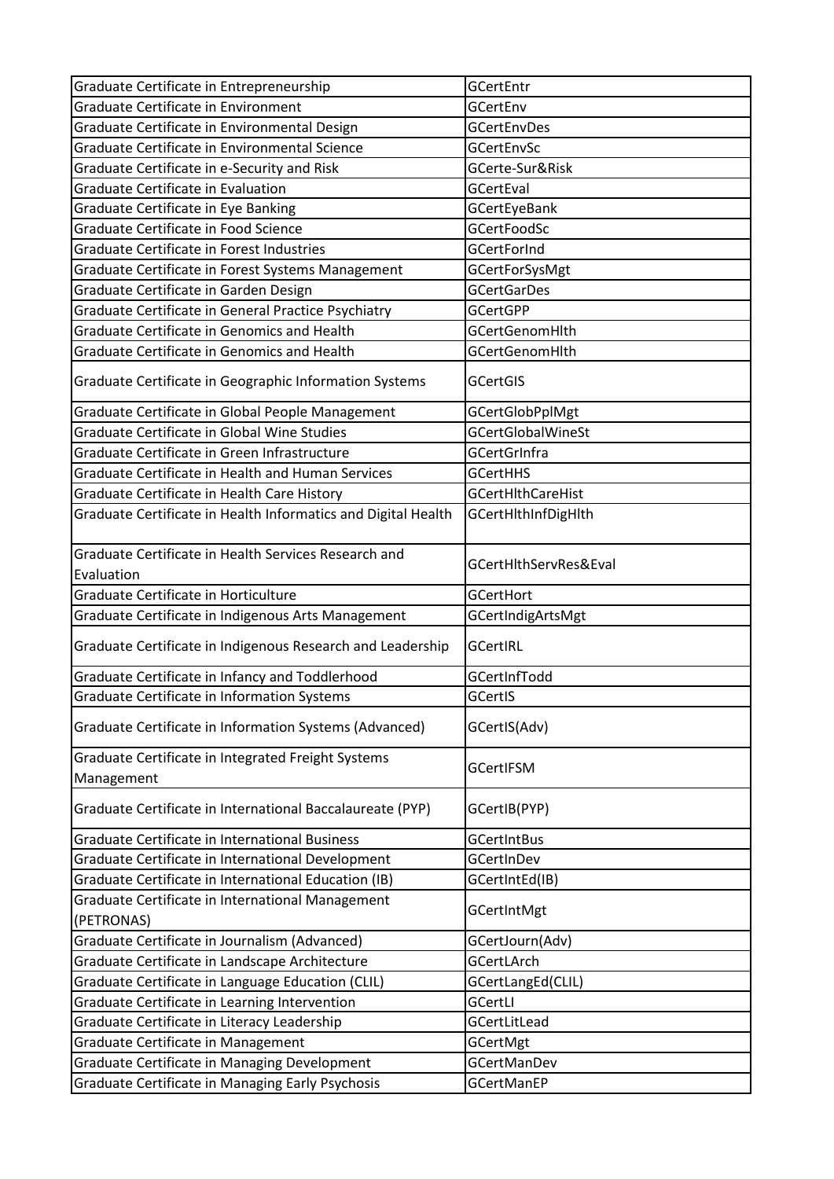| Graduate Certificate in Entrepreneurship | GCertEntr |
|---|---|
| Graduate Certificate in Environment | GCertEnv |
| Graduate Certificate in Environmental Design | GCertEnvDes |
| Graduate Certificate in Environmental Science | GCertEnvSc |
| Graduate Certificate in e-Security and Risk | GCerte-Sur&Risk |
| Graduate Certificate in Evaluation | GCertEval |
| Graduate Certificate in Eye Banking | GCertEyeBank |
| Graduate Certificate in Food Science | GCertFoodSc |
| Graduate Certificate in Forest Industries | GCertForInd |
| Graduate Certificate in Forest Systems Management | GCertForSysMgt |
| Graduate Certificate in Garden Design | GCertGarDes |
| Graduate Certificate in General Practice Psychiatry | GCertGPP |
| Graduate Certificate in Genomics and Health | GCertGenomHlth |
| Graduate Certificate in Genomics and Health | GCertGenomHlth |
| Graduate Certificate in Geographic Information Systems | GCertGIS |
| Graduate Certificate in Global People Management | GCertGlobPplMgt |
| Graduate Certificate in Global Wine Studies | GCertGlobalWineSt |
| Graduate Certificate in Green Infrastructure | GCertGrInfra |
| Graduate Certificate in Health and Human Services | GCertHHS |
| Graduate Certificate in Health Care History | GCertHlthCareHist |
| Graduate Certificate in Health Informatics and Digital Health | GCertHlthInfDigHlth |
| Graduate Certificate in Health Services Research and Evaluation | GCertHlthServRes&Eval |
| Graduate Certificate in Horticulture | GCertHort |
| Graduate Certificate in Indigenous Arts Management | GCertIndigArtsMgt |
| Graduate Certificate in Indigenous Research and Leadership | GCertIRL |
| Graduate Certificate in Infancy and Toddlerhood | GCertInfTodd |
| Graduate Certificate in Information Systems | GCertIS |
| Graduate Certificate in Information Systems (Advanced) | GCertIS(Adv) |
| Graduate Certificate in Integrated Freight Systems Management | GCertIFSM |
| Graduate Certificate in International Baccalaureate (PYP) | GCertIB(PYP) |
| Graduate Certificate in International Business | GCertIntBus |
| Graduate Certificate in International Development | GCertInDev |
| Graduate Certificate in International Education (IB) | GCertIntEd(IB) |
| Graduate Certificate in International Management (PETRONAS) | GCertIntMgt |
| Graduate Certificate in Journalism (Advanced) | GCertJourn(Adv) |
| Graduate Certificate in Landscape Architecture | GCertLArch |
| Graduate Certificate in Language Education (CLIL) | GCertLangEd(CLIL) |
| Graduate Certificate in Learning Intervention | GCertLI |
| Graduate Certificate in Literacy Leadership | GCertLitLead |
| Graduate Certificate in Management | GCertMgt |
| Graduate Certificate in Managing Development | GCertManDev |
| Graduate Certificate in Managing Early Psychosis | GCertManEP |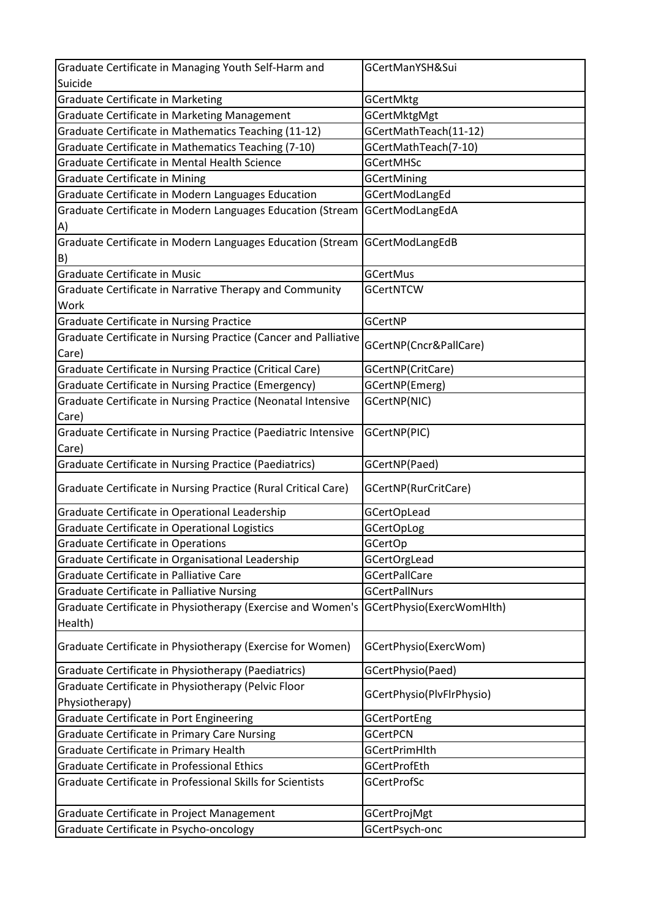| Graduate Certificate in Managing Youth Self-Harm and Suicide | GCertManYSH&Sui |
|---|---|
| Graduate Certificate in Marketing | GCertMktg |
| Graduate Certificate in Marketing Management | GCertMktgMgt |
| Graduate Certificate in Mathematics Teaching (11-12) | GCertMathTeach(11-12) |
| Graduate Certificate in Mathematics Teaching (7-10) | GCertMathTeach(7-10) |
| Graduate Certificate in Mental Health Science | GCertMHSc |
| Graduate Certificate in Mining | GCertMining |
| Graduate Certificate in Modern Languages Education | GCertModLangEd |
| Graduate Certificate in Modern Languages Education (Stream A) | GCertModLangEdA |
| Graduate Certificate in Modern Languages Education (Stream B) | GCertModLangEdB |
| Graduate Certificate in Music | GCertMus |
| Graduate Certificate in Narrative Therapy and Community Work | GCertNTCW |
| Graduate Certificate in Nursing Practice | GCertNP |
| Graduate Certificate in Nursing Practice (Cancer and Palliative Care) | GCertNP(Cncr&PallCare) |
| Graduate Certificate in Nursing Practice (Critical Care) | GCertNP(CritCare) |
| Graduate Certificate in Nursing Practice (Emergency) | GCertNP(Emerg) |
| Graduate Certificate in Nursing Practice (Neonatal Intensive Care) | GCertNP(NIC) |
| Graduate Certificate in Nursing Practice (Paediatric Intensive Care) | GCertNP(PIC) |
| Graduate Certificate in Nursing Practice (Paediatrics) | GCertNP(Paed) |
| Graduate Certificate in Nursing Practice (Rural Critical Care) | GCertNP(RurCritCare) |
| Graduate Certificate in Operational Leadership | GCertOpLead |
| Graduate Certificate in Operational Logistics | GCertOpLog |
| Graduate Certificate in Operations | GCertOp |
| Graduate Certificate in Organisational Leadership | GCertOrgLead |
| Graduate Certificate in Palliative Care | GCertPallCare |
| Graduate Certificate in Palliative Nursing | GCertPallNurs |
| Graduate Certificate in Physiotherapy (Exercise and Women's Health) | GCertPhysio(ExercWomHlth) |
| Graduate Certificate in Physiotherapy (Exercise for Women) | GCertPhysio(ExercWom) |
| Graduate Certificate in Physiotherapy (Paediatrics) | GCertPhysio(Paed) |
| Graduate Certificate in Physiotherapy (Pelvic Floor Physiotherapy) | GCertPhysio(PlvFlrPhysio) |
| Graduate Certificate in Port Engineering | GCertPortEng |
| Graduate Certificate in Primary Care Nursing | GCertPCN |
| Graduate Certificate in Primary Health | GCertPrimHlth |
| Graduate Certificate in Professional Ethics | GCertProfEth |
| Graduate Certificate in Professional Skills for Scientists | GCertProfSc |
| Graduate Certificate in Project Management | GCertProjMgt |
| Graduate Certificate in Psycho-oncology | GCertPsych-onc |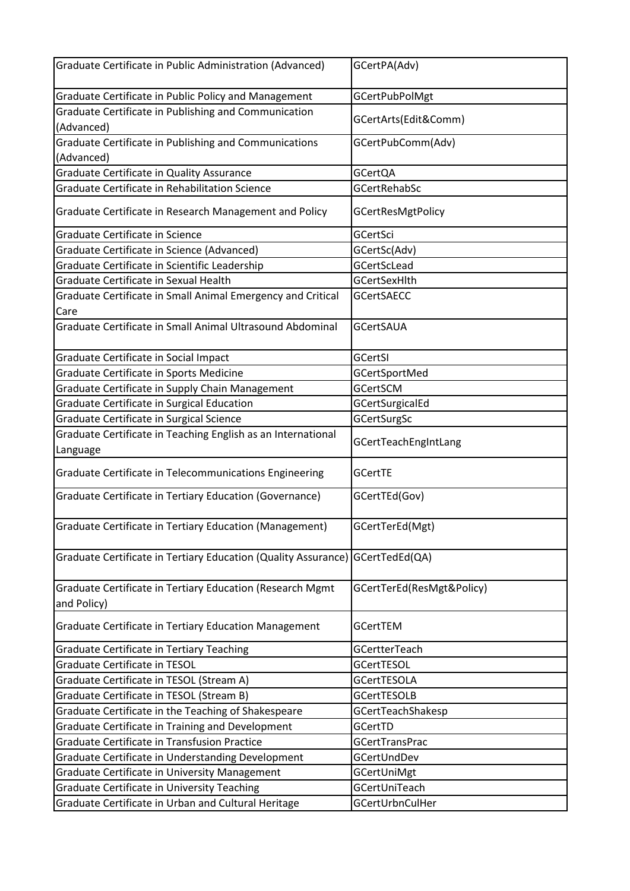| Graduate Certificate in Public Administration (Advanced) | GCertPA(Adv) |
|---|---|
| Graduate Certificate in Public Policy and Management | GCertPubPolMgt |
| Graduate Certificate in Publishing and Communication (Advanced) | GCertArts(Edit&Comm) |
| Graduate Certificate in Publishing and Communications (Advanced) | GCertPubComm(Adv) |
| Graduate Certificate in Quality Assurance | GCertQA |
| Graduate Certificate in Rehabilitation Science | GCertRehabSc |
| Graduate Certificate in Research Management and Policy | GCertResMgtPolicy |
| Graduate Certificate in Science | GCertSci |
| Graduate Certificate in Science (Advanced) | GCertSc(Adv) |
| Graduate Certificate in Scientific Leadership | GCertScLead |
| Graduate Certificate in Sexual Health | GCertSexHlth |
| Graduate Certificate in Small Animal Emergency and Critical Care | GCertSAECC |
| Graduate Certificate in Small Animal Ultrasound Abdominal | GCertSAUA |
| Graduate Certificate in Social Impact | GCertSI |
| Graduate Certificate in Sports Medicine | GCertSportMed |
| Graduate Certificate in Supply Chain Management | GCertSCM |
| Graduate Certificate in Surgical Education | GCertSurgicalEd |
| Graduate Certificate in Surgical Science | GCertSurgSc |
| Graduate Certificate in Teaching English as an International Language | GCertTeachEngIntLang |
| Graduate Certificate in Telecommunications Engineering | GCertTE |
| Graduate Certificate in Tertiary Education (Governance) | GCertTEd(Gov) |
| Graduate Certificate in Tertiary Education (Management) | GCertTerEd(Mgt) |
| Graduate Certificate in Tertiary Education (Quality Assurance) | GCertTedEd(QA) |
| Graduate Certificate in Tertiary Education (Research Mgmt and Policy) | GCertTerEd(ResMgt&Policy) |
| Graduate Certificate in Tertiary Education Management | GCertTEM |
| Graduate Certificate in Tertiary Teaching | GCertterTeach |
| Graduate Certificate in TESOL | GCertTESOL |
| Graduate Certificate in TESOL (Stream A) | GCertTESOLA |
| Graduate Certificate in TESOL (Stream B) | GCertTESOLB |
| Graduate Certificate in the Teaching of Shakespeare | GCertTeachShakesp |
| Graduate Certificate in Training and Development | GCertTD |
| Graduate Certificate in Transfusion Practice | GCertTransPrac |
| Graduate Certificate in Understanding Development | GCertUndDev |
| Graduate Certificate in University Management | GCertUniMgt |
| Graduate Certificate in University Teaching | GCertUniTeach |
| Graduate Certificate in Urban and Cultural Heritage | GCertUrbnCulHer |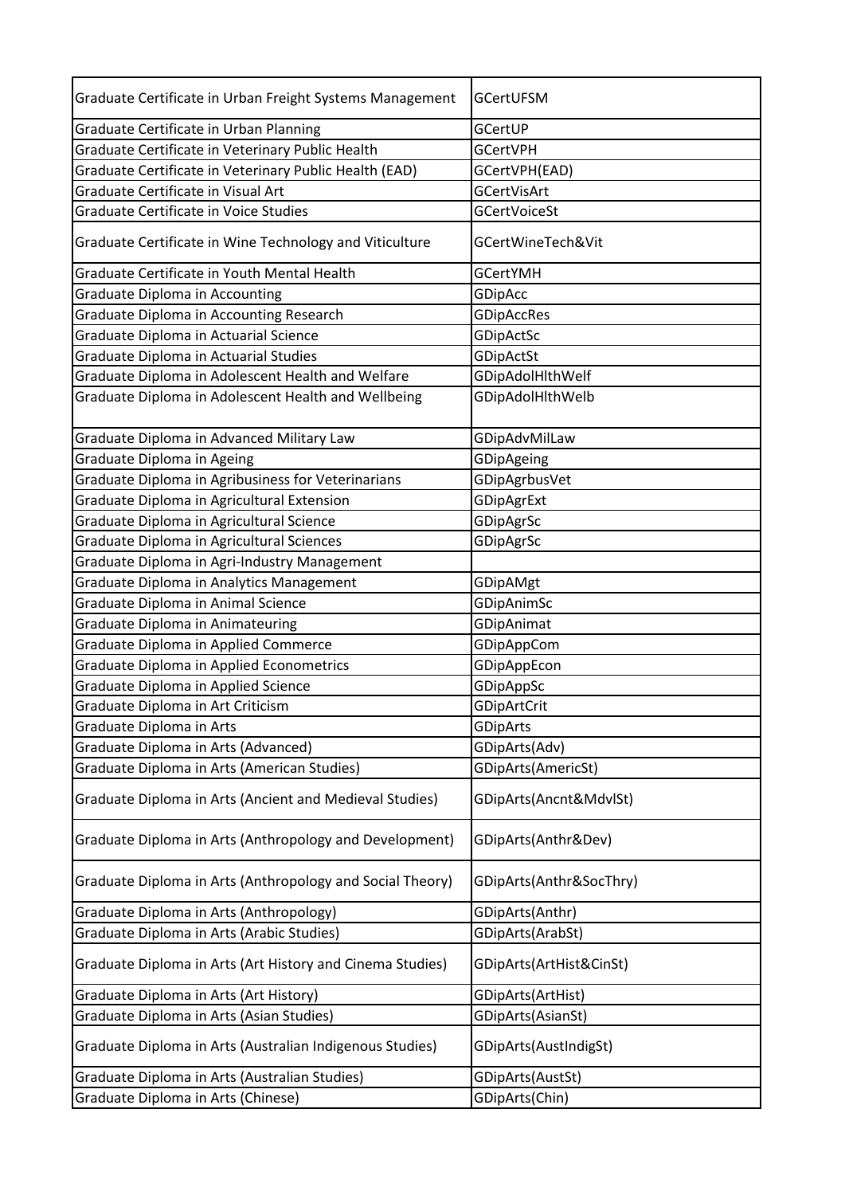| Graduate Certificate in Urban Freight Systems Management | GCertUFSM |
|---|---|
| Graduate Certificate in Urban Planning | GCertUP |
| Graduate Certificate in Veterinary Public Health | GCertVPH |
| Graduate Certificate in Veterinary Public Health (EAD) | GCertVPH(EAD) |
| Graduate Certificate in Visual Art | GCertVisArt |
| Graduate Certificate in Voice Studies | GCertVoiceSt |
| Graduate Certificate in Wine Technology and Viticulture | GCertWineTech&Vit |
| Graduate Certificate in Youth Mental Health | GCertYMH |
| Graduate Diploma in Accounting | GDipAcc |
| Graduate Diploma in Accounting Research | GDipAccRes |
| Graduate Diploma in Actuarial Science | GDipActSc |
| Graduate Diploma in Actuarial Studies | GDipActSt |
| Graduate Diploma in Adolescent Health and Welfare | GDipAdolHlthWelf |
| Graduate Diploma in Adolescent Health and Wellbeing | GDipAdolHlthWelb |
| Graduate Diploma in Advanced Military Law | GDipAdvMilLaw |
| Graduate Diploma in Ageing | GDipAgeing |
| Graduate Diploma in Agribusiness for Veterinarians | GDipAgrbusVet |
| Graduate Diploma in Agricultural Extension | GDipAgrExt |
| Graduate Diploma in Agricultural Science | GDipAgrSc |
| Graduate Diploma in Agricultural Sciences | GDipAgrSc |
| Graduate Diploma in Agri-Industry Management | |
| Graduate Diploma in Analytics Management | GDipAMgt |
| Graduate Diploma in Animal Science | GDipAnimSc |
| Graduate Diploma in Animateuring | GDipAnimat |
| Graduate Diploma in Applied Commerce | GDipAppCom |
| Graduate Diploma in Applied Econometrics | GDipAppEcon |
| Graduate Diploma in Applied Science | GDipAppSc |
| Graduate Diploma in Art Criticism | GDipArtCrit |
| Graduate Diploma in Arts | GDipArts |
| Graduate Diploma in Arts (Advanced) | GDipArts(Adv) |
| Graduate Diploma in Arts (American Studies) | GDipArts(AmericSt) |
| Graduate Diploma in Arts (Ancient and Medieval Studies) | GDipArts(Ancnt&MdvlSt) |
| Graduate Diploma in Arts (Anthropology and Development) | GDipArts(Anthr&Dev) |
| Graduate Diploma in Arts (Anthropology and Social Theory) | GDipArts(Anthr&SocThry) |
| Graduate Diploma in Arts (Anthropology) | GDipArts(Anthr) |
| Graduate Diploma in Arts (Arabic Studies) | GDipArts(ArabSt) |
| Graduate Diploma in Arts (Art History and Cinema Studies) | GDipArts(ArtHist&CinSt) |
| Graduate Diploma in Arts (Art History) | GDipArts(ArtHist) |
| Graduate Diploma in Arts (Asian Studies) | GDipArts(AsianSt) |
| Graduate Diploma in Arts (Australian Indigenous Studies) | GDipArts(AustIndigSt) |
| Graduate Diploma in Arts (Australian Studies) | GDipArts(AustSt) |
| Graduate Diploma in Arts (Chinese) | GDipArts(Chin) |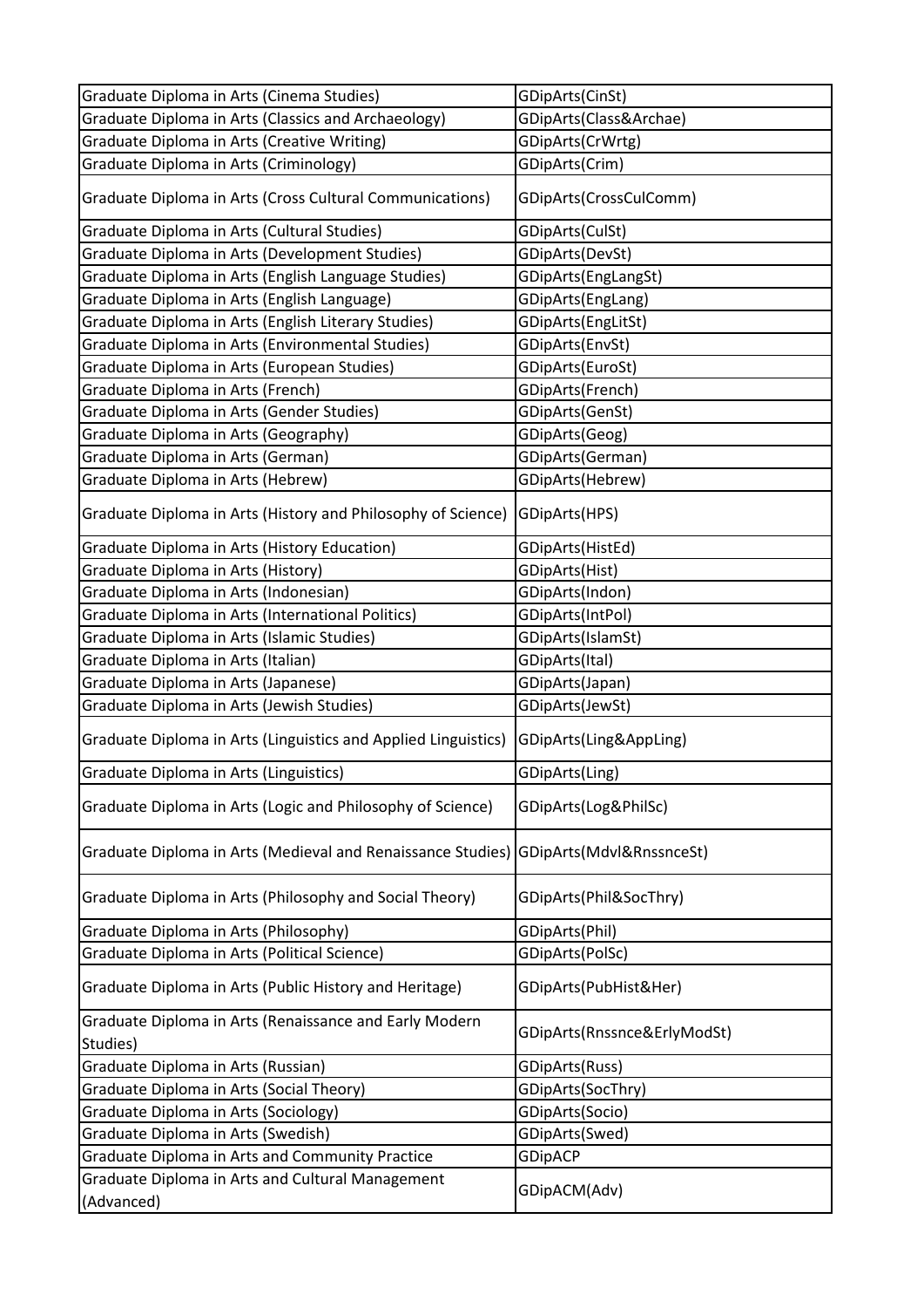| Graduate Diploma in Arts (Cinema Studies) | GDipArts(CinSt) |
|---|---|
| Graduate Diploma in Arts (Classics and Archaeology) | GDipArts(Class&Archae) |
| Graduate Diploma in Arts (Creative Writing) | GDipArts(CrWrtg) |
| Graduate Diploma in Arts (Criminology) | GDipArts(Crim) |
| Graduate Diploma in Arts (Cross Cultural Communications) | GDipArts(CrossCulComm) |
| Graduate Diploma in Arts (Cultural Studies) | GDipArts(CulSt) |
| Graduate Diploma in Arts (Development Studies) | GDipArts(DevSt) |
| Graduate Diploma in Arts (English Language Studies) | GDipArts(EngLangSt) |
| Graduate Diploma in Arts (English Language) | GDipArts(EngLang) |
| Graduate Diploma in Arts (English Literary Studies) | GDipArts(EngLitSt) |
| Graduate Diploma in Arts (Environmental Studies) | GDipArts(EnvSt) |
| Graduate Diploma in Arts (European Studies) | GDipArts(EuroSt) |
| Graduate Diploma in Arts (French) | GDipArts(French) |
| Graduate Diploma in Arts (Gender Studies) | GDipArts(GenSt) |
| Graduate Diploma in Arts (Geography) | GDipArts(Geog) |
| Graduate Diploma in Arts (German) | GDipArts(German) |
| Graduate Diploma in Arts (Hebrew) | GDipArts(Hebrew) |
| Graduate Diploma in Arts (History and Philosophy of Science) | GDipArts(HPS) |
| Graduate Diploma in Arts (History Education) | GDipArts(HistEd) |
| Graduate Diploma in Arts (History) | GDipArts(Hist) |
| Graduate Diploma in Arts (Indonesian) | GDipArts(Indon) |
| Graduate Diploma in Arts (International Politics) | GDipArts(IntPol) |
| Graduate Diploma in Arts (Islamic Studies) | GDipArts(IslamSt) |
| Graduate Diploma in Arts (Italian) | GDipArts(Ital) |
| Graduate Diploma in Arts (Japanese) | GDipArts(Japan) |
| Graduate Diploma in Arts (Jewish Studies) | GDipArts(JewSt) |
| Graduate Diploma in Arts (Linguistics and Applied Linguistics) | GDipArts(Ling&AppLing) |
| Graduate Diploma in Arts (Linguistics) | GDipArts(Ling) |
| Graduate Diploma in Arts (Logic and Philosophy of Science) | GDipArts(Log&PhilSc) |
| Graduate Diploma in Arts (Medieval and Renaissance Studies) | GDipArts(Mdvl&RnssnceSt) |
| Graduate Diploma in Arts (Philosophy and Social Theory) | GDipArts(Phil&SocThry) |
| Graduate Diploma in Arts (Philosophy) | GDipArts(Phil) |
| Graduate Diploma in Arts (Political Science) | GDipArts(PolSc) |
| Graduate Diploma in Arts (Public History and Heritage) | GDipArts(PubHist&Her) |
| Graduate Diploma in Arts (Renaissance and Early Modern Studies) | GDipArts(Rnssnce&ErlyModSt) |
| Graduate Diploma in Arts (Russian) | GDipArts(Russ) |
| Graduate Diploma in Arts (Social Theory) | GDipArts(SocThry) |
| Graduate Diploma in Arts (Sociology) | GDipArts(Socio) |
| Graduate Diploma in Arts (Swedish) | GDipArts(Swed) |
| Graduate Diploma in Arts and Community Practice | GDipACP |
| Graduate Diploma in Arts and Cultural Management (Advanced) | GDipACM(Adv) |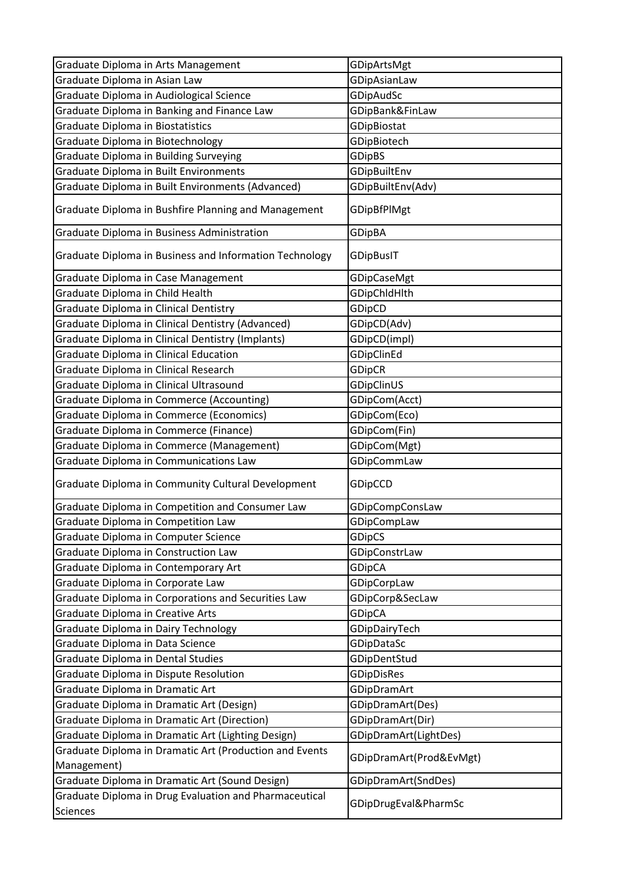| Graduate Diploma in Arts Management | GDipArtsMgt |
|---|---|
| Graduate Diploma in Asian Law | GDipAsianLaw |
| Graduate Diploma in Audiological Science | GDipAudSc |
| Graduate Diploma in Banking and Finance Law | GDipBank&FinLaw |
| Graduate Diploma in Biostatistics | GDipBiostat |
| Graduate Diploma in Biotechnology | GDipBiotech |
| Graduate Diploma in Building Surveying | GDipBS |
| Graduate Diploma in Built Environments | GDipBuiltEnv |
| Graduate Diploma in Built Environments (Advanced) | GDipBuiltEnv(Adv) |
| Graduate Diploma in Bushfire Planning and Management | GDipBfPlMgt |
| Graduate Diploma in Business Administration | GDipBA |
| Graduate Diploma in Business and Information Technology | GDipBusIT |
| Graduate Diploma in Case Management | GDipCaseMgt |
| Graduate Diploma in Child Health | GDipChldHlth |
| Graduate Diploma in Clinical Dentistry | GDipCD |
| Graduate Diploma in Clinical Dentistry (Advanced) | GDipCD(Adv) |
| Graduate Diploma in Clinical Dentistry (Implants) | GDipCD(impl) |
| Graduate Diploma in Clinical Education | GDipClinEd |
| Graduate Diploma in Clinical Research | GDipCR |
| Graduate Diploma in Clinical Ultrasound | GDipClinUS |
| Graduate Diploma in Commerce (Accounting) | GDipCom(Acct) |
| Graduate Diploma in Commerce (Economics) | GDipCom(Eco) |
| Graduate Diploma in Commerce (Finance) | GDipCom(Fin) |
| Graduate Diploma in Commerce (Management) | GDipCom(Mgt) |
| Graduate Diploma in Communications Law | GDipCommLaw |
| Graduate Diploma in Community Cultural Development | GDipCCD |
| Graduate Diploma in Competition and Consumer Law | GDipCompConsLaw |
| Graduate Diploma in Competition Law | GDipCompLaw |
| Graduate Diploma in Computer Science | GDipCS |
| Graduate Diploma in Construction Law | GDipConstrLaw |
| Graduate Diploma in Contemporary Art | GDipCA |
| Graduate Diploma in Corporate Law | GDipCorpLaw |
| Graduate Diploma in Corporations and Securities Law | GDipCorp&SecLaw |
| Graduate Diploma in Creative Arts | GDipCA |
| Graduate Diploma in Dairy Technology | GDipDairyTech |
| Graduate Diploma in Data Science | GDipDataSc |
| Graduate Diploma in Dental Studies | GDipDentStud |
| Graduate Diploma in Dispute Resolution | GDipDisRes |
| Graduate Diploma in Dramatic Art | GDipDramArt |
| Graduate Diploma in Dramatic Art (Design) | GDipDramArt(Des) |
| Graduate Diploma in Dramatic Art (Direction) | GDipDramArt(Dir) |
| Graduate Diploma in Dramatic Art (Lighting Design) | GDipDramArt(LightDes) |
| Graduate Diploma in Dramatic Art (Production and Events Management) | GDipDramArt(Prod&EvMgt) |
| Graduate Diploma in Dramatic Art (Sound Design) | GDipDramArt(SndDes) |
| Graduate Diploma in Drug Evaluation and Pharmaceutical Sciences | GDipDrugEval&PharmSc |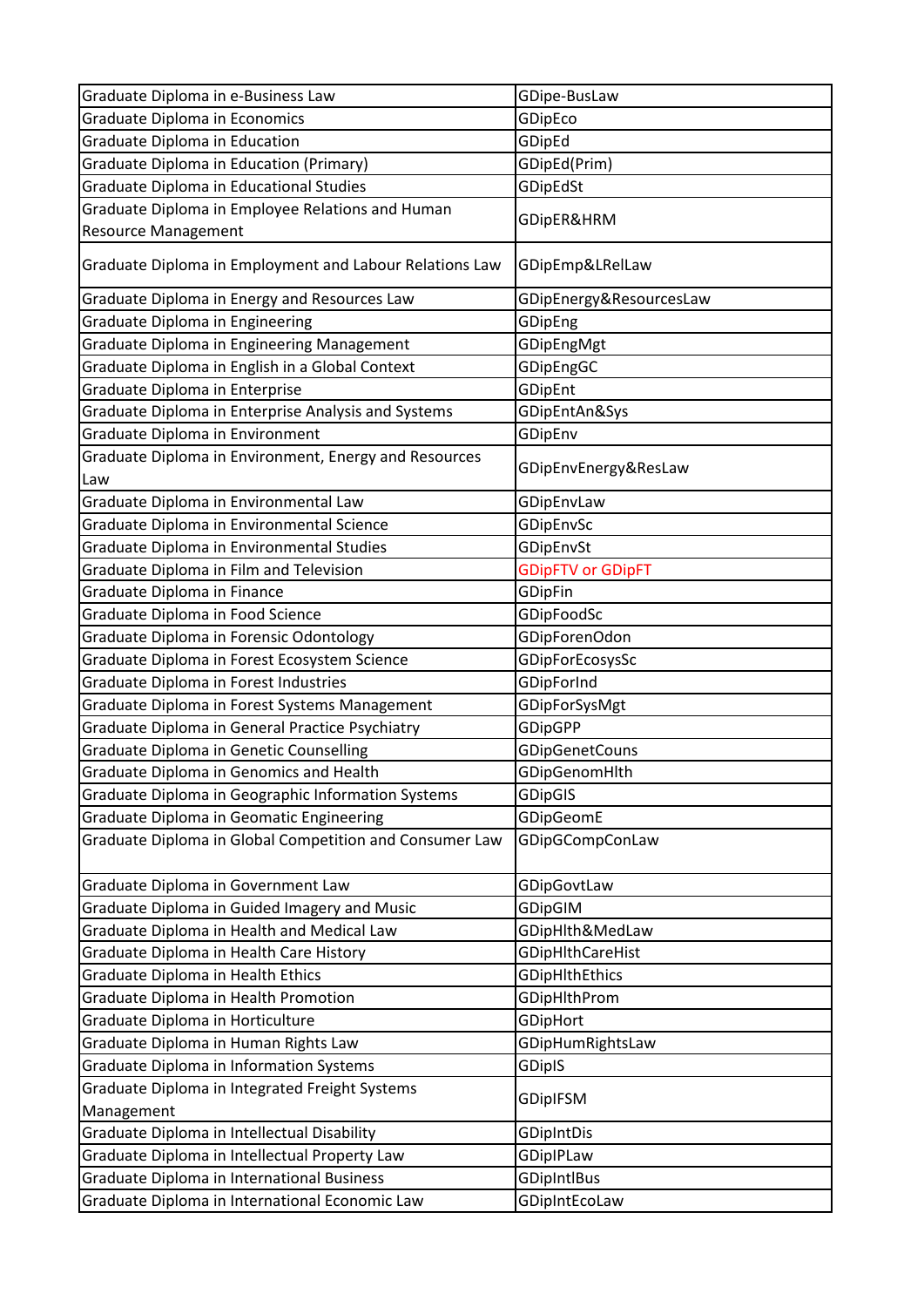| Graduate Diploma in e-Business Law | GDipe-BusLaw |
|---|---|
| Graduate Diploma in Economics | GDipEco |
| Graduate Diploma in Education | GDipEd |
| Graduate Diploma in Education (Primary) | GDipEd(Prim) |
| Graduate Diploma in Educational Studies | GDipEdSt |
| Graduate Diploma in Employee Relations and Human Resource Management | GDipER&HRM |
| Graduate Diploma in Employment and Labour Relations Law | GDipEmp&LRelLaw |
| Graduate Diploma in Energy and Resources Law | GDipEnergy&ResourcesLaw |
| Graduate Diploma in Engineering | GDipEng |
| Graduate Diploma in Engineering Management | GDipEngMgt |
| Graduate Diploma in English in a Global Context | GDipEngGC |
| Graduate Diploma in Enterprise | GDipEnt |
| Graduate Diploma in Enterprise Analysis and Systems | GDipEntAn&Sys |
| Graduate Diploma in Environment | GDipEnv |
| Graduate Diploma in Environment, Energy and Resources Law | GDipEnvEnergy&ResLaw |
| Graduate Diploma in Environmental Law | GDipEnvLaw |
| Graduate Diploma in Environmental Science | GDipEnvSc |
| Graduate Diploma in Environmental Studies | GDipEnvSt |
| Graduate Diploma in Film and Television | GDipFTV or GDipFT |
| Graduate Diploma in Finance | GDipFin |
| Graduate Diploma in Food Science | GDipFoodSc |
| Graduate Diploma in Forensic Odontology | GDipForenOdon |
| Graduate Diploma in Forest Ecosystem Science | GDipForEcosysSc |
| Graduate Diploma in Forest Industries | GDipForInd |
| Graduate Diploma in Forest Systems Management | GDipForSysMgt |
| Graduate Diploma in General Practice Psychiatry | GDipGPP |
| Graduate Diploma in Genetic Counselling | GDipGenetCouns |
| Graduate Diploma in Genomics and Health | GDipGenomHlth |
| Graduate Diploma in Geographic Information Systems | GDipGIS |
| Graduate Diploma in Geomatic Engineering | GDipGeomE |
| Graduate Diploma in Global Competition and Consumer Law | GDipGCompConLaw |
| Graduate Diploma in Government Law | GDipGovtLaw |
| Graduate Diploma in Guided Imagery and Music | GDipGIM |
| Graduate Diploma in Health and Medical Law | GDipHlth&MedLaw |
| Graduate Diploma in Health Care History | GDipHlthCareHist |
| Graduate Diploma in Health Ethics | GDipHlthEthics |
| Graduate Diploma in Health Promotion | GDipHlthProm |
| Graduate Diploma in Horticulture | GDipHort |
| Graduate Diploma in Human Rights Law | GDipHumRightsLaw |
| Graduate Diploma in Information Systems | GDipIS |
| Graduate Diploma in Integrated Freight Systems Management | GDipIFSM |
| Graduate Diploma in Intellectual Disability | GDipIntDis |
| Graduate Diploma in Intellectual Property Law | GDipIPLaw |
| Graduate Diploma in International Business | GDipIntlBus |
| Graduate Diploma in International Economic Law | GDipIntEcoLaw |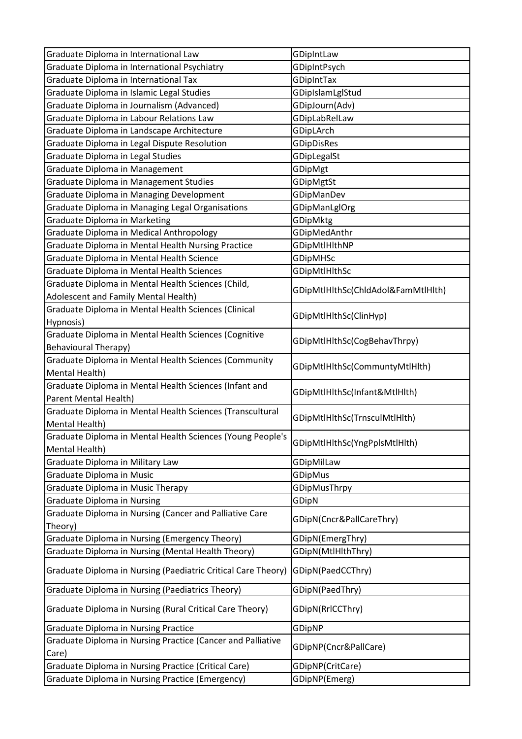| Graduate Diploma in International Law | GDipIntLaw |
|---|---|
| Graduate Diploma in International Psychiatry | GDipIntPsych |
| Graduate Diploma in International Tax | GDipIntTax |
| Graduate Diploma in Islamic Legal Studies | GDipIslamLglStud |
| Graduate Diploma in Journalism (Advanced) | GDipJourn(Adv) |
| Graduate Diploma in Labour Relations Law | GDipLabRelLaw |
| Graduate Diploma in Landscape Architecture | GDipLArch |
| Graduate Diploma in Legal Dispute Resolution | GDipDisRes |
| Graduate Diploma in Legal Studies | GDipLegalSt |
| Graduate Diploma in Management | GDipMgt |
| Graduate Diploma in Management Studies | GDipMgtSt |
| Graduate Diploma in Managing Development | GDipManDev |
| Graduate Diploma in Managing Legal Organisations | GDipManLglOrg |
| Graduate Diploma in Marketing | GDipMktg |
| Graduate Diploma in Medical Anthropology | GDipMedAnthr |
| Graduate Diploma in Mental Health Nursing Practice | GDipMtlHlthNP |
| Graduate Diploma in Mental Health Science | GDipMHSc |
| Graduate Diploma in Mental Health Sciences | GDipMtlHlthSc |
| Graduate Diploma in Mental Health Sciences (Child, Adolescent and Family Mental Health) | GDipMtlHlthSc(ChldAdol&FamMtlHlth) |
| Graduate Diploma in Mental Health Sciences (Clinical Hypnosis) | GDipMtlHlthSc(ClinHyp) |
| Graduate Diploma in Mental Health Sciences (Cognitive Behavioural Therapy) | GDipMtlHlthSc(CogBehavThrpy) |
| Graduate Diploma in Mental Health Sciences (Community Mental Health) | GDipMtlHlthSc(CommuntyMtlHlth) |
| Graduate Diploma in Mental Health Sciences (Infant and Parent Mental Health) | GDipMtlHlthSc(Infant&MtlHlth) |
| Graduate Diploma in Mental Health Sciences (Transcultural Mental Health) | GDipMtlHlthSc(TrnsculMtlHlth) |
| Graduate Diploma in Mental Health Sciences (Young People's Mental Health) | GDipMtlHlthSc(YngPplsMtlHlth) |
| Graduate Diploma in Military Law | GDipMilLaw |
| Graduate Diploma in Music | GDipMus |
| Graduate Diploma in Music Therapy | GDipMusThrpy |
| Graduate Diploma in Nursing | GDipN |
| Graduate Diploma in Nursing (Cancer and Palliative Care Theory) | GDipN(Cncr&PallCareThry) |
| Graduate Diploma in Nursing (Emergency Theory) | GDipN(EmergThry) |
| Graduate Diploma in Nursing (Mental Health Theory) | GDipN(MtlHlthThry) |
| Graduate Diploma in Nursing (Paediatric Critical Care Theory) | GDipN(PaedCCThry) |
| Graduate Diploma in Nursing (Paediatrics Theory) | GDipN(PaedThry) |
| Graduate Diploma in Nursing (Rural Critical Care Theory) | GDipN(RrlCCThry) |
| Graduate Diploma in Nursing Practice | GDipNP |
| Graduate Diploma in Nursing Practice (Cancer and Palliative Care) | GDipNP(Cncr&PallCare) |
| Graduate Diploma in Nursing Practice (Critical Care) | GDipNP(CritCare) |
| Graduate Diploma in Nursing Practice (Emergency) | GDipNP(Emerg) |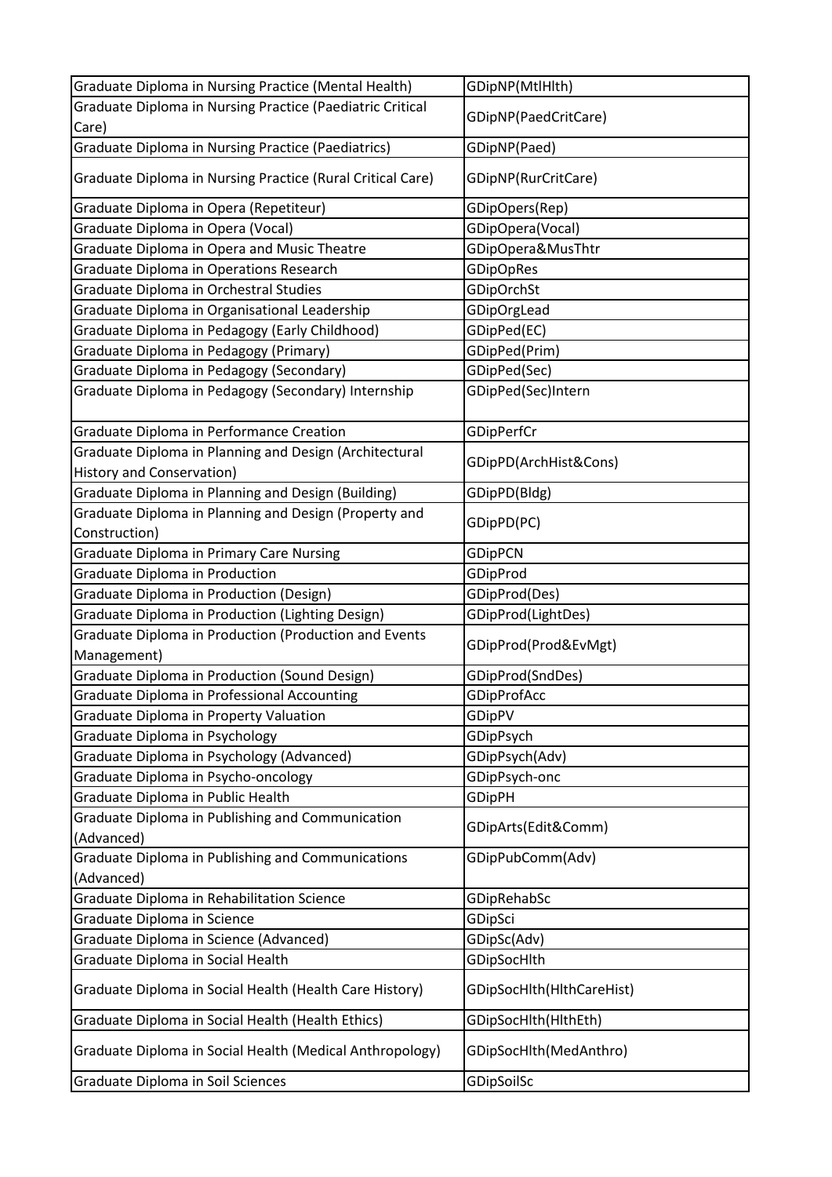| Graduate Diploma in Nursing Practice (Mental Health) | GDipNP(MtlHlth) |
|---|---|
| Graduate Diploma in Nursing Practice (Paediatric Critical Care) | GDipNP(PaedCritCare) |
| Graduate Diploma in Nursing Practice (Paediatrics) | GDipNP(Paed) |
| Graduate Diploma in Nursing Practice (Rural Critical Care) | GDipNP(RurCritCare) |
| Graduate Diploma in Opera (Repetiteur) | GDipOpers(Rep) |
| Graduate Diploma in Opera (Vocal) | GDipOpera(Vocal) |
| Graduate Diploma in Opera and Music Theatre | GDipOpera&MusThtr |
| Graduate Diploma in Operations Research | GDipOpRes |
| Graduate Diploma in Orchestral Studies | GDipOrchSt |
| Graduate Diploma in Organisational Leadership | GDipOrgLead |
| Graduate Diploma in Pedagogy (Early Childhood) | GDipPed(EC) |
| Graduate Diploma in Pedagogy (Primary) | GDipPed(Prim) |
| Graduate Diploma in Pedagogy (Secondary) | GDipPed(Sec) |
| Graduate Diploma in Pedagogy (Secondary) Internship | GDipPed(Sec)Intern |
| Graduate Diploma in Performance Creation | GDipPerfCr |
| Graduate Diploma in Planning and Design (Architectural History and Conservation) | GDipPD(ArchHist&Cons) |
| Graduate Diploma in Planning and Design (Building) | GDipPD(Bldg) |
| Graduate Diploma in Planning and Design (Property and Construction) | GDipPD(PC) |
| Graduate Diploma in Primary Care Nursing | GDipPCN |
| Graduate Diploma in Production | GDipProd |
| Graduate Diploma in Production (Design) | GDipProd(Des) |
| Graduate Diploma in Production (Lighting Design) | GDipProd(LightDes) |
| Graduate Diploma in Production (Production and Events Management) | GDipProd(Prod&EvMgt) |
| Graduate Diploma in Production (Sound Design) | GDipProd(SndDes) |
| Graduate Diploma in Professional Accounting | GDipProfAcc |
| Graduate Diploma in Property Valuation | GDipPV |
| Graduate Diploma in Psychology | GDipPsych |
| Graduate Diploma in Psychology (Advanced) | GDipPsych(Adv) |
| Graduate Diploma in Psycho-oncology | GDipPsych-onc |
| Graduate Diploma in Public Health | GDipPH |
| Graduate Diploma in Publishing and Communication (Advanced) | GDipArts(Edit&Comm) |
| Graduate Diploma in Publishing and Communications (Advanced) | GDipPubComm(Adv) |
| Graduate Diploma in Rehabilitation Science | GDipRehabSc |
| Graduate Diploma in Science | GDipSci |
| Graduate Diploma in Science (Advanced) | GDipSc(Adv) |
| Graduate Diploma in Social Health | GDipSocHlth |
| Graduate Diploma in Social Health (Health Care History) | GDipSocHlth(HlthCareHist) |
| Graduate Diploma in Social Health (Health Ethics) | GDipSocHlth(HlthEth) |
| Graduate Diploma in Social Health (Medical Anthropology) | GDipSocHlth(MedAnthro) |
| Graduate Diploma in Soil Sciences | GDipSoilSc |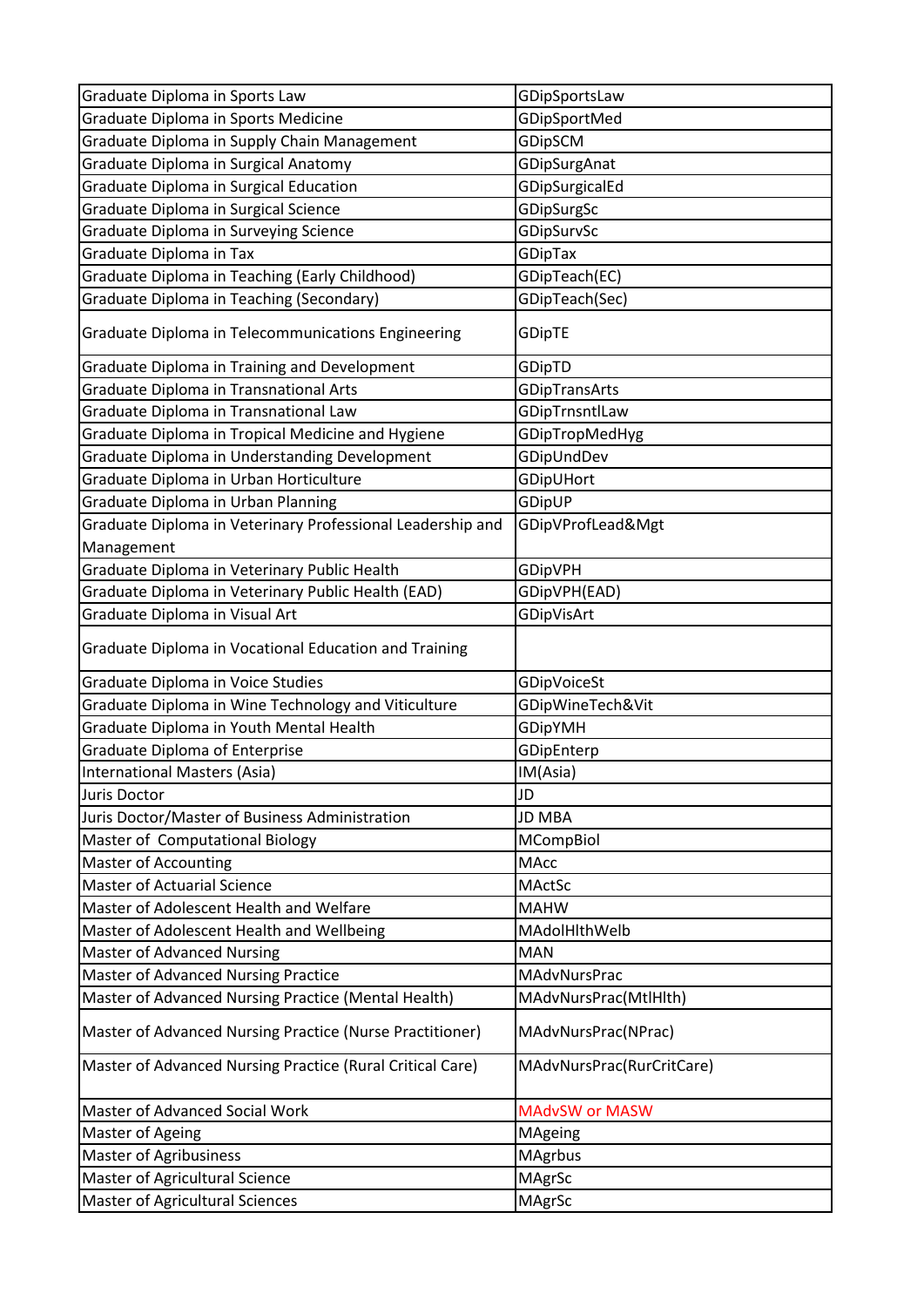| Graduate Diploma in Sports Law | GDipSportsLaw |
|---|---|
| Graduate Diploma in Sports Medicine | GDipSportMed |
| Graduate Diploma in Supply Chain Management | GDipSCM |
| Graduate Diploma in Surgical Anatomy | GDipSurgAnat |
| Graduate Diploma in Surgical Education | GDipSurgicalEd |
| Graduate Diploma in Surgical Science | GDipSurgSc |
| Graduate Diploma in Surveying Science | GDipSurvSc |
| Graduate Diploma in Tax | GDipTax |
| Graduate Diploma in Teaching (Early Childhood) | GDipTeach(EC) |
| Graduate Diploma in Teaching (Secondary) | GDipTeach(Sec) |
| Graduate Diploma in Telecommunications Engineering | GDipTE |
| Graduate Diploma in Training and Development | GDipTD |
| Graduate Diploma in Transnational Arts | GDipTransArts |
| Graduate Diploma in Transnational Law | GDipTrnsntlLaw |
| Graduate Diploma in Tropical Medicine and Hygiene | GDipTropMedHyg |
| Graduate Diploma in Understanding Development | GDipUndDev |
| Graduate Diploma in Urban Horticulture | GDipUHort |
| Graduate Diploma in Urban Planning | GDipUP |
| Graduate Diploma in Veterinary Professional Leadership and Management | GDipVProfLead&Mgt |
| Graduate Diploma in Veterinary Public Health | GDipVPH |
| Graduate Diploma in Veterinary Public Health (EAD) | GDipVPH(EAD) |
| Graduate Diploma in Visual Art | GDipVisArt |
| Graduate Diploma in Vocational Education and Training | |
| Graduate Diploma in Voice Studies | GDipVoiceSt |
| Graduate Diploma in Wine Technology and Viticulture | GDipWineTech&Vit |
| Graduate Diploma in Youth Mental Health | GDipYMH |
| Graduate Diploma of Enterprise | GDipEnterp |
| International Masters (Asia) | IM(Asia) |
| Juris Doctor | JD |
| Juris Doctor/Master of Business Administration | JD MBA |
| Master of Computational Biology | MCompBiol |
| Master of Accounting | MAcc |
| Master of Actuarial Science | MActSc |
| Master of Adolescent Health and Welfare | MAHW |
| Master of Adolescent Health and Wellbeing | MAdolHlthWelb |
| Master of Advanced Nursing | MAN |
| Master of Advanced Nursing Practice | MAdvNursPrac |
| Master of Advanced Nursing Practice (Mental Health) | MAdvNursPrac(MtlHlth) |
| Master of Advanced Nursing Practice (Nurse Practitioner) | MAdvNursPrac(NPrac) |
| Master of Advanced Nursing Practice (Rural Critical Care) | MAdvNursPrac(RurCritCare) |
| Master of Advanced Social Work | MAdvSW or MASW |
| Master of Ageing | MAgeing |
| Master of Agribusiness | MAgrbus |
| Master of Agricultural Science | MAgrSc |
| Master of Agricultural Sciences | MAgrSc |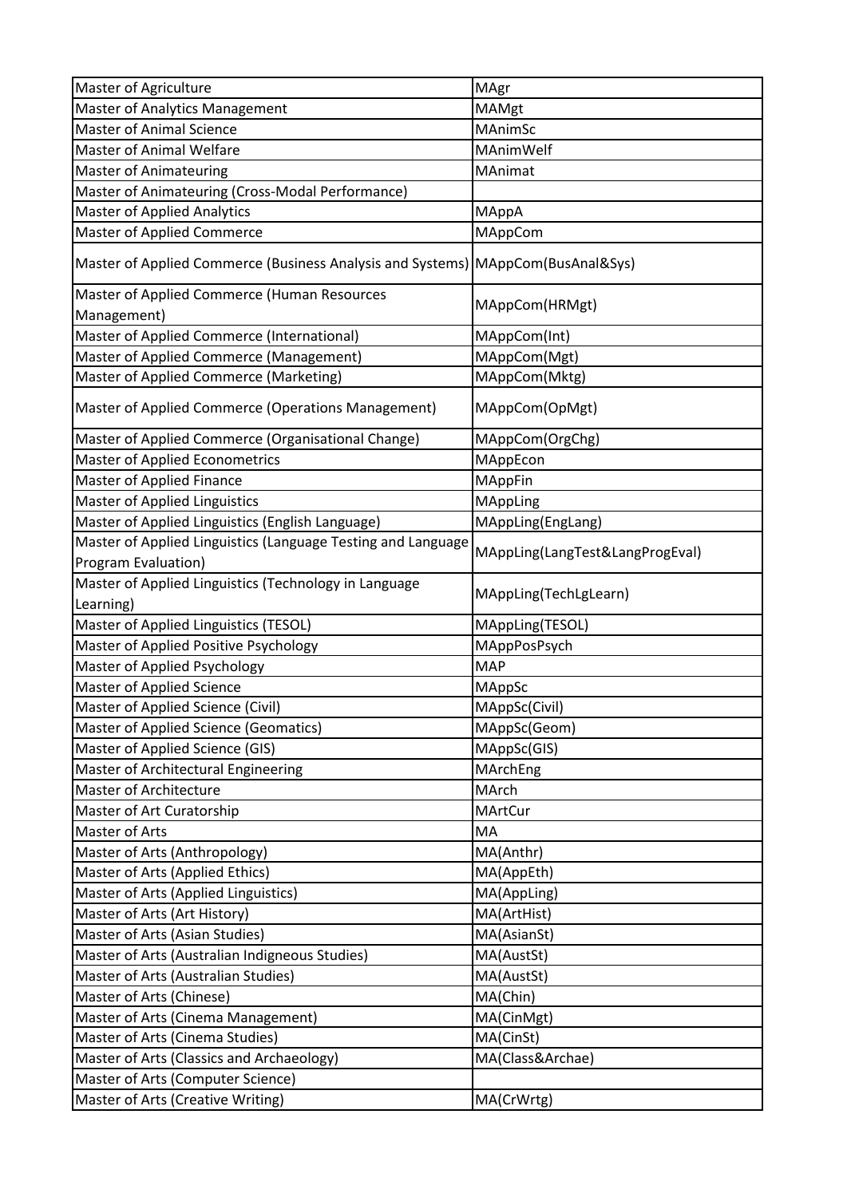| | |
|---|---|
| Master of Agriculture | MAgr |
| Master of Analytics Management | MAMgt |
| Master of Animal Science | MAnimSc |
| Master of Animal Welfare | MAnimWelf |
| Master of Animateuring | MAnimat |
| Master of Animateuring (Cross-Modal Performance) | |
| Master of Applied Analytics | MAppA |
| Master of Applied Commerce | MAppCom |
| Master of Applied Commerce (Business Analysis and Systems) | MAppCom(BusAnal&Sys) |
| Master of Applied Commerce (Human Resources Management) | MAppCom(HRMgt) |
| Master of Applied Commerce (International) | MAppCom(Int) |
| Master of Applied Commerce (Management) | MAppCom(Mgt) |
| Master of Applied Commerce (Marketing) | MAppCom(Mktg) |
| Master of Applied Commerce (Operations Management) | MAppCom(OpMgt) |
| Master of Applied Commerce (Organisational Change) | MAppCom(OrgChg) |
| Master of Applied Econometrics | MAppEcon |
| Master of Applied Finance | MAppFin |
| Master of Applied Linguistics | MAppLing |
| Master of Applied Linguistics (English Language) | MAppLing(EngLang) |
| Master of Applied Linguistics (Language Testing and Language Program Evaluation) | MAppLing(LangTest&LangProgEval) |
| Master of Applied Linguistics (Technology in Language Learning) | MAppLing(TechLgLearn) |
| Master of Applied Linguistics (TESOL) | MAppLing(TESOL) |
| Master of Applied Positive Psychology | MAppPosPsych |
| Master of Applied Psychology | MAP |
| Master of Applied Science | MAppSc |
| Master of Applied Science (Civil) | MAppSc(Civil) |
| Master of Applied Science (Geomatics) | MAppSc(Geom) |
| Master of Applied Science (GIS) | MAppSc(GIS) |
| Master of Architectural Engineering | MArchEng |
| Master of Architecture | MArch |
| Master of Art Curatorship | MArtCur |
| Master of Arts | MA |
| Master of Arts (Anthropology) | MA(Anthr) |
| Master of Arts (Applied Ethics) | MA(AppEth) |
| Master of Arts (Applied Linguistics) | MA(AppLing) |
| Master of Arts (Art History) | MA(ArtHist) |
| Master of Arts (Asian Studies) | MA(AsianSt) |
| Master of Arts (Australian Indigneous Studies) | MA(AustSt) |
| Master of Arts (Australian Studies) | MA(AustSt) |
| Master of Arts (Chinese) | MA(Chin) |
| Master of Arts (Cinema Management) | MA(CinMgt) |
| Master of Arts (Cinema Studies) | MA(CinSt) |
| Master of Arts (Classics and Archaeology) | MA(Class&Archae) |
| Master of Arts (Computer Science) | |
| Master of Arts (Creative Writing) | MA(CrWrtg) |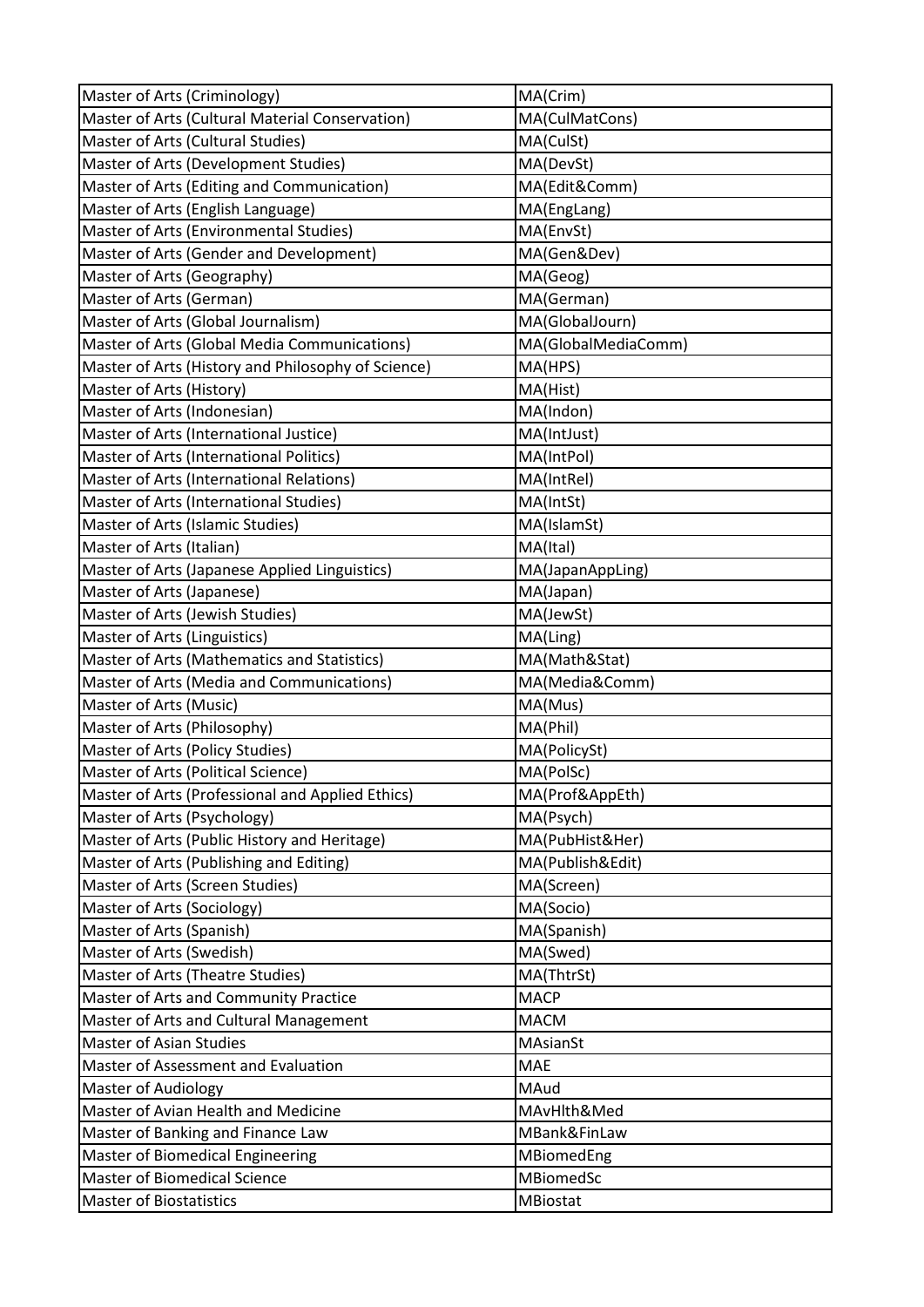| Master of Arts (Criminology) | MA(Crim) |
|---|---|
| Master of Arts (Cultural Material Conservation) | MA(CulMatCons) |
| Master of Arts (Cultural Studies) | MA(CulSt) |
| Master of Arts (Development Studies) | MA(DevSt) |
| Master of Arts (Editing and Communication) | MA(Edit&Comm) |
| Master of Arts (English Language) | MA(EngLang) |
| Master of Arts (Environmental Studies) | MA(EnvSt) |
| Master of Arts (Gender and Development) | MA(Gen&Dev) |
| Master of Arts (Geography) | MA(Geog) |
| Master of Arts (German) | MA(German) |
| Master of Arts (Global Journalism) | MA(GlobalJourn) |
| Master of Arts (Global Media Communications) | MA(GlobalMediaComm) |
| Master of Arts (History and Philosophy of Science) | MA(HPS) |
| Master of Arts (History) | MA(Hist) |
| Master of Arts (Indonesian) | MA(Indon) |
| Master of Arts (International Justice) | MA(IntJust) |
| Master of Arts (International Politics) | MA(IntPol) |
| Master of Arts (International Relations) | MA(IntRel) |
| Master of Arts (International Studies) | MA(IntSt) |
| Master of Arts (Islamic Studies) | MA(IslamSt) |
| Master of Arts (Italian) | MA(Ital) |
| Master of Arts (Japanese Applied Linguistics) | MA(JapanAppLing) |
| Master of Arts (Japanese) | MA(Japan) |
| Master of Arts (Jewish Studies) | MA(JewSt) |
| Master of Arts (Linguistics) | MA(Ling) |
| Master of Arts (Mathematics and Statistics) | MA(Math&Stat) |
| Master of Arts (Media and Communications) | MA(Media&Comm) |
| Master of Arts (Music) | MA(Mus) |
| Master of Arts (Philosophy) | MA(Phil) |
| Master of Arts (Policy Studies) | MA(PolicySt) |
| Master of Arts (Political Science) | MA(PolSc) |
| Master of Arts (Professional and Applied Ethics) | MA(Prof&AppEth) |
| Master of Arts (Psychology) | MA(Psych) |
| Master of Arts (Public History and Heritage) | MA(PubHist&Her) |
| Master of Arts (Publishing and Editing) | MA(Publish&Edit) |
| Master of Arts (Screen Studies) | MA(Screen) |
| Master of Arts (Sociology) | MA(Socio) |
| Master of Arts (Spanish) | MA(Spanish) |
| Master of Arts (Swedish) | MA(Swed) |
| Master of Arts (Theatre Studies) | MA(ThtrSt) |
| Master of Arts and Community Practice | MACP |
| Master of Arts and Cultural Management | MACM |
| Master of Asian Studies | MAsianSt |
| Master of Assessment and Evaluation | MAE |
| Master of Audiology | MAud |
| Master of Avian Health and Medicine | MAvHlth&Med |
| Master of Banking and Finance Law | MBank&FinLaw |
| Master of Biomedical Engineering | MBiomedEng |
| Master of Biomedical Science | MBiomedSc |
| Master of Biostatistics | MBiostat |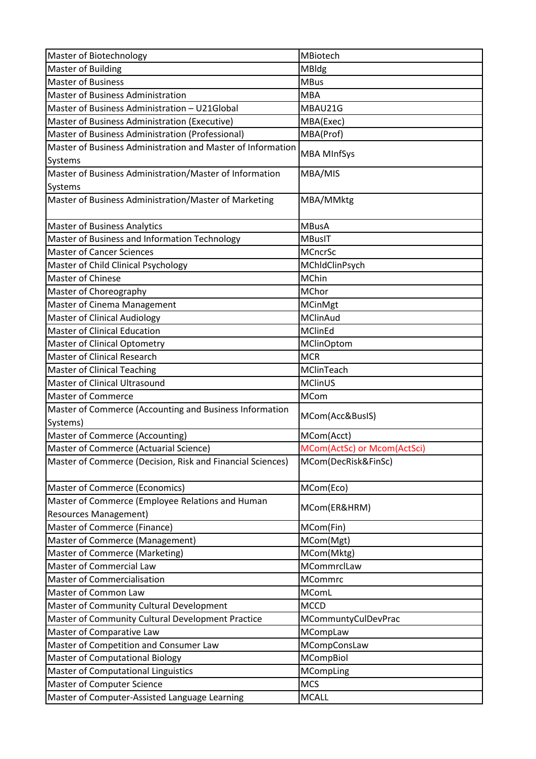| Master of Biotechnology | MBiotech |
|---|---|
| Master of Building | MBldg |
| Master of Business | MBus |
| Master of Business Administration | MBA |
| Master of Business Administration – U21Global | MBAU21G |
| Master of Business Administration (Executive) | MBA(Exec) |
| Master of Business Administration (Professional) | MBA(Prof) |
| Master of Business Administration and Master of Information Systems | MBA MInfSys |
| Master of Business Administration/Master of Information Systems | MBA/MIS |
| Master of Business Administration/Master of Marketing | MBA/MMktg |
| Master of Business Analytics | MBusA |
| Master of Business and Information Technology | MBusIT |
| Master of Cancer Sciences | MCncrSc |
| Master of Child Clinical Psychology | MChldClinPsych |
| Master of Chinese | MChin |
| Master of Choreography | MChor |
| Master of Cinema Management | MCinMgt |
| Master of Clinical Audiology | MClinAud |
| Master of Clinical Education | MClinEd |
| Master of Clinical Optometry | MClinOptom |
| Master of Clinical Research | MCR |
| Master of Clinical Teaching | MClinTeach |
| Master of Clinical Ultrasound | MClinUS |
| Master of Commerce | MCom |
| Master of Commerce (Accounting and Business Information Systems) | MCom(Acc&BusIS) |
| Master of Commerce (Accounting) | MCom(Acct) |
| Master of Commerce (Actuarial Science) | MCom(ActSc) or Mcom(ActSci) |
| Master of Commerce (Decision, Risk and Financial Sciences) | MCom(DecRisk&FinSc) |
| Master of Commerce (Economics) | MCom(Eco) |
| Master of Commerce (Employee Relations and Human Resources Management) | MCom(ER&HRM) |
| Master of Commerce (Finance) | MCom(Fin) |
| Master of Commerce (Management) | MCom(Mgt) |
| Master of Commerce (Marketing) | MCom(Mktg) |
| Master of Commercial Law | MCommrclLaw |
| Master of Commercialisation | MCommrc |
| Master of Common Law | MComL |
| Master of Community Cultural Development | MCCD |
| Master of Community Cultural Development Practice | MCommuntyCulDevPrac |
| Master of Comparative Law | MCompLaw |
| Master of Competition and Consumer Law | MCompConsLaw |
| Master of Computational Biology | MCompBiol |
| Master of Computational Linguistics | MCompLing |
| Master of Computer Science | MCS |
| Master of Computer-Assisted Language Learning | MCALL |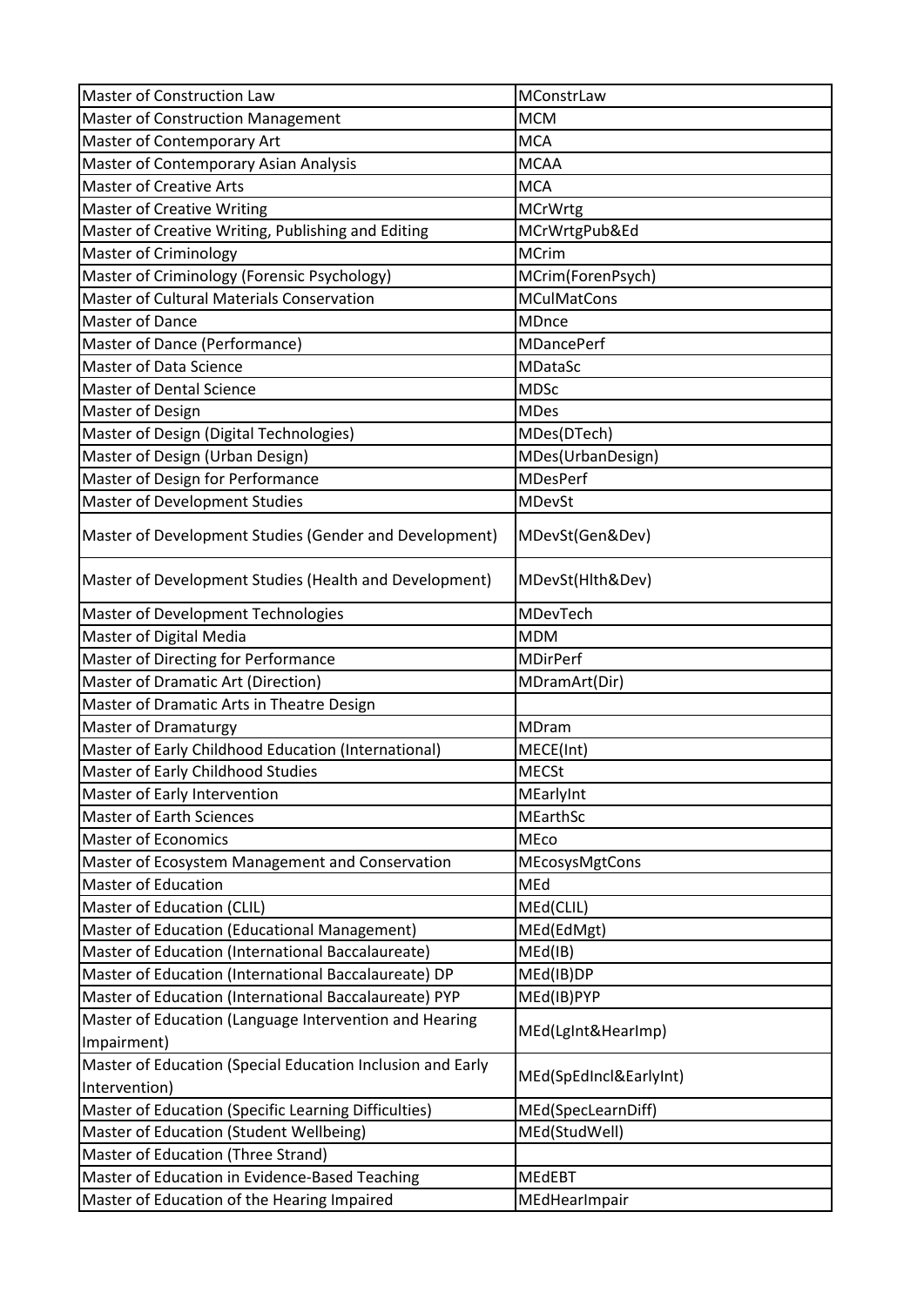| Master of Construction Law | MConstrLaw |
|---|---|
| Master of Construction Management | MCM |
| Master of Contemporary Art | MCA |
| Master of Contemporary Asian Analysis | MCAA |
| Master of Creative Arts | MCA |
| Master of Creative Writing | MCrWrtg |
| Master of Creative Writing, Publishing and Editing | MCrWrtgPub&Ed |
| Master of Criminology | MCrim |
| Master of Criminology (Forensic Psychology) | MCrim(ForenPsych) |
| Master of Cultural Materials Conservation | MCulMatCons |
| Master of Dance | MDnce |
| Master of Dance (Performance) | MDancePerf |
| Master of Data Science | MDataSc |
| Master of Dental Science | MDSc |
| Master of Design | MDes |
| Master of Design (Digital Technologies) | MDes(DTech) |
| Master of Design (Urban Design) | MDes(UrbanDesign) |
| Master of Design for Performance | MDesPerf |
| Master of Development Studies | MDevSt |
| Master of Development Studies (Gender and Development) | MDevSt(Gen&Dev) |
| Master of Development Studies (Health and Development) | MDevSt(Hlth&Dev) |
| Master of Development Technologies | MDevTech |
| Master of Digital Media | MDM |
| Master of Directing for Performance | MDirPerf |
| Master of Dramatic Art (Direction) | MDramArt(Dir) |
| Master of Dramatic Arts in Theatre Design | |
| Master of Dramaturgy | MDram |
| Master of Early Childhood Education (International) | MECE(Int) |
| Master of Early Childhood Studies | MECSt |
| Master of Early Intervention | MEarlyInt |
| Master of Earth Sciences | MEarthSc |
| Master of Economics | MEco |
| Master of Ecosystem Management and Conservation | MEcosysMgtCons |
| Master of Education | MEd |
| Master of Education (CLIL) | MEd(CLIL) |
| Master of Education (Educational Management) | MEd(EdMgt) |
| Master of Education (International Baccalaureate) | MEd(IB) |
| Master of Education (International Baccalaureate) DP | MEd(IB)DP |
| Master of Education (International Baccalaureate) PYP | MEd(IB)PYP |
| Master of Education (Language Intervention and Hearing Impairment) | MEd(LgInt&HearImp) |
| Master of Education (Special Education Inclusion and Early Intervention) | MEd(SpEdIncl&EarlyInt) |
| Master of Education (Specific Learning Difficulties) | MEd(SpecLearnDiff) |
| Master of Education (Student Wellbeing) | MEd(StudWell) |
| Master of Education (Three Strand) | |
| Master of Education in Evidence-Based Teaching | MEdEBT |
| Master of Education of the Hearing Impaired | MEdHearImpair |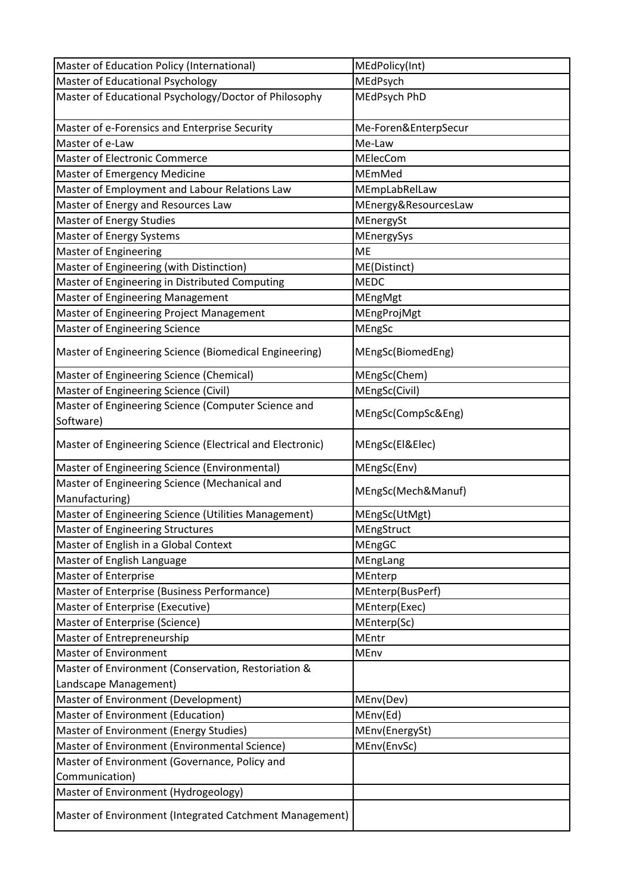| Master of Education Policy (International) | MEdPolicy(Int) |
|---|---|
| Master of Educational Psychology | MEdPsych |
| Master of Educational Psychology/Doctor of Philosophy | MEdPsych PhD |
| Master of e-Forensics and Enterprise Security | Me-Foren&EnterpSecur |
| Master of e-Law | Me-Law |
| Master of Electronic Commerce | MElecCom |
| Master of Emergency Medicine | MEmMed |
| Master of Employment and Labour Relations Law | MEmpLabRelLaw |
| Master of Energy and Resources Law | MEnergy&ResourcesLaw |
| Master of Energy Studies | MEnergySt |
| Master of Energy Systems | MEnergySys |
| Master of Engineering | ME |
| Master of Engineering (with Distinction) | ME(Distinct) |
| Master of Engineering in Distributed Computing | MEDC |
| Master of Engineering Management | MEngMgt |
| Master of Engineering Project Management | MEngProjMgt |
| Master of Engineering Science | MEngSc |
| Master of Engineering Science (Biomedical Engineering) | MEngSc(BiomedEng) |
| Master of Engineering Science (Chemical) | MEngSc(Chem) |
| Master of Engineering Science (Civil) | MEngSc(Civil) |
| Master of Engineering Science (Computer Science and Software) | MEngSc(CompSc&Eng) |
| Master of Engineering Science (Electrical and Electronic) | MEngSc(El&Elec) |
| Master of Engineering Science (Environmental) | MEngSc(Env) |
| Master of Engineering Science (Mechanical and Manufacturing) | MEngSc(Mech&Manuf) |
| Master of Engineering Science (Utilities Management) | MEngSc(UtMgt) |
| Master of Engineering Structures | MEngStruct |
| Master of English in a Global Context | MEngGC |
| Master of English Language | MEngLang |
| Master of Enterprise | MEnterp |
| Master of Enterprise (Business Performance) | MEnterp(BusPerf) |
| Master of Enterprise (Executive) | MEnterp(Exec) |
| Master of Enterprise (Science) | MEnterp(Sc) |
| Master of Entrepreneurship | MEntr |
| Master of Environment | MEnv |
| Master of Environment (Conservation, Restoration & Landscape Management) | |
| Master of Environment (Development) | MEnv(Dev) |
| Master of Environment (Education) | MEnv(Ed) |
| Master of Environment (Energy Studies) | MEnv(EnergySt) |
| Master of Environment (Environmental Science) | MEnv(EnvSc) |
| Master of Environment (Governance, Policy and Communication) | |
| Master of Environment (Hydrogeology) | |
| Master of Environment (Integrated Catchment Management) | |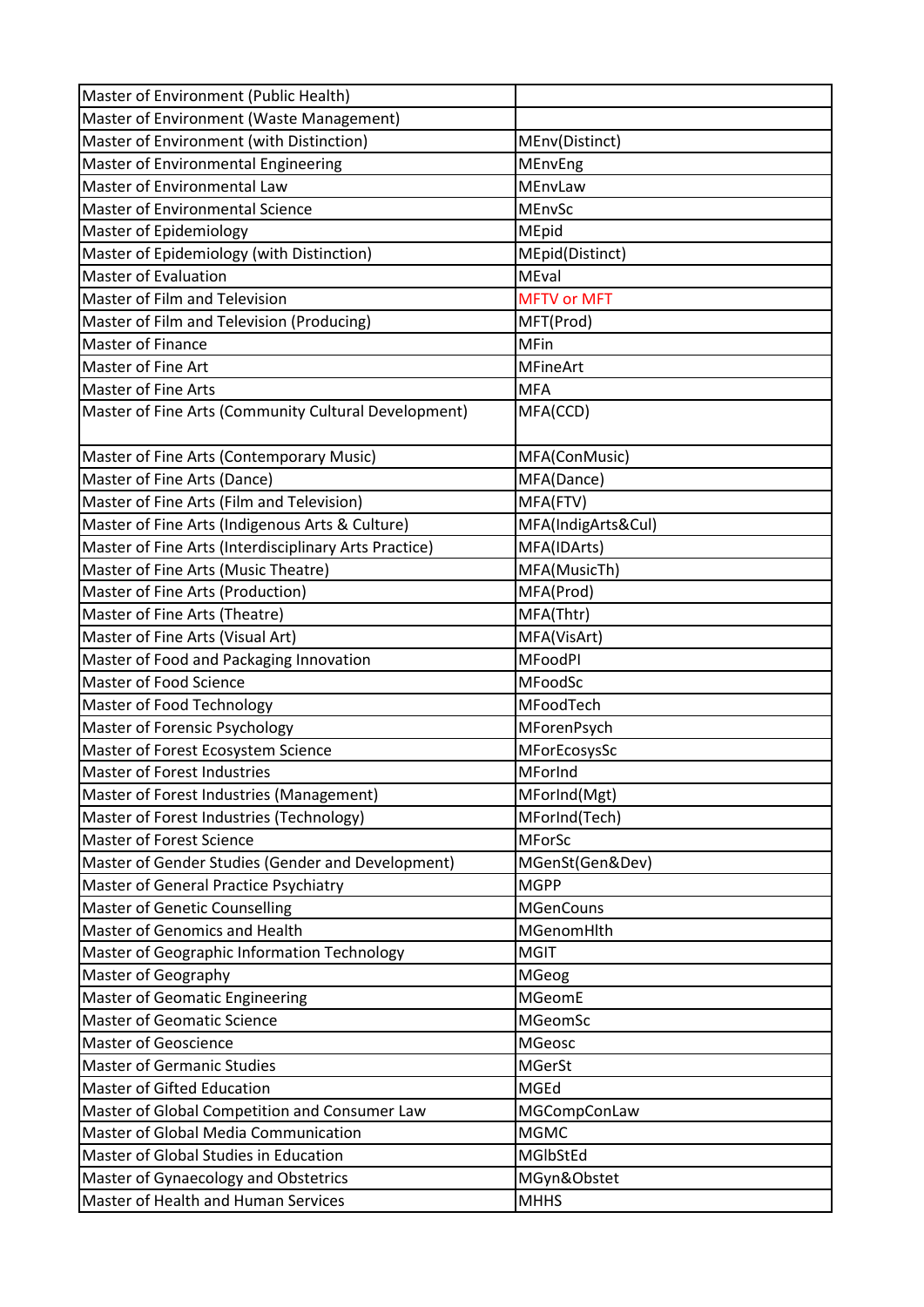| Master of Environment (Public Health) | |
|---|---|
| Master of Environment (Waste Management) | |
| Master of Environment (with Distinction) | MEnv(Distinct) |
| Master of Environmental Engineering | MEnvEng |
| Master of Environmental Law | MEnvLaw |
| Master of Environmental Science | MEnvSc |
| Master of Epidemiology | MEpid |
| Master of Epidemiology (with Distinction) | MEpid(Distinct) |
| Master of Evaluation | MEval |
| Master of Film and Television | MFTV or MFT |
| Master of Film and Television (Producing) | MFT(Prod) |
| Master of Finance | MFin |
| Master of Fine Art | MFineArt |
| Master of Fine Arts | MFA |
| Master of Fine Arts (Community Cultural Development) | MFA(CCD) |
| Master of Fine Arts (Contemporary Music) | MFA(ConMusic) |
| Master of Fine Arts (Dance) | MFA(Dance) |
| Master of Fine Arts (Film and Television) | MFA(FTV) |
| Master of Fine Arts (Indigenous Arts & Culture) | MFA(IndigArts&Cul) |
| Master of Fine Arts (Interdisciplinary Arts Practice) | MFA(IDArts) |
| Master of Fine Arts (Music Theatre) | MFA(MusicTh) |
| Master of Fine Arts (Production) | MFA(Prod) |
| Master of Fine Arts (Theatre) | MFA(Thtr) |
| Master of Fine Arts (Visual Art) | MFA(VisArt) |
| Master of Food and Packaging Innovation | MFoodPI |
| Master of Food Science | MFoodSc |
| Master of Food Technology | MFoodTech |
| Master of Forensic Psychology | MForenPsych |
| Master of Forest Ecosystem Science | MForEcosysSc |
| Master of Forest Industries | MForInd |
| Master of Forest Industries (Management) | MForInd(Mgt) |
| Master of Forest Industries (Technology) | MForInd(Tech) |
| Master of Forest Science | MForSc |
| Master of Gender Studies (Gender and Development) | MGenSt(Gen&Dev) |
| Master of General Practice Psychiatry | MGPP |
| Master of Genetic Counselling | MGenCouns |
| Master of Genomics and Health | MGenomHlth |
| Master of Geographic Information Technology | MGIT |
| Master of Geography | MGeog |
| Master of Geomatic Engineering | MGeomE |
| Master of Geomatic Science | MGeomSc |
| Master of Geoscience | MGeosc |
| Master of Germanic Studies | MGerSt |
| Master of Gifted Education | MGEd |
| Master of Global Competition and Consumer Law | MGCompConLaw |
| Master of Global Media Communication | MGMC |
| Master of Global Studies in Education | MGlbStEd |
| Master of Gynaecology and Obstetrics | MGyn&Obstet |
| Master of Health and Human Services | MHHS |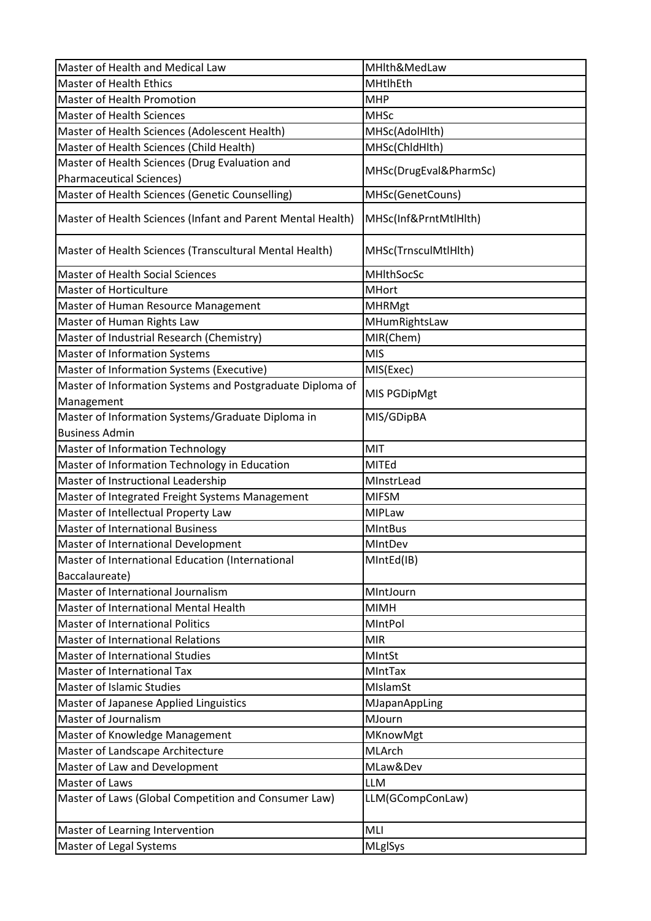| Master of Health and Medical Law | MHlth&MedLaw |
|---|---|
| Master of Health Ethics | MHtlhEth |
| Master of Health Promotion | MHP |
| Master of Health Sciences | MHSc |
| Master of Health Sciences (Adolescent Health) | MHSc(AdolHlth) |
| Master of Health Sciences (Child Health) | MHSc(ChldHlth) |
| Master of Health Sciences (Drug Evaluation and Pharmaceutical Sciences) | MHSc(DrugEval&PharmSc) |
| Master of Health Sciences (Genetic Counselling) | MHSc(GenetCouns) |
| Master of Health Sciences (Infant and Parent Mental Health) | MHSc(Inf&PrntMtlHlth) |
| Master of Health Sciences (Transcultural Mental Health) | MHSc(TrnsculMtlHlth) |
| Master of Health Social Sciences | MHlthSocSc |
| Master of Horticulture | MHort |
| Master of Human Resource Management | MHRMgt |
| Master of Human Rights Law | MHumRightsLaw |
| Master of Industrial Research (Chemistry) | MIR(Chem) |
| Master of Information Systems | MIS |
| Master of Information Systems (Executive) | MIS(Exec) |
| Master of Information Systems and Postgraduate Diploma of Management | MIS PGDipMgt |
| Master of Information Systems/Graduate Diploma in Business Admin | MIS/GDipBA |
| Master of Information Technology | MIT |
| Master of Information Technology in Education | MITEd |
| Master of Instructional Leadership | MInstrLead |
| Master of Integrated Freight Systems Management | MIFSM |
| Master of Intellectual Property Law | MIPLaw |
| Master of International Business | MIntBus |
| Master of International Development | MIntDev |
| Master of International Education (International Baccalaureate) | MIntEd(IB) |
| Master of International Journalism | MIntJourn |
| Master of International Mental Health | MIMH |
| Master of International Politics | MIntPol |
| Master of International Relations | MIR |
| Master of International Studies | MIntSt |
| Master of International Tax | MIntTax |
| Master of Islamic Studies | MIslamSt |
| Master of Japanese Applied Linguistics | MJapanAppLing |
| Master of Journalism | MJourn |
| Master of Knowledge Management | MKnowMgt |
| Master of Landscape Architecture | MLArch |
| Master of Law and Development | MLaw&Dev |
| Master of Laws | LLM |
| Master of Laws (Global Competition and Consumer Law) | LLM(GCompConLaw) |
| Master of Learning Intervention | MLI |
| Master of Legal Systems | MLglSys |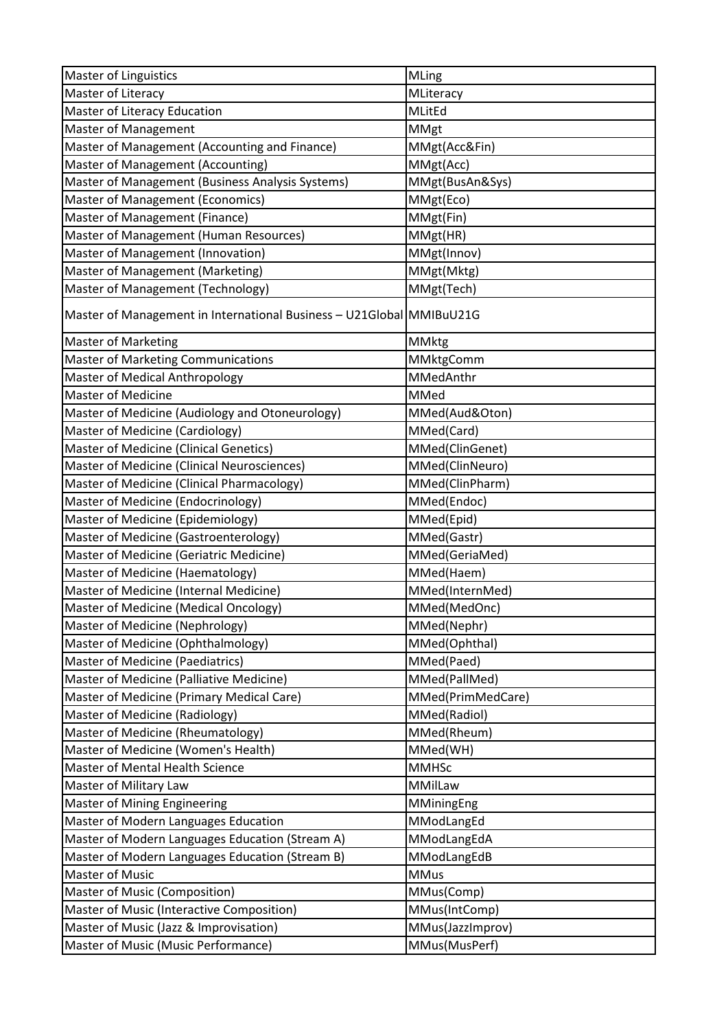| Master of Linguistics | MLing |
|---|---|
| Master of Literacy | MLiteracy |
| Master of Literacy Education | MLitEd |
| Master of Management | MMgt |
| Master of Management (Accounting and Finance) | MMgt(Acc&Fin) |
| Master of Management (Accounting) | MMgt(Acc) |
| Master of Management (Business Analysis Systems) | MMgt(BusAn&Sys) |
| Master of Management (Economics) | MMgt(Eco) |
| Master of Management (Finance) | MMgt(Fin) |
| Master of Management (Human Resources) | MMgt(HR) |
| Master of Management (Innovation) | MMgt(Innov) |
| Master of Management (Marketing) | MMgt(Mktg) |
| Master of Management (Technology) | MMgt(Tech) |
| Master of Management in International Business – U21Global | MMIBuU21G |
| Master of Marketing | MMktg |
| Master of Marketing Communications | MMktgComm |
| Master of Medical Anthropology | MMedAnthr |
| Master of Medicine | MMed |
| Master of Medicine (Audiology and Otoneurology) | MMed(Aud&Oton) |
| Master of Medicine (Cardiology) | MMed(Card) |
| Master of Medicine (Clinical Genetics) | MMed(ClinGenet) |
| Master of Medicine (Clinical Neurosciences) | MMed(ClinNeuro) |
| Master of Medicine (Clinical Pharmacology) | MMed(ClinPharm) |
| Master of Medicine (Endocrinology) | MMed(Endoc) |
| Master of Medicine (Epidemiology) | MMed(Epid) |
| Master of Medicine (Gastroenterology) | MMed(Gastr) |
| Master of Medicine (Geriatric Medicine) | MMed(GeriaMed) |
| Master of Medicine (Haematology) | MMed(Haem) |
| Master of Medicine (Internal Medicine) | MMed(InternMed) |
| Master of Medicine (Medical Oncology) | MMed(MedOnc) |
| Master of Medicine (Nephrology) | MMed(Nephr) |
| Master of Medicine (Ophthalmology) | MMed(Ophthal) |
| Master of Medicine (Paediatrics) | MMed(Paed) |
| Master of Medicine (Palliative Medicine) | MMed(PallMed) |
| Master of Medicine (Primary Medical Care) | MMed(PrimMedCare) |
| Master of Medicine (Radiology) | MMed(Radiol) |
| Master of Medicine (Rheumatology) | MMed(Rheum) |
| Master of Medicine (Women's Health) | MMed(WH) |
| Master of Mental Health Science | MMHSc |
| Master of Military Law | MMilLaw |
| Master of Mining Engineering | MMiningEng |
| Master of Modern Languages Education | MModLangEd |
| Master of Modern Languages Education (Stream A) | MModLangEdA |
| Master of Modern Languages Education (Stream B) | MModLangEdB |
| Master of Music | MMus |
| Master of Music (Composition) | MMus(Comp) |
| Master of Music (Interactive Composition) | MMus(IntComp) |
| Master of Music (Jazz & Improvisation) | MMus(JazzImprov) |
| Master of Music (Music Performance) | MMus(MusPerf) |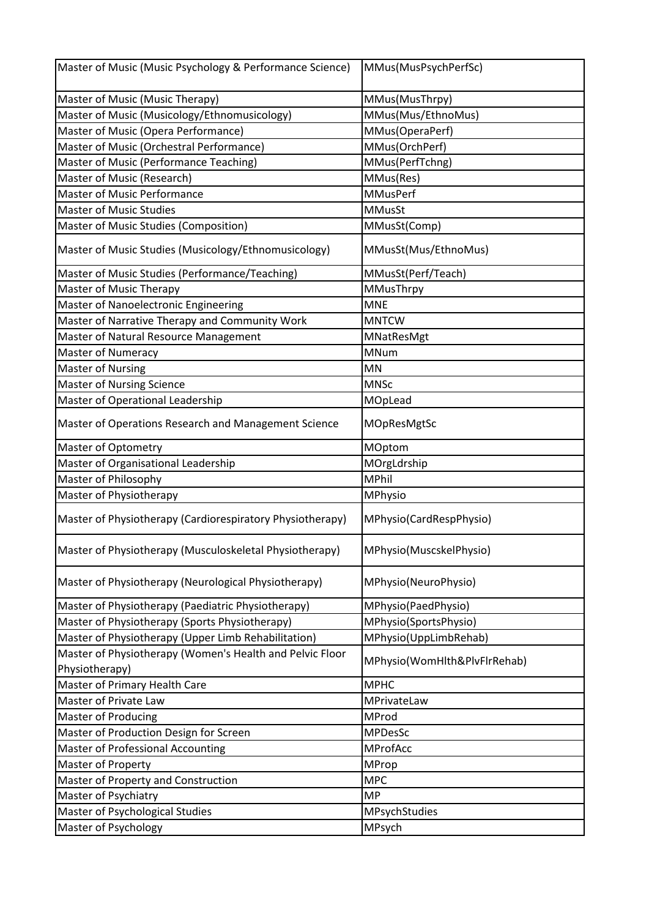| Master of Music (Music Psychology & Performance Science) | MMus(MusPsychPerfSc) |
|---|---|
| Master of Music (Music Therapy) | MMus(MusThrpy) |
| Master of Music (Musicology/Ethnomusicology) | MMus(Mus/EthnoMus) |
| Master of Music (Opera Performance) | MMus(OperaPerf) |
| Master of Music (Orchestral Performance) | MMus(OrchPerf) |
| Master of Music (Performance Teaching) | MMus(PerfTchng) |
| Master of Music (Research) | MMus(Res) |
| Master of Music Performance | MMusPerf |
| Master of Music Studies | MMusSt |
| Master of Music Studies (Composition) | MMusSt(Comp) |
| Master of Music Studies (Musicology/Ethnomusicology) | MMusSt(Mus/EthnoMus) |
| Master of Music Studies (Performance/Teaching) | MMusSt(Perf/Teach) |
| Master of Music Therapy | MMusThrpy |
| Master of Nanoelectronic Engineering | MNE |
| Master of Narrative Therapy and Community Work | MNTCW |
| Master of Natural Resource Management | MNatResMgt |
| Master of Numeracy | MNum |
| Master of Nursing | MN |
| Master of Nursing Science | MNSc |
| Master of Operational Leadership | MOpLead |
| Master of Operations Research and Management Science | MOpResMgtSc |
| Master of Optometry | MOptom |
| Master of Organisational Leadership | MOrgLdrship |
| Master of Philosophy | MPhil |
| Master of Physiotherapy | MPhysio |
| Master of Physiotherapy (Cardiorespiratory Physiotherapy) | MPhysio(CardRespPhysio) |
| Master of Physiotherapy (Musculoskeletal Physiotherapy) | MPhysio(MuscskelPhysio) |
| Master of Physiotherapy (Neurological Physiotherapy) | MPhysio(NeuroPhysio) |
| Master of Physiotherapy (Paediatric Physiotherapy) | MPhysio(PaedPhysio) |
| Master of Physiotherapy (Sports Physiotherapy) | MPhysio(SportsPhysio) |
| Master of Physiotherapy (Upper Limb Rehabilitation) | MPhysio(UppLimbRehab) |
| Master of Physiotherapy (Women's Health and Pelvic Floor Physiotherapy) | MPhysio(WomHlth&PlvFlrRehab) |
| Master of Primary Health Care | MPHC |
| Master of Private Law | MPrivateLaw |
| Master of Producing | MProd |
| Master of Production Design for Screen | MPDesSc |
| Master of Professional Accounting | MProfAcc |
| Master of Property | MProp |
| Master of Property and Construction | MPC |
| Master of Psychiatry | MP |
| Master of Psychological Studies | MPsychStudies |
| Master of Psychology | MPsych |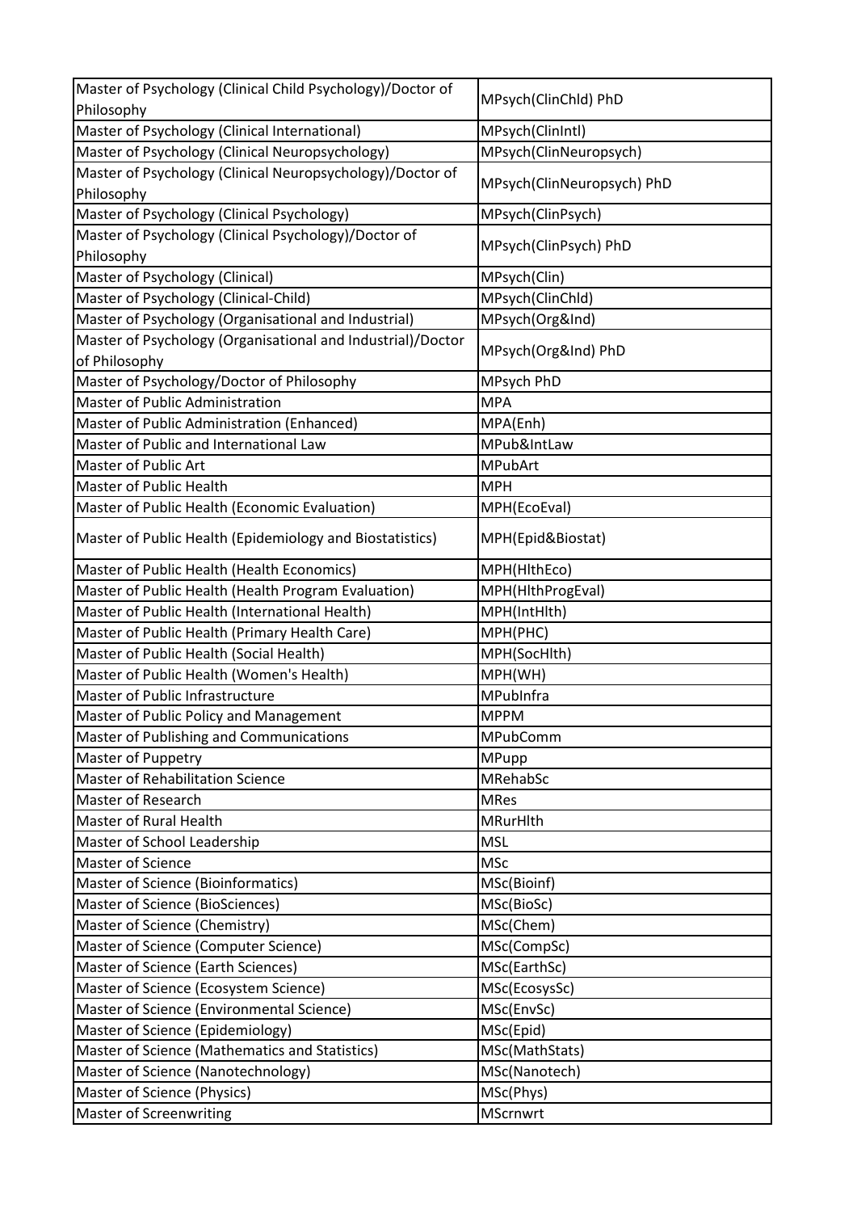| Master of Psychology (Clinical Child Psychology)/Doctor of Philosophy | MPsych(ClinChld) PhD |
|---|---|
| Master of Psychology (Clinical International) | MPsych(ClinIntl) |
| Master of Psychology (Clinical Neuropsychology) | MPsych(ClinNeuropsych) |
| Master of Psychology (Clinical Neuropsychology)/Doctor of Philosophy | MPsych(ClinNeuropsych) PhD |
| Master of Psychology (Clinical Psychology) | MPsych(ClinPsych) |
| Master of Psychology (Clinical Psychology)/Doctor of Philosophy | MPsych(ClinPsych) PhD |
| Master of Psychology (Clinical) | MPsych(Clin) |
| Master of Psychology (Clinical-Child) | MPsych(ClinChld) |
| Master of Psychology (Organisational and Industrial) | MPsych(Org&Ind) |
| Master of Psychology (Organisational and Industrial)/Doctor of Philosophy | MPsych(Org&Ind) PhD |
| Master of Psychology/Doctor of Philosophy | MPsych PhD |
| Master of Public Administration | MPA |
| Master of Public Administration (Enhanced) | MPA(Enh) |
| Master of Public and International Law | MPub&IntLaw |
| Master of Public Art | MPubArt |
| Master of Public Health | MPH |
| Master of Public Health (Economic Evaluation) | MPH(EcoEval) |
| Master of Public Health (Epidemiology and Biostatistics) | MPH(Epid&Biostat) |
| Master of Public Health (Health Economics) | MPH(HlthEco) |
| Master of Public Health (Health Program Evaluation) | MPH(HlthProgEval) |
| Master of Public Health (International Health) | MPH(IntHlth) |
| Master of Public Health (Primary Health Care) | MPH(PHC) |
| Master of Public Health (Social Health) | MPH(SocHlth) |
| Master of Public Health (Women's Health) | MPH(WH) |
| Master of Public Infrastructure | MPubInfra |
| Master of Public Policy and Management | MPPM |
| Master of Publishing and Communications | MPubComm |
| Master of Puppetry | MPupp |
| Master of Rehabilitation Science | MRehabSc |
| Master of Research | MRes |
| Master of Rural Health | MRurHlth |
| Master of School Leadership | MSL |
| Master of Science | MSc |
| Master of Science (Bioinformatics) | MSc(Bioinf) |
| Master of Science (BioSciences) | MSc(BioSc) |
| Master of Science (Chemistry) | MSc(Chem) |
| Master of Science (Computer Science) | MSc(CompSc) |
| Master of Science (Earth Sciences) | MSc(EarthSc) |
| Master of Science (Ecosystem Science) | MSc(EcosysSc) |
| Master of Science (Environmental Science) | MSc(EnvSc) |
| Master of Science (Epidemiology) | MSc(Epid) |
| Master of Science (Mathematics and Statistics) | MSc(MathStats) |
| Master of Science (Nanotechnology) | MSc(Nanotech) |
| Master of Science (Physics) | MSc(Phys) |
| Master of Screenwriting | MScrnwrt |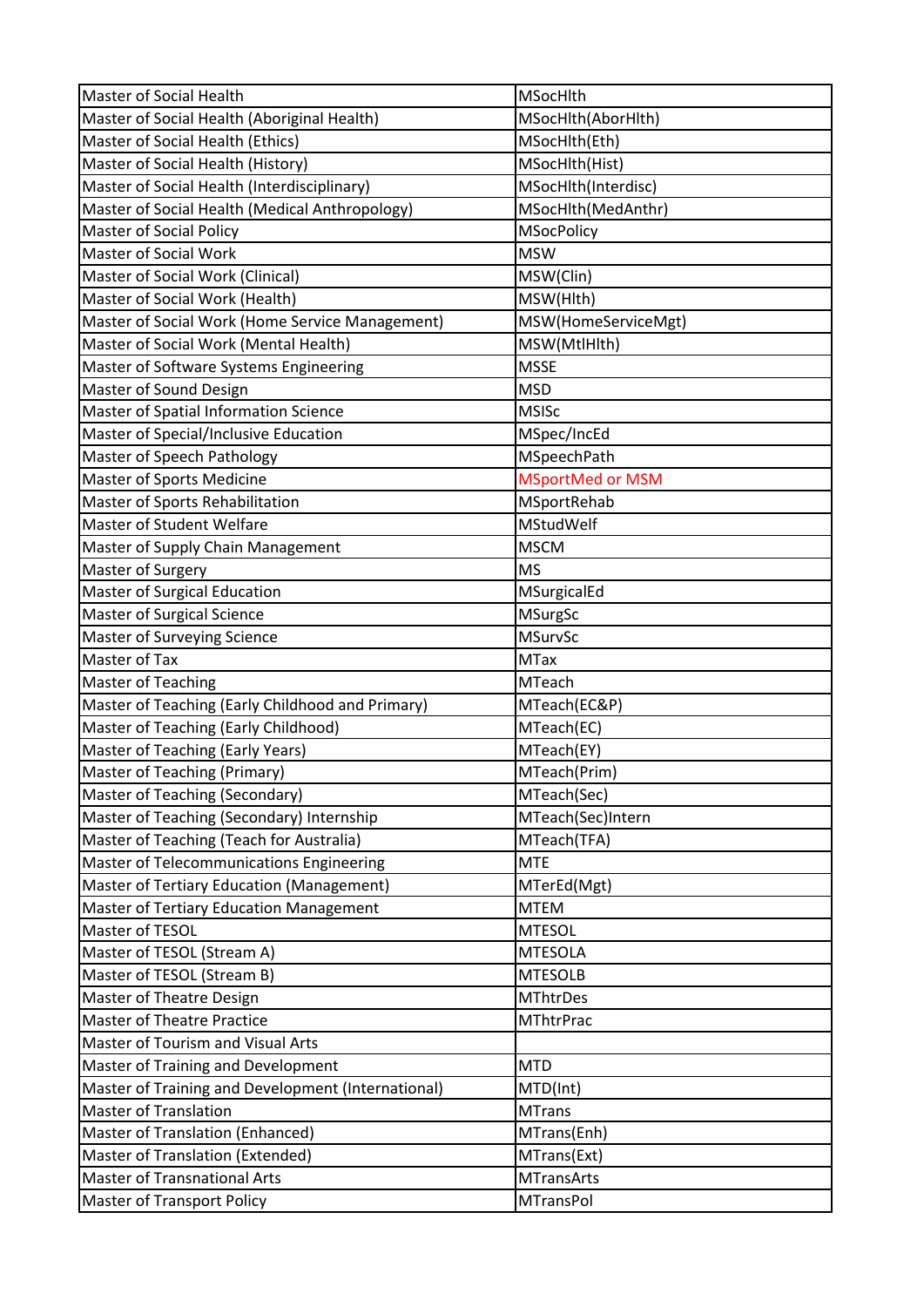| Master of Social Health | MSocHlth |
|---|---|
| Master of Social Health (Aboriginal Health) | MSocHlth(AborHlth) |
| Master of Social Health (Ethics) | MSocHlth(Eth) |
| Master of Social Health (History) | MSocHlth(Hist) |
| Master of Social Health (Interdisciplinary) | MSocHlth(Interdisc) |
| Master of Social Health (Medical Anthropology) | MSocHlth(MedAnthr) |
| Master of Social Policy | MSocPolicy |
| Master of Social Work | MSW |
| Master of Social Work (Clinical) | MSW(Clin) |
| Master of Social Work (Health) | MSW(Hlth) |
| Master of Social Work (Home Service Management) | MSW(HomeServiceMgt) |
| Master of Social Work (Mental Health) | MSW(MtlHlth) |
| Master of Software Systems Engineering | MSSE |
| Master of Sound Design | MSD |
| Master of Spatial Information Science | MSISc |
| Master of Special/Inclusive Education | MSpec/IncEd |
| Master of Speech Pathology | MSpeechPath |
| Master of Sports Medicine | MSportMed or MSM |
| Master of Sports Rehabilitation | MSportRehab |
| Master of Student Welfare | MStudWelf |
| Master of Supply Chain Management | MSCM |
| Master of Surgery | MS |
| Master of Surgical Education | MSurgicalEd |
| Master of Surgical Science | MSurgSc |
| Master of Surveying Science | MSurvSc |
| Master of Tax | MTax |
| Master of Teaching | MTeach |
| Master of Teaching (Early Childhood and Primary) | MTeach(EC&P) |
| Master of Teaching (Early Childhood) | MTeach(EC) |
| Master of Teaching (Early Years) | MTeach(EY) |
| Master of Teaching (Primary) | MTeach(Prim) |
| Master of Teaching (Secondary) | MTeach(Sec) |
| Master of Teaching (Secondary) Internship | MTeach(Sec)Intern |
| Master of Teaching (Teach for Australia) | MTeach(TFA) |
| Master of Telecommunications Engineering | MTE |
| Master of Tertiary Education (Management) | MTerEd(Mgt) |
| Master of Tertiary Education Management | MTEM |
| Master of TESOL | MTESOL |
| Master of TESOL (Stream A) | MTESOLA |
| Master of TESOL (Stream B) | MTESOLB |
| Master of Theatre Design | MThtrDes |
| Master of Theatre Practice | MThtrPrac |
| Master of Tourism and Visual Arts | |
| Master of Training and Development | MTD |
| Master of Training and Development (International) | MTD(Int) |
| Master of Translation | MTrans |
| Master of Translation (Enhanced) | MTrans(Enh) |
| Master of Translation (Extended) | MTrans(Ext) |
| Master of Transnational Arts | MTransArts |
| Master of Transport Policy | MTransPol |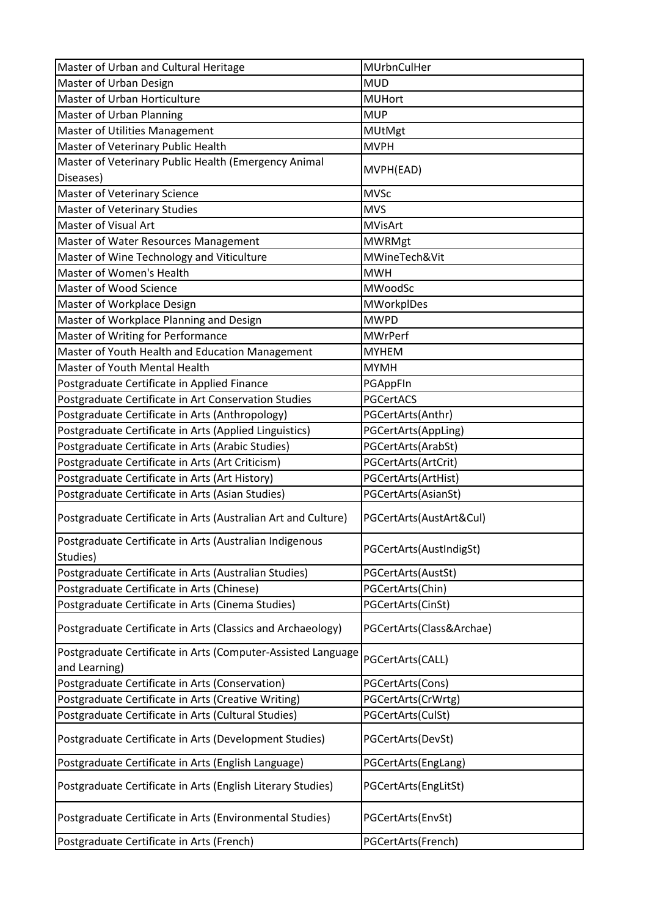| Master of Urban and Cultural Heritage | MUrbnCulHer |
|---|---|
| Master of Urban Design | MUD |
| Master of Urban Horticulture | MUHort |
| Master of Urban Planning | MUP |
| Master of Utilities Management | MUtMgt |
| Master of Veterinary Public Health | MVPH |
| Master of Veterinary Public Health (Emergency Animal Diseases) | MVPH(EAD) |
| Master of Veterinary Science | MVSc |
| Master of Veterinary Studies | MVS |
| Master of Visual Art | MVisArt |
| Master of Water Resources Management | MWRMgt |
| Master of Wine Technology and Viticulture | MWineTech&Vit |
| Master of Women's Health | MWH |
| Master of Wood Science | MWoodSc |
| Master of Workplace Design | MWorkplDes |
| Master of Workplace Planning and Design | MWPD |
| Master of Writing for Performance | MWrPerf |
| Master of Youth Health and Education Management | MYHEM |
| Master of Youth Mental Health | MYMH |
| Postgraduate Certificate in Applied Finance | PGAppFIn |
| Postgraduate Certificate in Art Conservation Studies | PGCertACS |
| Postgraduate Certificate in Arts (Anthropology) | PGCertArts(Anthr) |
| Postgraduate Certificate in Arts (Applied Linguistics) | PGCertArts(AppLing) |
| Postgraduate Certificate in Arts (Arabic Studies) | PGCertArts(ArabSt) |
| Postgraduate Certificate in Arts (Art Criticism) | PGCertArts(ArtCrit) |
| Postgraduate Certificate in Arts (Art History) | PGCertArts(ArtHist) |
| Postgraduate Certificate in Arts (Asian Studies) | PGCertArts(AsianSt) |
| Postgraduate Certificate in Arts (Australian Art and Culture) | PGCertArts(AustArt&Cul) |
| Postgraduate Certificate in Arts (Australian Indigenous Studies) | PGCertArts(AustIndigSt) |
| Postgraduate Certificate in Arts (Australian Studies) | PGCertArts(AustSt) |
| Postgraduate Certificate in Arts (Chinese) | PGCertArts(Chin) |
| Postgraduate Certificate in Arts (Cinema Studies) | PGCertArts(CinSt) |
| Postgraduate Certificate in Arts (Classics and Archaeology) | PGCertArts(Class&Archae) |
| Postgraduate Certificate in Arts (Computer-Assisted Language and Learning) | PGCertArts(CALL) |
| Postgraduate Certificate in Arts (Conservation) | PGCertArts(Cons) |
| Postgraduate Certificate in Arts (Creative Writing) | PGCertArts(CrWrtg) |
| Postgraduate Certificate in Arts (Cultural Studies) | PGCertArts(CulSt) |
| Postgraduate Certificate in Arts (Development Studies) | PGCertArts(DevSt) |
| Postgraduate Certificate in Arts (English Language) | PGCertArts(EngLang) |
| Postgraduate Certificate in Arts (English Literary Studies) | PGCertArts(EngLitSt) |
| Postgraduate Certificate in Arts (Environmental Studies) | PGCertArts(EnvSt) |
| Postgraduate Certificate in Arts (French) | PGCertArts(French) |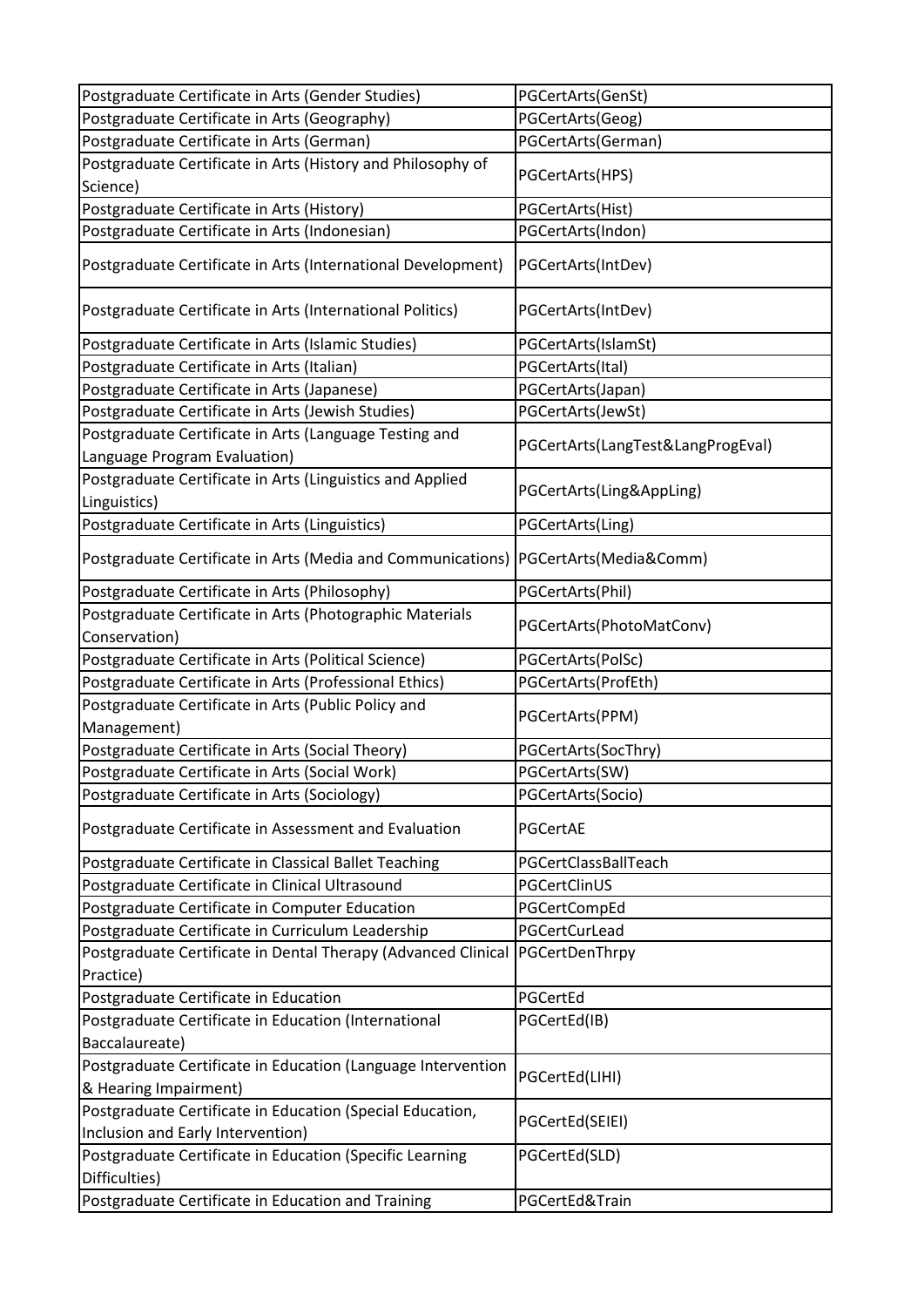| Postgraduate Certificate in Arts (Gender Studies) | PGCertArts(GenSt) |
|---|---|
| Postgraduate Certificate in Arts (Geography) | PGCertArts(Geog) |
| Postgraduate Certificate in Arts (German) | PGCertArts(German) |
| Postgraduate Certificate in Arts (History and Philosophy of Science) | PGCertArts(HPS) |
| Postgraduate Certificate in Arts (History) | PGCertArts(Hist) |
| Postgraduate Certificate in Arts (Indonesian) | PGCertArts(Indon) |
| Postgraduate Certificate in Arts (International Development) | PGCertArts(IntDev) |
| Postgraduate Certificate in Arts (International Politics) | PGCertArts(IntDev) |
| Postgraduate Certificate in Arts (Islamic Studies) | PGCertArts(IslamSt) |
| Postgraduate Certificate in Arts (Italian) | PGCertArts(Ital) |
| Postgraduate Certificate in Arts (Japanese) | PGCertArts(Japan) |
| Postgraduate Certificate in Arts (Jewish Studies) | PGCertArts(JewSt) |
| Postgraduate Certificate in Arts (Language Testing and Language Program Evaluation) | PGCertArts(LangTest&LangProgEval) |
| Postgraduate Certificate in Arts (Linguistics and Applied Linguistics) | PGCertArts(Ling&AppLing) |
| Postgraduate Certificate in Arts (Linguistics) | PGCertArts(Ling) |
| Postgraduate Certificate in Arts (Media and Communications) | PGCertArts(Media&Comm) |
| Postgraduate Certificate in Arts (Philosophy) | PGCertArts(Phil) |
| Postgraduate Certificate in Arts (Photographic Materials Conservation) | PGCertArts(PhotoMatConv) |
| Postgraduate Certificate in Arts (Political Science) | PGCertArts(PolSc) |
| Postgraduate Certificate in Arts (Professional Ethics) | PGCertArts(ProfEth) |
| Postgraduate Certificate in Arts (Public Policy and Management) | PGCertArts(PPM) |
| Postgraduate Certificate in Arts (Social Theory) | PGCertArts(SocThry) |
| Postgraduate Certificate in Arts (Social Work) | PGCertArts(SW) |
| Postgraduate Certificate in Arts (Sociology) | PGCertArts(Socio) |
| Postgraduate Certificate in Assessment and Evaluation | PGCertAE |
| Postgraduate Certificate in Classical Ballet Teaching | PGCertClassBallTeach |
| Postgraduate Certificate in Clinical Ultrasound | PGCertClinUS |
| Postgraduate Certificate in Computer Education | PGCertCompEd |
| Postgraduate Certificate in Curriculum Leadership | PGCertCurLead |
| Postgraduate Certificate in Dental Therapy (Advanced Clinical Practice) | PGCertDenThrpy |
| Postgraduate Certificate in Education | PGCertEd |
| Postgraduate Certificate in Education (International Baccalaureate) | PGCertEd(IB) |
| Postgraduate Certificate in Education (Language Intervention & Hearing Impairment) | PGCertEd(LIHI) |
| Postgraduate Certificate in Education (Special Education, Inclusion and Early Intervention) | PGCertEd(SEIEI) |
| Postgraduate Certificate in Education (Specific Learning Difficulties) | PGCertEd(SLD) |
| Postgraduate Certificate in Education and Training | PGCertEd&Train |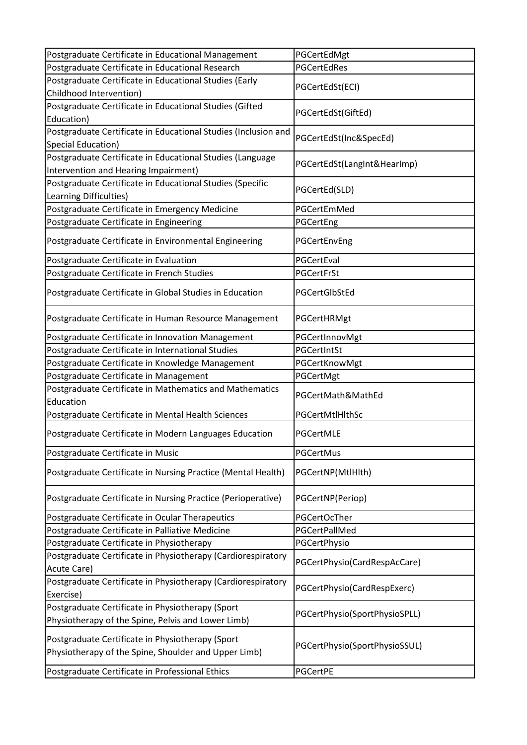| Postgraduate Certificate in Educational Management | PGCertEdMgt |
|---|---|
| Postgraduate Certificate in Educational Research | PGCertEdRes |
| Postgraduate Certificate in Educational Studies (Early Childhood Intervention) | PGCertEdSt(ECI) |
| Postgraduate Certificate in Educational Studies (Gifted Education) | PGCertEdSt(GiftEd) |
| Postgraduate Certificate in Educational Studies (Inclusion and Special Education) | PGCertEdSt(Inc&SpecEd) |
| Postgraduate Certificate in Educational Studies (Language Intervention and Hearing Impairment) | PGCertEdSt(LangInt&HearImp) |
| Postgraduate Certificate in Educational Studies (Specific Learning Difficulties) | PGCertEd(SLD) |
| Postgraduate Certificate in Emergency Medicine | PGCertEmMed |
| Postgraduate Certificate in Engineering | PGCertEng |
| Postgraduate Certificate in Environmental Engineering | PGCertEnvEng |
| Postgraduate Certificate in Evaluation | PGCertEval |
| Postgraduate Certificate in French Studies | PGCertFrSt |
| Postgraduate Certificate in Global Studies in Education | PGCertGlbStEd |
| Postgraduate Certificate in Human Resource Management | PGCertHRMgt |
| Postgraduate Certificate in Innovation Management | PGCertInnovMgt |
| Postgraduate Certificate in International Studies | PGCertIntSt |
| Postgraduate Certificate in Knowledge Management | PGCertKnowMgt |
| Postgraduate Certificate in Management | PGCertMgt |
| Postgraduate Certificate in Mathematics and Mathematics Education | PGCertMath&MathEd |
| Postgraduate Certificate in Mental Health Sciences | PGCertMtlHlthSc |
| Postgraduate Certificate in Modern Languages Education | PGCertMLE |
| Postgraduate Certificate in Music | PGCertMus |
| Postgraduate Certificate in Nursing Practice (Mental Health) | PGCertNP(MtlHlth) |
| Postgraduate Certificate in Nursing Practice (Perioperative) | PGCertNP(Periop) |
| Postgraduate Certificate in Ocular Therapeutics | PGCertOcTher |
| Postgraduate Certificate in Palliative Medicine | PGCertPallMed |
| Postgraduate Certificate in Physiotherapy | PGCertPhysio |
| Postgraduate Certificate in Physiotherapy (Cardiorespiratory Acute Care) | PGCertPhysio(CardRespAcCare) |
| Postgraduate Certificate in Physiotherapy (Cardiorespiratory Exercise) | PGCertPhysio(CardRespExerc) |
| Postgraduate Certificate in Physiotherapy (Sport Physiotherapy of the Spine, Pelvis and Lower Limb) | PGCertPhysio(SportPhysioSPLL) |
| Postgraduate Certificate in Physiotherapy (Sport Physiotherapy of the Spine, Shoulder and Upper Limb) | PGCertPhysio(SportPhysioSSUL) |
| Postgraduate Certificate in Professional Ethics | PGCertPE |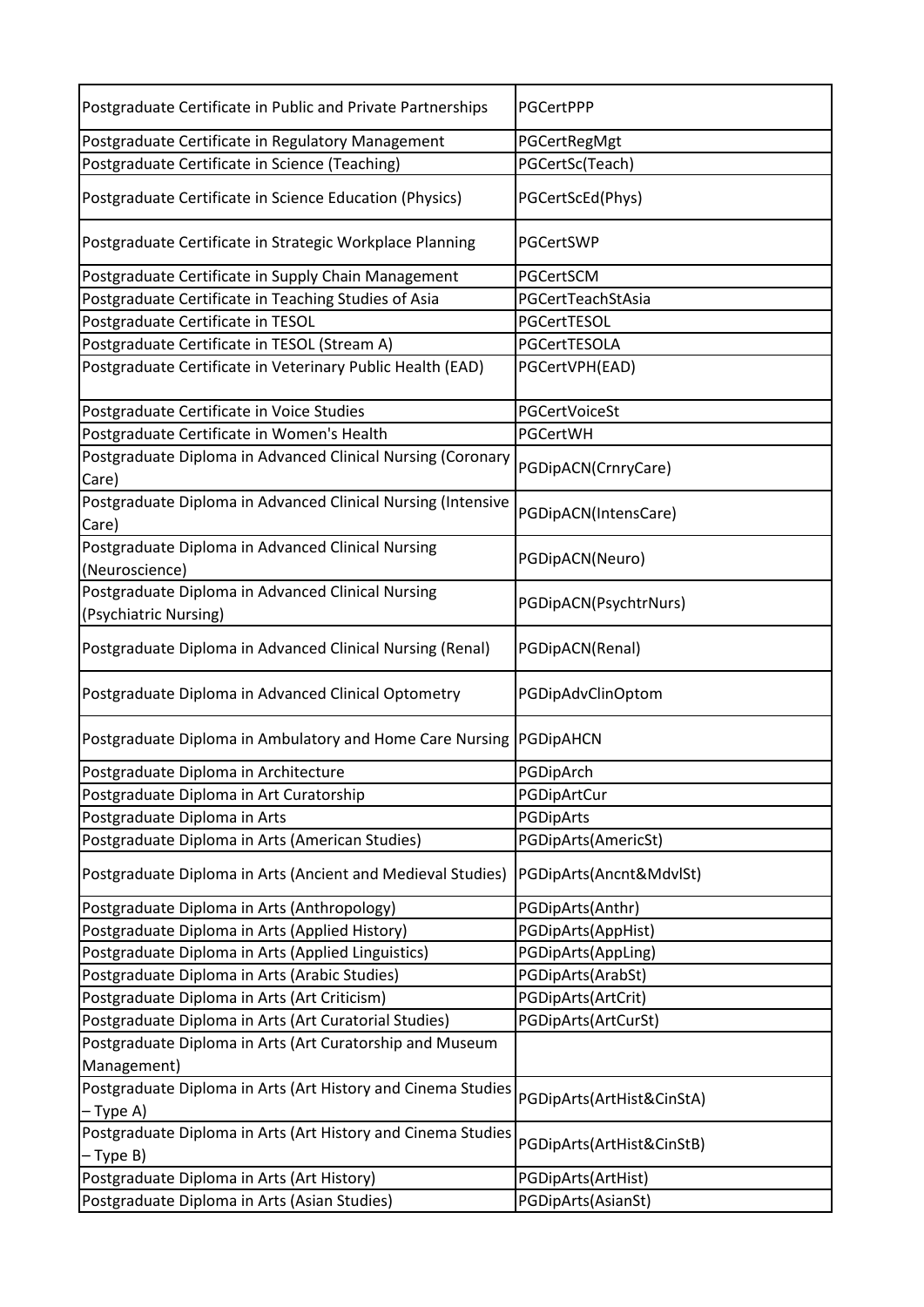| | |
|---|---|
| Postgraduate Certificate in Public and Private Partnerships | PGCertPPP |
| Postgraduate Certificate in Regulatory Management | PGCertRegMgt |
| Postgraduate Certificate in Science (Teaching) | PGCertSc(Teach) |
| Postgraduate Certificate in Science Education (Physics) | PGCertScEd(Phys) |
| Postgraduate Certificate in Strategic Workplace Planning | PGCertSWP |
| Postgraduate Certificate in Supply Chain Management | PGCertSCM |
| Postgraduate Certificate in Teaching Studies of Asia | PGCertTeachStAsia |
| Postgraduate Certificate in TESOL | PGCertTESOL |
| Postgraduate Certificate in TESOL (Stream A) | PGCertTESOLA |
| Postgraduate Certificate in Veterinary Public Health (EAD) | PGCertVPH(EAD) |
| Postgraduate Certificate in Voice Studies | PGCertVoiceSt |
| Postgraduate Certificate in Women's Health | PGCertWH |
| Postgraduate Diploma in Advanced Clinical Nursing (Coronary Care) | PGDipACN(CrnryCare) |
| Postgraduate Diploma in Advanced Clinical Nursing (Intensive Care) | PGDipACN(IntensCare) |
| Postgraduate Diploma in Advanced Clinical Nursing (Neuroscience) | PGDipACN(Neuro) |
| Postgraduate Diploma in Advanced Clinical Nursing (Psychiatric Nursing) | PGDipACN(PsychtrNurs) |
| Postgraduate Diploma in Advanced Clinical Nursing (Renal) | PGDipACN(Renal) |
| Postgraduate Diploma in Advanced Clinical Optometry | PGDipAdvClinOptom |
| Postgraduate Diploma in Ambulatory and Home Care Nursing | PGDipAHCN |
| Postgraduate Diploma in Architecture | PGDipArch |
| Postgraduate Diploma in Art Curatorship | PGDipArtCur |
| Postgraduate Diploma in Arts | PGDipArts |
| Postgraduate Diploma in Arts (American Studies) | PGDipArts(AmericSt) |
| Postgraduate Diploma in Arts (Ancient and Medieval Studies) | PGDipArts(Ancnt&MdvlSt) |
| Postgraduate Diploma in Arts (Anthropology) | PGDipArts(Anthr) |
| Postgraduate Diploma in Arts (Applied History) | PGDipArts(AppHist) |
| Postgraduate Diploma in Arts (Applied Linguistics) | PGDipArts(AppLing) |
| Postgraduate Diploma in Arts (Arabic Studies) | PGDipArts(ArabSt) |
| Postgraduate Diploma in Arts (Art Criticism) | PGDipArts(ArtCrit) |
| Postgraduate Diploma in Arts (Art Curatorial Studies) | PGDipArts(ArtCurSt) |
| Postgraduate Diploma in Arts (Art Curatorship and Museum Management) | |
| Postgraduate Diploma in Arts (Art History and Cinema Studies – Type A) | PGDipArts(ArtHist&CinStA) |
| Postgraduate Diploma in Arts (Art History and Cinema Studies – Type B) | PGDipArts(ArtHist&CinStB) |
| Postgraduate Diploma in Arts (Art History) | PGDipArts(ArtHist) |
| Postgraduate Diploma in Arts (Asian Studies) | PGDipArts(AsianSt) |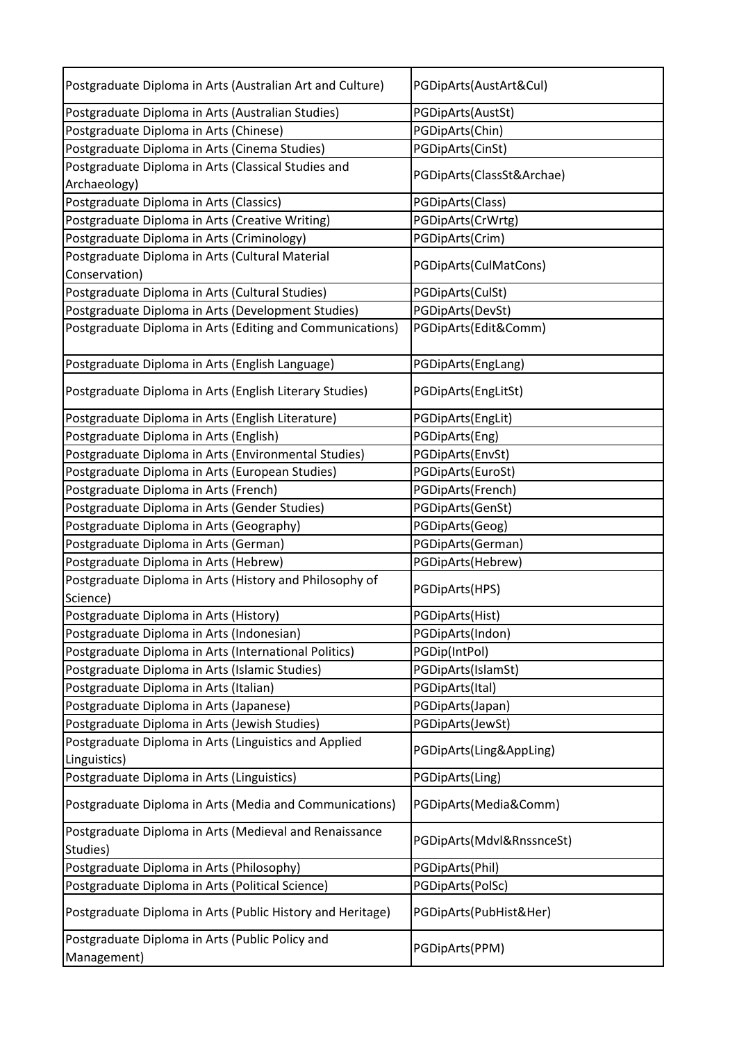| Postgraduate Diploma in Arts (Australian Art and Culture) | PGDipArts(AustArt&Cul) |
|---|---|
| Postgraduate Diploma in Arts (Australian Studies) | PGDipArts(AustSt) |
| Postgraduate Diploma in Arts (Chinese) | PGDipArts(Chin) |
| Postgraduate Diploma in Arts (Cinema Studies) | PGDipArts(CinSt) |
| Postgraduate Diploma in Arts (Classical Studies and Archaeology) | PGDipArts(ClassSt&Archae) |
| Postgraduate Diploma in Arts (Classics) | PGDipArts(Class) |
| Postgraduate Diploma in Arts (Creative Writing) | PGDipArts(CrWrtg) |
| Postgraduate Diploma in Arts (Criminology) | PGDipArts(Crim) |
| Postgraduate Diploma in Arts (Cultural Material Conservation) | PGDipArts(CulMatCons) |
| Postgraduate Diploma in Arts (Cultural Studies) | PGDipArts(CulSt) |
| Postgraduate Diploma in Arts (Development Studies) | PGDipArts(DevSt) |
| Postgraduate Diploma in Arts (Editing and Communications) | PGDipArts(Edit&Comm) |
| Postgraduate Diploma in Arts (English Language) | PGDipArts(EngLang) |
| Postgraduate Diploma in Arts (English Literary Studies) | PGDipArts(EngLitSt) |
| Postgraduate Diploma in Arts (English Literature) | PGDipArts(EngLit) |
| Postgraduate Diploma in Arts (English) | PGDipArts(Eng) |
| Postgraduate Diploma in Arts (Environmental Studies) | PGDipArts(EnvSt) |
| Postgraduate Diploma in Arts (European Studies) | PGDipArts(EuroSt) |
| Postgraduate Diploma in Arts (French) | PGDipArts(French) |
| Postgraduate Diploma in Arts (Gender Studies) | PGDipArts(GenSt) |
| Postgraduate Diploma in Arts (Geography) | PGDipArts(Geog) |
| Postgraduate Diploma in Arts (German) | PGDipArts(German) |
| Postgraduate Diploma in Arts (Hebrew) | PGDipArts(Hebrew) |
| Postgraduate Diploma in Arts (History and Philosophy of Science) | PGDipArts(HPS) |
| Postgraduate Diploma in Arts (History) | PGDipArts(Hist) |
| Postgraduate Diploma in Arts (Indonesian) | PGDipArts(Indon) |
| Postgraduate Diploma in Arts (International Politics) | PGDip(IntPol) |
| Postgraduate Diploma in Arts (Islamic Studies) | PGDipArts(IslamSt) |
| Postgraduate Diploma in Arts (Italian) | PGDipArts(Ital) |
| Postgraduate Diploma in Arts (Japanese) | PGDipArts(Japan) |
| Postgraduate Diploma in Arts (Jewish Studies) | PGDipArts(JewSt) |
| Postgraduate Diploma in Arts (Linguistics and Applied Linguistics) | PGDipArts(Ling&AppLing) |
| Postgraduate Diploma in Arts (Linguistics) | PGDipArts(Ling) |
| Postgraduate Diploma in Arts (Media and Communications) | PGDipArts(Media&Comm) |
| Postgraduate Diploma in Arts (Medieval and Renaissance Studies) | PGDipArts(Mdvl&RnssnceSt) |
| Postgraduate Diploma in Arts (Philosophy) | PGDipArts(Phil) |
| Postgraduate Diploma in Arts (Political Science) | PGDipArts(PolSc) |
| Postgraduate Diploma in Arts (Public History and Heritage) | PGDipArts(PubHist&Her) |
| Postgraduate Diploma in Arts (Public Policy and Management) | PGDipArts(PPM) |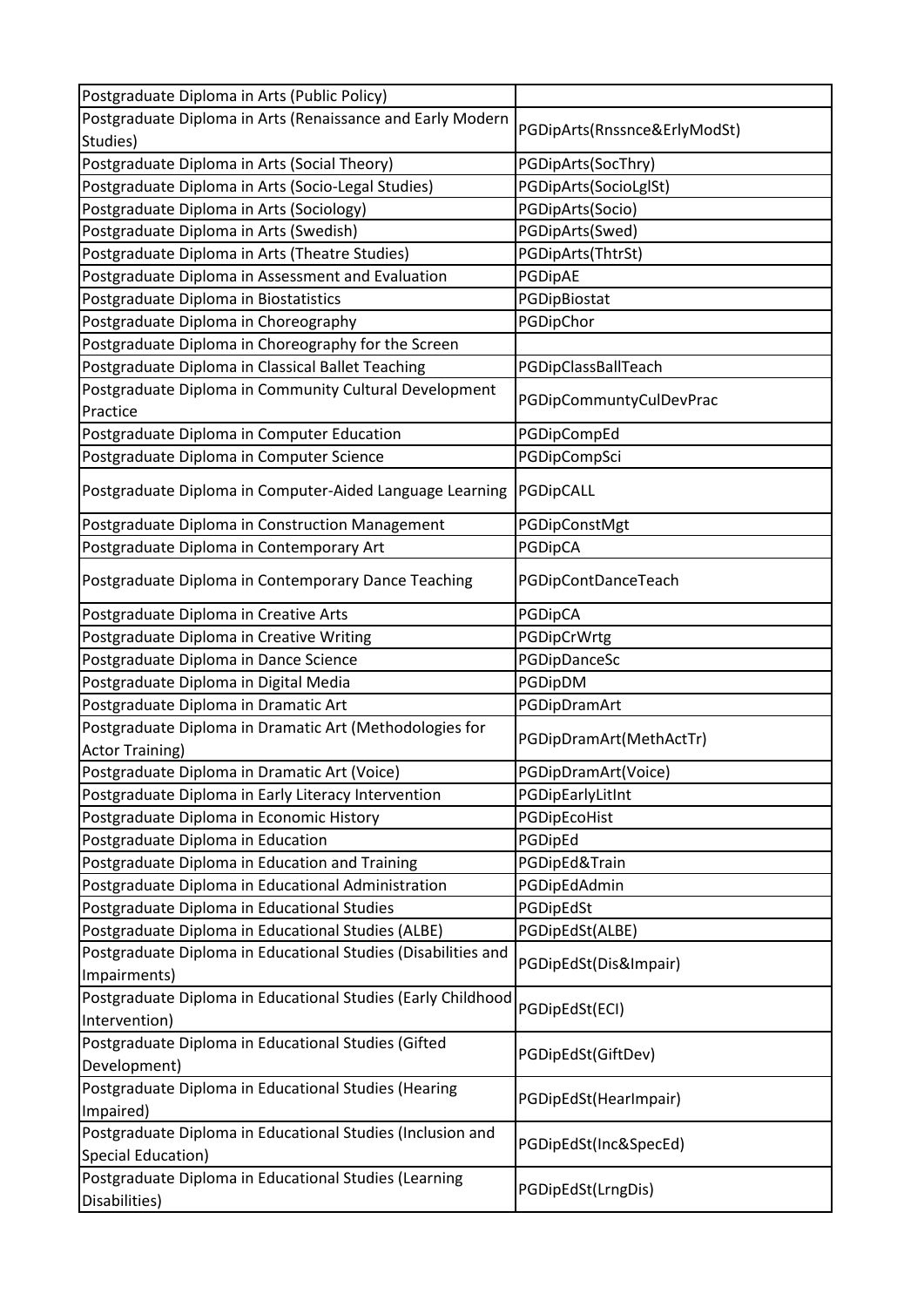| Postgraduate Diploma in Arts (Public Policy) | |
|---|---|
| Postgraduate Diploma in Arts (Renaissance and Early Modern Studies) | PGDipArts(Rnssnce&ErlyModSt) |
| Postgraduate Diploma in Arts (Social Theory) | PGDipArts(SocThry) |
| Postgraduate Diploma in Arts (Socio-Legal Studies) | PGDipArts(SocioLglSt) |
| Postgraduate Diploma in Arts (Sociology) | PGDipArts(Socio) |
| Postgraduate Diploma in Arts (Swedish) | PGDipArts(Swed) |
| Postgraduate Diploma in Arts (Theatre Studies) | PGDipArts(ThtrSt) |
| Postgraduate Diploma in Assessment and Evaluation | PGDipAE |
| Postgraduate Diploma in Biostatistics | PGDipBiostat |
| Postgraduate Diploma in Choreography | PGDipChor |
| Postgraduate Diploma in Choreography for the Screen | |
| Postgraduate Diploma in Classical Ballet Teaching | PGDipClassBallTeach |
| Postgraduate Diploma in Community Cultural Development Practice | PGDipCommuntyCulDevPrac |
| Postgraduate Diploma in Computer Education | PGDipCompEd |
| Postgraduate Diploma in Computer Science | PGDipCompSci |
| Postgraduate Diploma in Computer-Aided Language Learning | PGDipCALL |
| Postgraduate Diploma in Construction Management | PGDipConstMgt |
| Postgraduate Diploma in Contemporary Art | PGDipCA |
| Postgraduate Diploma in Contemporary Dance Teaching | PGDipContDanceTeach |
| Postgraduate Diploma in Creative Arts | PGDipCA |
| Postgraduate Diploma in Creative Writing | PGDipCrWrtg |
| Postgraduate Diploma in Dance Science | PGDipDanceSc |
| Postgraduate Diploma in Digital Media | PGDipDM |
| Postgraduate Diploma in Dramatic Art | PGDipDramArt |
| Postgraduate Diploma in Dramatic Art (Methodologies for Actor Training) | PGDipDramArt(MethActTr) |
| Postgraduate Diploma in Dramatic Art (Voice) | PGDipDramArt(Voice) |
| Postgraduate Diploma in Early Literacy Intervention | PGDipEarlyLitInt |
| Postgraduate Diploma in Economic History | PGDipEcoHist |
| Postgraduate Diploma in Education | PGDipEd |
| Postgraduate Diploma in Education and Training | PGDipEd&Train |
| Postgraduate Diploma in Educational Administration | PGDipEdAdmin |
| Postgraduate Diploma in Educational Studies | PGDipEdSt |
| Postgraduate Diploma in Educational Studies (ALBE) | PGDipEdSt(ALBE) |
| Postgraduate Diploma in Educational Studies (Disabilities and Impairments) | PGDipEdSt(Dis&Impair) |
| Postgraduate Diploma in Educational Studies (Early Childhood Intervention) | PGDipEdSt(ECI) |
| Postgraduate Diploma in Educational Studies (Gifted Development) | PGDipEdSt(GiftDev) |
| Postgraduate Diploma in Educational Studies (Hearing Impaired) | PGDipEdSt(HearImpair) |
| Postgraduate Diploma in Educational Studies (Inclusion and Special Education) | PGDipEdSt(Inc&SpecEd) |
| Postgraduate Diploma in Educational Studies (Learning Disabilities) | PGDipEdSt(LrngDis) |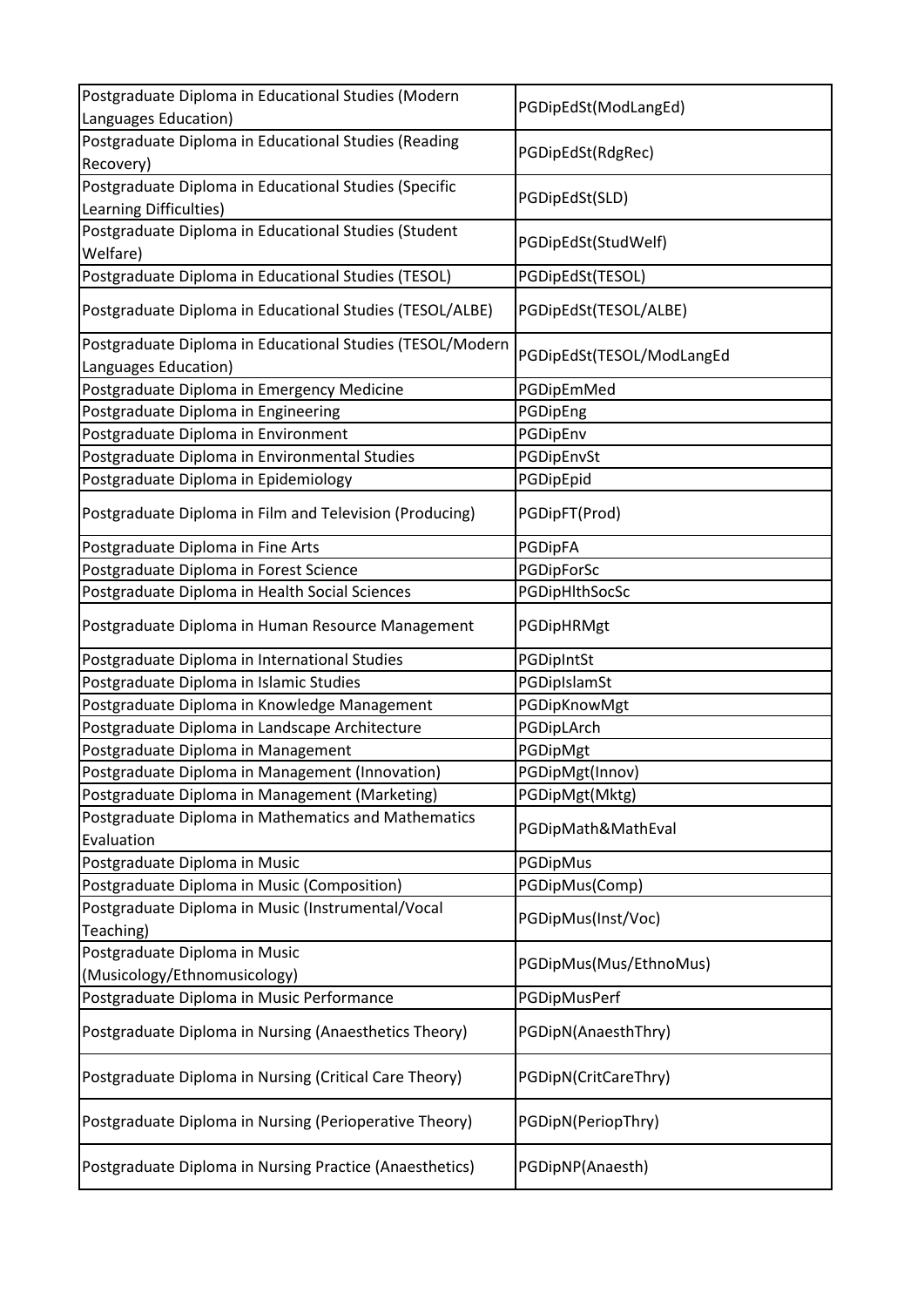| Postgraduate Diploma in Educational Studies (Modern Languages Education) | PGDipEdSt(ModLangEd) |
|---|---|
| Postgraduate Diploma in Educational Studies (Reading Recovery) | PGDipEdSt(RdgRec) |
| Postgraduate Diploma in Educational Studies (Specific Learning Difficulties) | PGDipEdSt(SLD) |
| Postgraduate Diploma in Educational Studies (Student Welfare) | PGDipEdSt(StudWelf) |
| Postgraduate Diploma in Educational Studies (TESOL) | PGDipEdSt(TESOL) |
| Postgraduate Diploma in Educational Studies (TESOL/ALBE) | PGDipEdSt(TESOL/ALBE) |
| Postgraduate Diploma in Educational Studies (TESOL/Modern Languages Education) | PGDipEdSt(TESOL/ModLangEd |
| Postgraduate Diploma in Emergency Medicine | PGDipEmMed |
| Postgraduate Diploma in Engineering | PGDipEng |
| Postgraduate Diploma in Environment | PGDipEnv |
| Postgraduate Diploma in Environmental Studies | PGDipEnvSt |
| Postgraduate Diploma in Epidemiology | PGDipEpid |
| Postgraduate Diploma in Film and Television (Producing) | PGDipFT(Prod) |
| Postgraduate Diploma in Fine Arts | PGDipFA |
| Postgraduate Diploma in Forest Science | PGDipForSc |
| Postgraduate Diploma in Health Social Sciences | PGDipHlthSocSc |
| Postgraduate Diploma in Human Resource Management | PGDipHRMgt |
| Postgraduate Diploma in International Studies | PGDipIntSt |
| Postgraduate Diploma in Islamic Studies | PGDipIslamSt |
| Postgraduate Diploma in Knowledge Management | PGDipKnowMgt |
| Postgraduate Diploma in Landscape Architecture | PGDipLArch |
| Postgraduate Diploma in Management | PGDipMgt |
| Postgraduate Diploma in Management (Innovation) | PGDipMgt(Innov) |
| Postgraduate Diploma in Management (Marketing) | PGDipMgt(Mktg) |
| Postgraduate Diploma in Mathematics and Mathematics Evaluation | PGDipMath&MathEval |
| Postgraduate Diploma in Music | PGDipMus |
| Postgraduate Diploma in Music (Composition) | PGDipMus(Comp) |
| Postgraduate Diploma in Music (Instrumental/Vocal Teaching) | PGDipMus(Inst/Voc) |
| Postgraduate Diploma in Music (Musicology/Ethnomusicology) | PGDipMus(Mus/EthnoMus) |
| Postgraduate Diploma in Music Performance | PGDipMusPerf |
| Postgraduate Diploma in Nursing (Anaesthetics Theory) | PGDipN(AnaesthThry) |
| Postgraduate Diploma in Nursing (Critical Care Theory) | PGDipN(CritCareThry) |
| Postgraduate Diploma in Nursing (Perioperative Theory) | PGDipN(PeriopThry) |
| Postgraduate Diploma in Nursing Practice (Anaesthetics) | PGDipNP(Anaesth) |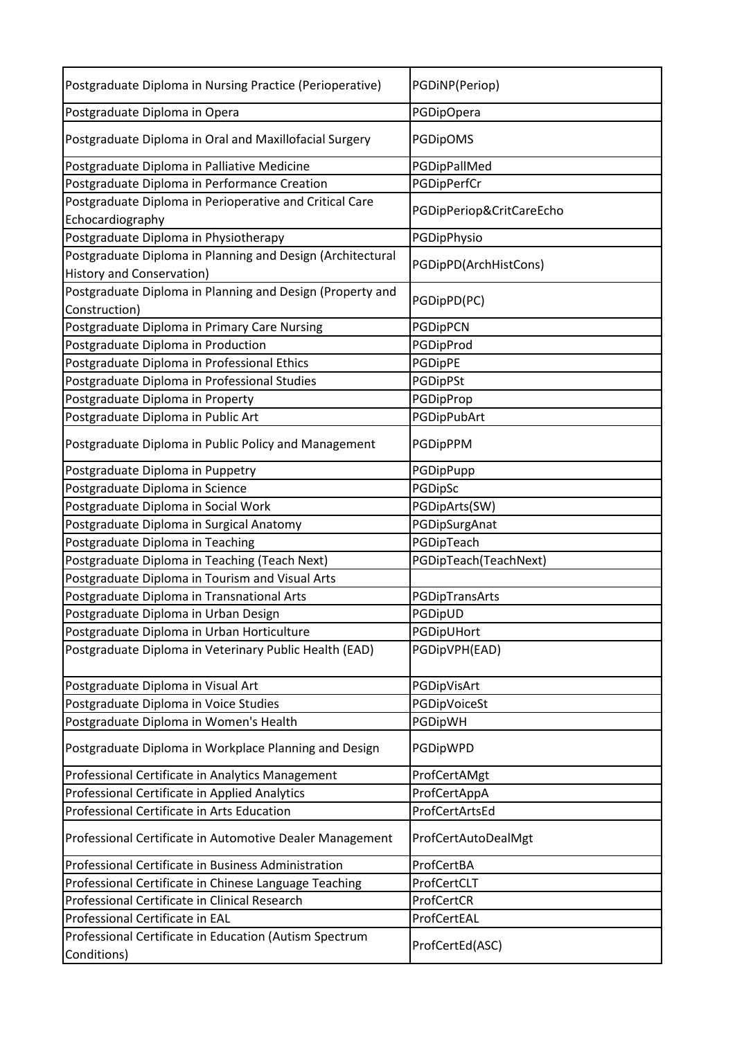| | |
|---|---|
| Postgraduate Diploma in Nursing Practice (Perioperative) | PGDiNP(Periop) |
| Postgraduate Diploma in Opera | PGDipOpera |
| Postgraduate Diploma in Oral and Maxillofacial Surgery | PGDipOMS |
| Postgraduate Diploma in Palliative Medicine | PGDipPallMed |
| Postgraduate Diploma in Performance Creation | PGDipPerfCr |
| Postgraduate Diploma in Perioperative and Critical Care Echocardiography | PGDipPeriop&CritCareEcho |
| Postgraduate Diploma in Physiotherapy | PGDipPhysio |
| Postgraduate Diploma in Planning and Design (Architectural History and Conservation) | PGDipPD(ArchHistCons) |
| Postgraduate Diploma in Planning and Design (Property and Construction) | PGDipPD(PC) |
| Postgraduate Diploma in Primary Care Nursing | PGDipPCN |
| Postgraduate Diploma in Production | PGDipProd |
| Postgraduate Diploma in Professional Ethics | PGDipPE |
| Postgraduate Diploma in Professional Studies | PGDipPSt |
| Postgraduate Diploma in Property | PGDipProp |
| Postgraduate Diploma in Public Art | PGDipPubArt |
| Postgraduate Diploma in Public Policy and Management | PGDipPPM |
| Postgraduate Diploma in Puppetry | PGDipPupp |
| Postgraduate Diploma in Science | PGDipSc |
| Postgraduate Diploma in Social Work | PGDipArts(SW) |
| Postgraduate Diploma in Surgical Anatomy | PGDipSurgAnat |
| Postgraduate Diploma in Teaching | PGDipTeach |
| Postgraduate Diploma in Teaching (Teach Next) | PGDipTeach(TeachNext) |
| Postgraduate Diploma in Tourism and Visual Arts | |
| Postgraduate Diploma in Transnational Arts | PGDipTransArts |
| Postgraduate Diploma in Urban Design | PGDipUD |
| Postgraduate Diploma in Urban Horticulture | PGDipUHort |
| Postgraduate Diploma in Veterinary Public Health (EAD) | PGDipVPH(EAD) |
| Postgraduate Diploma in Visual Art | PGDipVisArt |
| Postgraduate Diploma in Voice Studies | PGDipVoiceSt |
| Postgraduate Diploma in Women's Health | PGDipWH |
| Postgraduate Diploma in Workplace Planning and Design | PGDipWPD |
| Professional Certificate in Analytics Management | ProfCertAMgt |
| Professional Certificate in Applied Analytics | ProfCertAppA |
| Professional Certificate in Arts Education | ProfCertArtsEd |
| Professional Certificate in Automotive Dealer Management | ProfCertAutoDealMgt |
| Professional Certificate in Business Administration | ProfCertBA |
| Professional Certificate in Chinese Language Teaching | ProfCertCLT |
| Professional Certificate in Clinical Research | ProfCertCR |
| Professional Certificate in EAL | ProfCertEAL |
| Professional Certificate in Education (Autism Spectrum Conditions) | ProfCertEd(ASC) |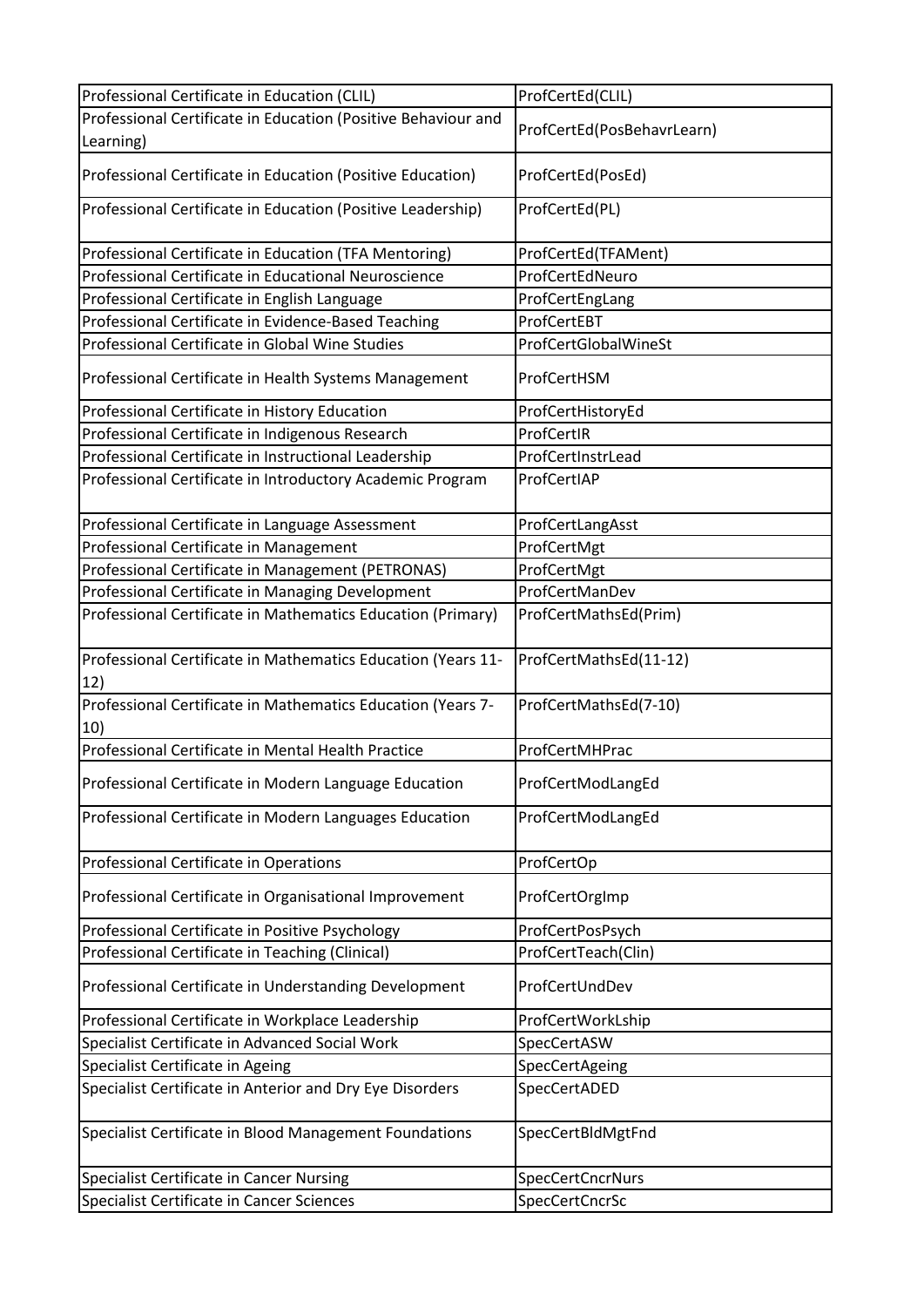| Professional Certificate in Education (CLIL) | ProfCertEd(CLIL) |
|---|---|
| Professional Certificate in Education (Positive Behaviour and Learning) | ProfCertEd(PosBehavrLearn) |
| Professional Certificate in Education (Positive Education) | ProfCertEd(PosEd) |
| Professional Certificate in Education (Positive Leadership) | ProfCertEd(PL) |
| Professional Certificate in Education (TFA Mentoring) | ProfCertEd(TFAMent) |
| Professional Certificate in Educational Neuroscience | ProfCertEdNeuro |
| Professional Certificate in English Language | ProfCertEngLang |
| Professional Certificate in Evidence-Based Teaching | ProfCertEBT |
| Professional Certificate in Global Wine Studies | ProfCertGlobalWineSt |
| Professional Certificate in Health Systems Management | ProfCertHSM |
| Professional Certificate in History Education | ProfCertHistoryEd |
| Professional Certificate in Indigenous Research | ProfCertIR |
| Professional Certificate in Instructional Leadership | ProfCertInstrLead |
| Professional Certificate in Introductory Academic Program | ProfCertIAP |
| Professional Certificate in Language Assessment | ProfCertLangAsst |
| Professional Certificate in Management | ProfCertMgt |
| Professional Certificate in Management (PETRONAS) | ProfCertMgt |
| Professional Certificate in Managing Development | ProfCertManDev |
| Professional Certificate in Mathematics Education (Primary) | ProfCertMathsEd(Prim) |
| Professional Certificate in Mathematics Education (Years 11-12) | ProfCertMathsEd(11-12) |
| Professional Certificate in Mathematics Education (Years 7-10) | ProfCertMathsEd(7-10) |
| Professional Certificate in Mental Health Practice | ProfCertMHPrac |
| Professional Certificate in Modern Language Education | ProfCertModLangEd |
| Professional Certificate in Modern Languages Education | ProfCertModLangEd |
| Professional Certificate in Operations | ProfCertOp |
| Professional Certificate in Organisational Improvement | ProfCertOrgImp |
| Professional Certificate in Positive Psychology | ProfCertPosPsych |
| Professional Certificate in Teaching (Clinical) | ProfCertTeach(Clin) |
| Professional Certificate in Understanding Development | ProfCertUndDev |
| Professional Certificate in Workplace Leadership | ProfCertWorkLship |
| Specialist Certificate in Advanced Social Work | SpecCertASW |
| Specialist Certificate in Ageing | SpecCertAgeing |
| Specialist Certificate in Anterior and Dry Eye Disorders | SpecCertADED |
| Specialist Certificate in Blood Management Foundations | SpecCertBldMgtFnd |
| Specialist Certificate in Cancer Nursing | SpecCertCncrNurs |
| Specialist Certificate in Cancer Sciences | SpecCertCncrSc |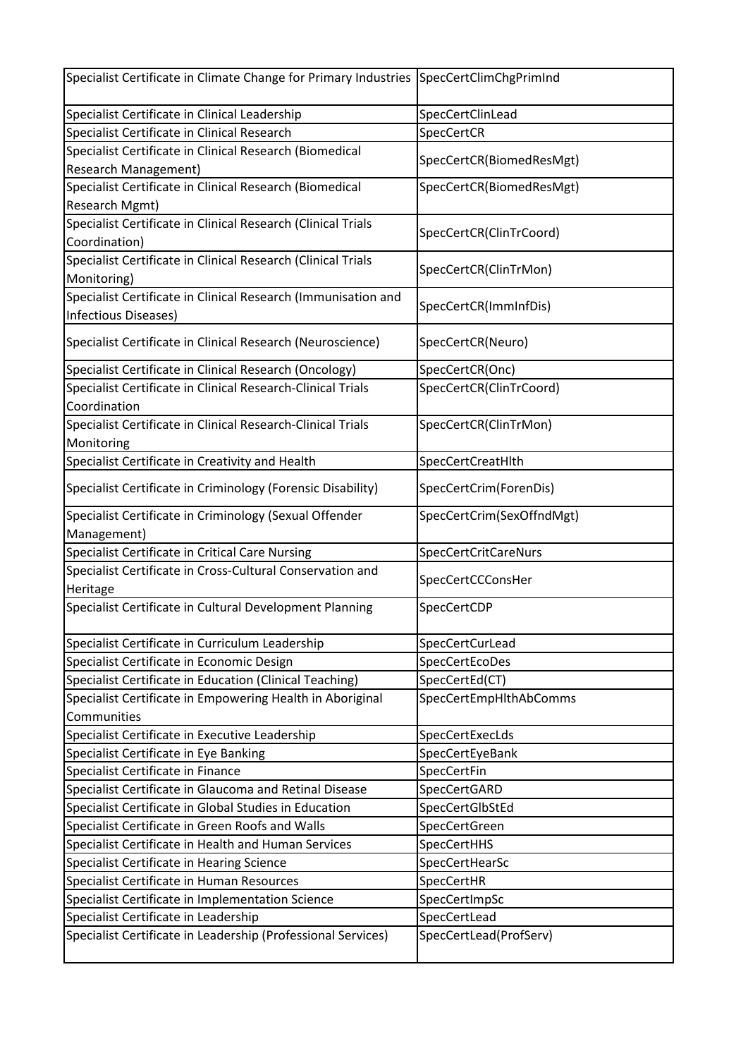| Specialist Certificate in Climate Change for Primary Industries | SpecCertClimChgPrimInd |
|---|---|
| Specialist Certificate in Clinical Leadership | SpecCertClinLead |
| Specialist Certificate in Clinical Research | SpecCertCR |
| Specialist Certificate in Clinical Research (Biomedical Research Management) | SpecCertCR(BiomedResMgt) |
| Specialist Certificate in Clinical Research (Biomedical Research Mgmt) | SpecCertCR(BiomedResMgt) |
| Specialist Certificate in Clinical Research (Clinical Trials Coordination) | SpecCertCR(ClinTrCoord) |
| Specialist Certificate in Clinical Research (Clinical Trials Monitoring) | SpecCertCR(ClinTrMon) |
| Specialist Certificate in Clinical Research (Immunisation and Infectious Diseases) | SpecCertCR(ImmInfDis) |
| Specialist Certificate in Clinical Research (Neuroscience) | SpecCertCR(Neuro) |
| Specialist Certificate in Clinical Research (Oncology) | SpecCertCR(Onc) |
| Specialist Certificate in Clinical Research-Clinical Trials Coordination | SpecCertCR(ClinTrCoord) |
| Specialist Certificate in Clinical Research-Clinical Trials Monitoring | SpecCertCR(ClinTrMon) |
| Specialist Certificate in Creativity and Health | SpecCertCreatHlth |
| Specialist Certificate in Criminology (Forensic Disability) | SpecCertCrim(ForenDis) |
| Specialist Certificate in Criminology (Sexual Offender Management) | SpecCertCrim(SexOffndMgt) |
| Specialist Certificate in Critical Care Nursing | SpecCertCritCareNurs |
| Specialist Certificate in Cross-Cultural Conservation and Heritage | SpecCertCCConsHer |
| Specialist Certificate in Cultural Development Planning | SpecCertCDP |
| Specialist Certificate in Curriculum Leadership | SpecCertCurLead |
| Specialist Certificate in Economic Design | SpecCertEcoDes |
| Specialist Certificate in Education (Clinical Teaching) | SpecCertEd(CT) |
| Specialist Certificate in Empowering Health in Aboriginal Communities | SpecCertEmpHlthAbComms |
| Specialist Certificate in Executive Leadership | SpecCertExecLds |
| Specialist Certificate in Eye Banking | SpecCertEyeBank |
| Specialist Certificate in Finance | SpecCertFin |
| Specialist Certificate in Glaucoma and Retinal Disease | SpecCertGARD |
| Specialist Certificate in Global Studies in Education | SpecCertGlbStEd |
| Specialist Certificate in Green Roofs and Walls | SpecCertGreen |
| Specialist Certificate in Health and Human Services | SpecCertHHS |
| Specialist Certificate in Hearing Science | SpecCertHearSc |
| Specialist Certificate in Human Resources | SpecCertHR |
| Specialist Certificate in Implementation Science | SpecCertImpSc |
| Specialist Certificate in Leadership | SpecCertLead |
| Specialist Certificate in Leadership (Professional Services) | SpecCertLead(ProfServ) |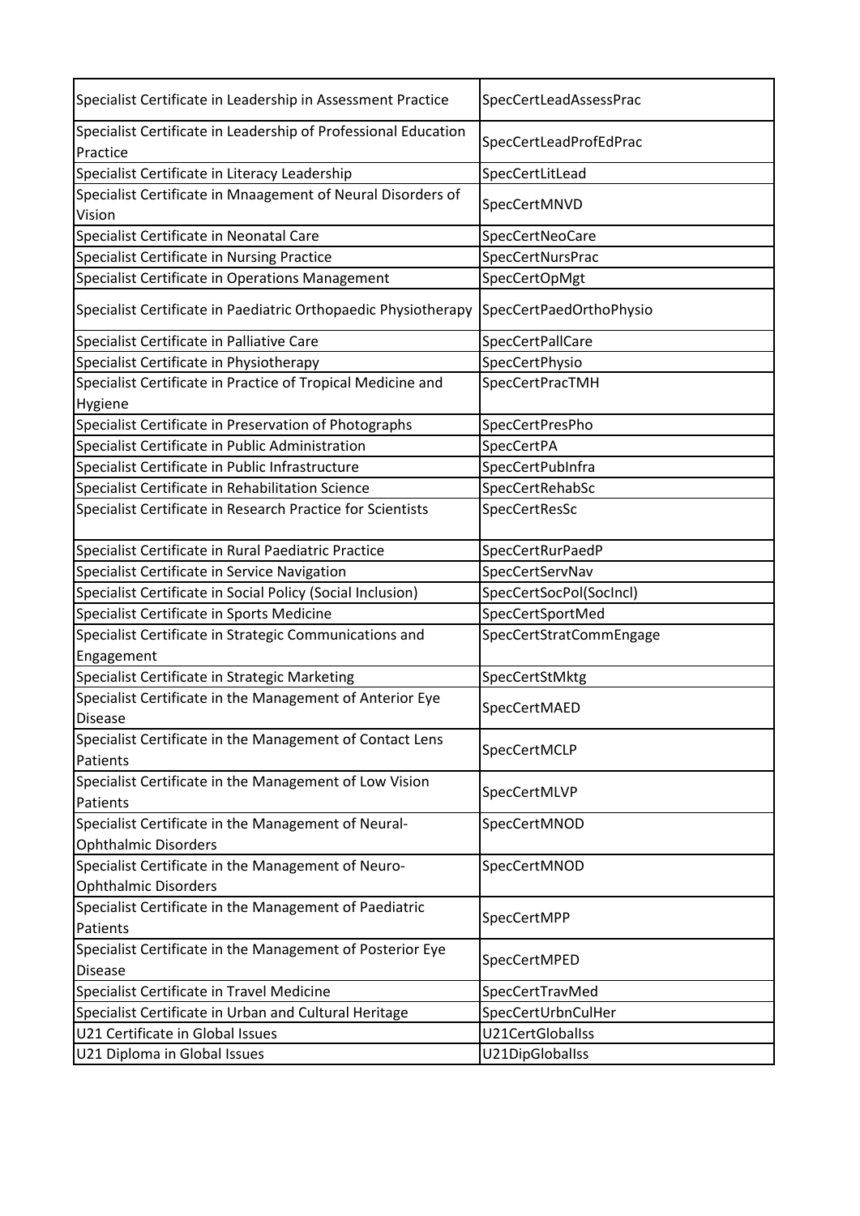| | |
|---|---|
| Specialist Certificate in Leadership in Assessment Practice | SpecCertLeadAssessPrac |
| Specialist Certificate in Leadership of Professional Education Practice | SpecCertLeadProfEdPrac |
| Specialist Certificate in Literacy Leadership | SpecCertLitLead |
| Specialist Certificate in Mnaagement of Neural Disorders of Vision | SpecCertMNVD |
| Specialist Certificate in Neonatal Care | SpecCertNeoCare |
| Specialist Certificate in Nursing Practice | SpecCertNursPrac |
| Specialist Certificate in Operations Management | SpecCertOpMgt |
| Specialist Certificate in Paediatric Orthopaedic Physiotherapy | SpecCertPaedOrthoPhysio |
| Specialist Certificate in Palliative Care | SpecCertPallCare |
| Specialist Certificate in Physiotherapy | SpecCertPhysio |
| Specialist Certificate in Practice of Tropical Medicine and Hygiene | SpecCertPracTMH |
| Specialist Certificate in Preservation of Photographs | SpecCertPresPho |
| Specialist Certificate in Public Administration | SpecCertPA |
| Specialist Certificate in Public Infrastructure | SpecCertPubInfra |
| Specialist Certificate in Rehabilitation Science | SpecCertRehabSc |
| Specialist Certificate in Research Practice for Scientists | SpecCertResSc |
| Specialist Certificate in Rural Paediatric Practice | SpecCertRurPaedP |
| Specialist Certificate in Service Navigation | SpecCertServNav |
| Specialist Certificate in Social Policy (Social Inclusion) | SpecCertSocPol(SocIncl) |
| Specialist Certificate in Sports Medicine | SpecCertSportMed |
| Specialist Certificate in Strategic Communications and Engagement | SpecCertStratCommEngage |
| Specialist Certificate in Strategic Marketing | SpecCertStMktg |
| Specialist Certificate in the Management of Anterior Eye Disease | SpecCertMAED |
| Specialist Certificate in the Management of Contact Lens Patients | SpecCertMCLP |
| Specialist Certificate in the Management of Low Vision Patients | SpecCertMLVP |
| Specialist Certificate in the Management of Neural-Ophthalmic Disorders | SpecCertMNOD |
| Specialist Certificate in the Management of Neuro-Ophthalmic Disorders | SpecCertMNOD |
| Specialist Certificate in the Management of Paediatric Patients | SpecCertMPP |
| Specialist Certificate in the Management of Posterior Eye Disease | SpecCertMPED |
| Specialist Certificate in Travel Medicine | SpecCertTravMed |
| Specialist Certificate in Urban and Cultural Heritage | SpecCertUrbnCulHer |
| U21 Certificate in Global Issues | U21CertGlobalIss |
| U21 Diploma in Global Issues | U21DipGlobalIss |